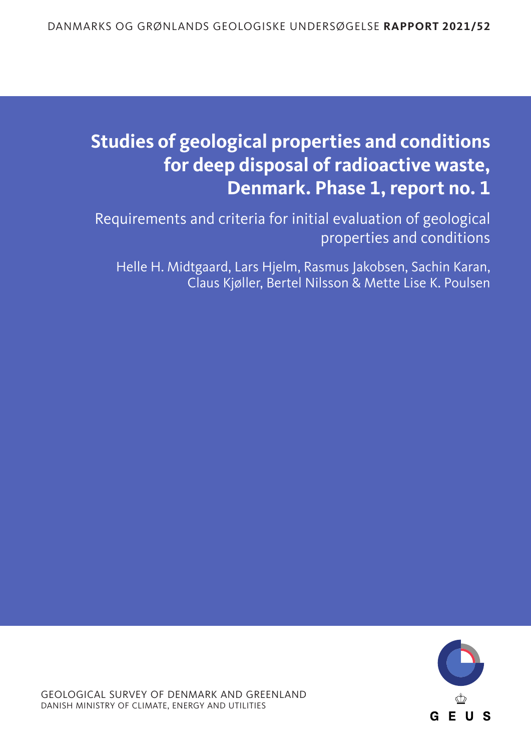DANMARKS OG GRØNLANDS GEOLOGISKE UNDERSØGELSE **RAPPORT 2021/52**

# Studies of geological properties and conditions for deep disposal of radioactive waste, Denmark. Phase 1, report no. 1

## Requirements and criteria for initial evaluation of geological properties and conditions

Helle H. Midtgaard, Lars Hjelm, Rasmus Jakobsen, Sachin Karan, Claus Kjøller, Bertel Nilsson & Mette Lise K. Poulsen

GEOLOGICAL SURVEY OF DENMARK AND GREENLAND
DANISH MINISTRY OF CLIMATE, ENERGY AND UTILITIES

G E U S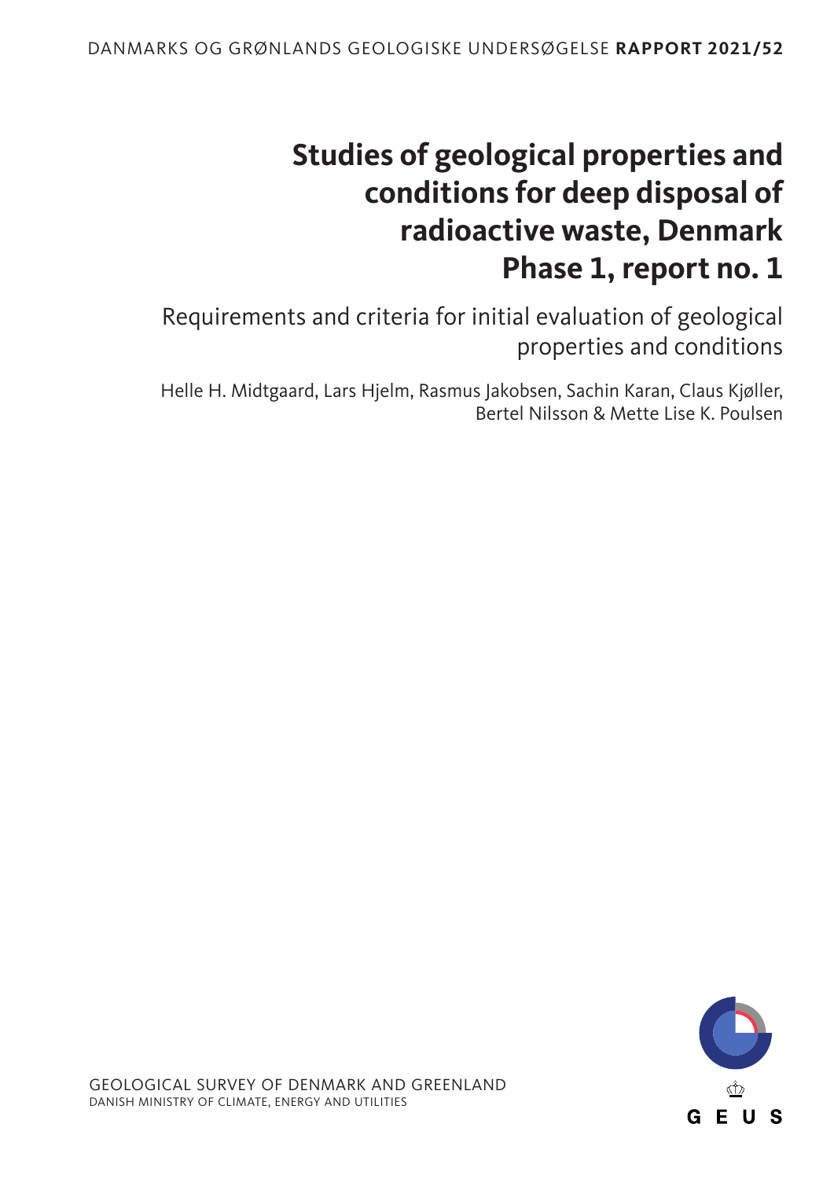DANMARKS OG GRØNLANDS GEOLOGISKE UNDERSØGELSE **RAPPORT 2021/52**

# Studies of geological properties and conditions for deep disposal of radioactive waste, Denmark Phase 1, report no. 1

## Requirements and criteria for initial evaluation of geological properties and conditions

Helle H. Midtgaard, Lars Hjelm, Rasmus Jakobsen, Sachin Karan, Claus Kjøller, Bertel Nilsson & Mette Lise K. Poulsen

GEOLOGICAL SURVEY OF DENMARK AND GREENLAND
DANISH MINISTRY OF CLIMATE, ENERGY AND UTILITIES

G E U S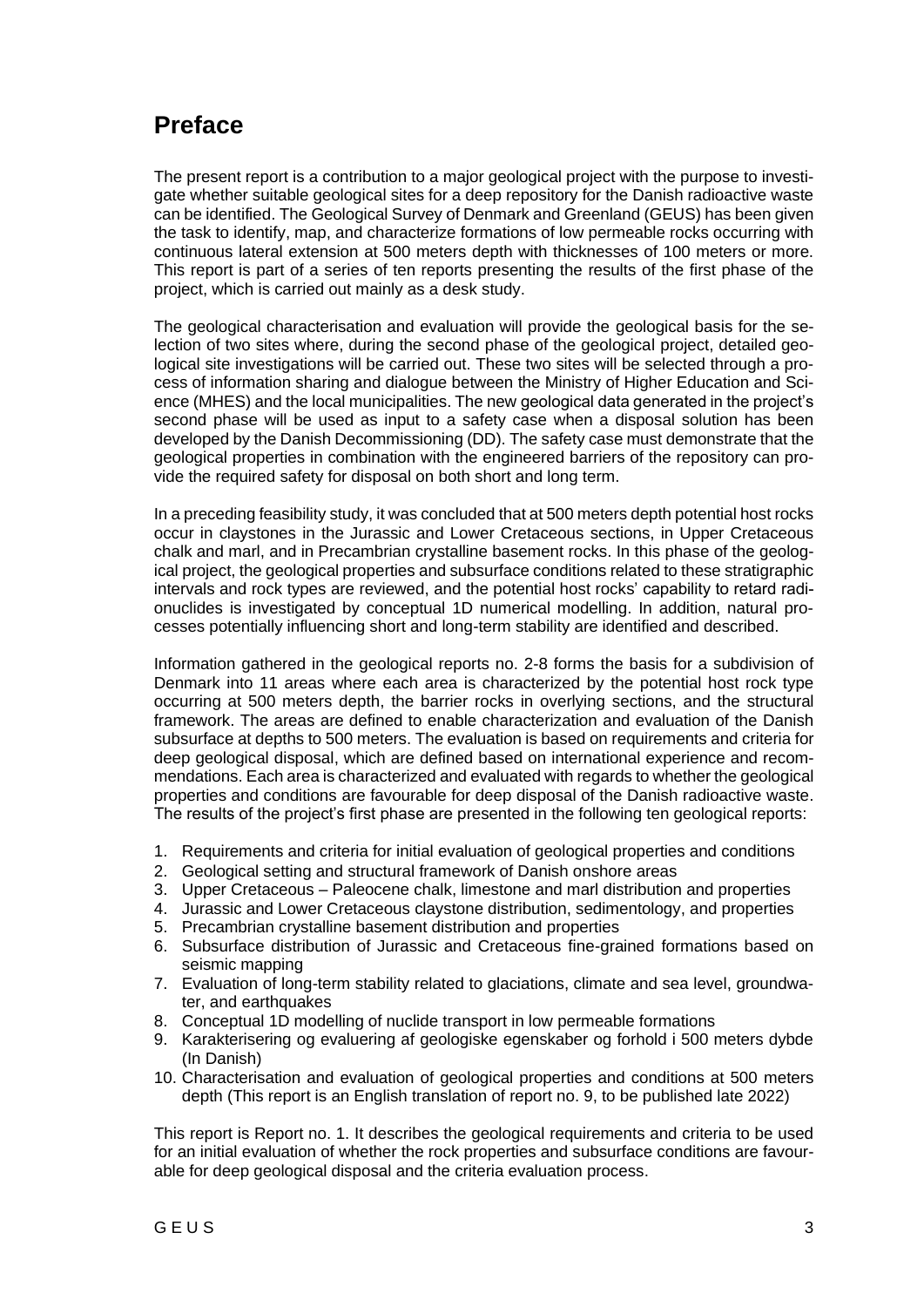# Preface

The present report is a contribution to a major geological project with the purpose to investigate whether suitable geological sites for a deep repository for the Danish radioactive waste can be identified. The Geological Survey of Denmark and Greenland (GEUS) has been given the task to identify, map, and characterize formations of low permeable rocks occurring with continuous lateral extension at 500 meters depth with thicknesses of 100 meters or more. This report is part of a series of ten reports presenting the results of the first phase of the project, which is carried out mainly as a desk study.

The geological characterisation and evaluation will provide the geological basis for the selection of two sites where, during the second phase of the geological project, detailed geological site investigations will be carried out. These two sites will be selected through a process of information sharing and dialogue between the Ministry of Higher Education and Science (MHES) and the local municipalities. The new geological data generated in the project's second phase will be used as input to a safety case when a disposal solution has been developed by the Danish Decommissioning (DD). The safety case must demonstrate that the geological properties in combination with the engineered barriers of the repository can provide the required safety for disposal on both short and long term.

In a preceding feasibility study, it was concluded that at 500 meters depth potential host rocks occur in claystones in the Jurassic and Lower Cretaceous sections, in Upper Cretaceous chalk and marl, and in Precambrian crystalline basement rocks. In this phase of the geological project, the geological properties and subsurface conditions related to these stratigraphic intervals and rock types are reviewed, and the potential host rocks' capability to retard radionuclides is investigated by conceptual 1D numerical modelling. In addition, natural processes potentially influencing short and long-term stability are identified and described.

Information gathered in the geological reports no. 2-8 forms the basis for a subdivision of Denmark into 11 areas where each area is characterized by the potential host rock type occurring at 500 meters depth, the barrier rocks in overlying sections, and the structural framework. The areas are defined to enable characterization and evaluation of the Danish subsurface at depths to 500 meters. The evaluation is based on requirements and criteria for deep geological disposal, which are defined based on international experience and recommendations. Each area is characterized and evaluated with regards to whether the geological properties and conditions are favourable for deep disposal of the Danish radioactive waste. The results of the project's first phase are presented in the following ten geological reports:

1. Requirements and criteria for initial evaluation of geological properties and conditions
2. Geological setting and structural framework of Danish onshore areas
3. Upper Cretaceous – Paleocene chalk, limestone and marl distribution and properties
4. Jurassic and Lower Cretaceous claystone distribution, sedimentology, and properties
5. Precambrian crystalline basement distribution and properties
6. Subsurface distribution of Jurassic and Cretaceous fine-grained formations based on seismic mapping
7. Evaluation of long-term stability related to glaciations, climate and sea level, groundwater, and earthquakes
8. Conceptual 1D modelling of nuclide transport in low permeable formations
9. Karakterisering og evaluering af geologiske egenskaber og forhold i 500 meters dybde (In Danish)
10. Characterisation and evaluation of geological properties and conditions at 500 meters depth (This report is an English translation of report no. 9, to be published late 2022)

This report is Report no. 1. It describes the geological requirements and criteria to be used for an initial evaluation of whether the rock properties and subsurface conditions are favourable for deep geological disposal and the criteria evaluation process.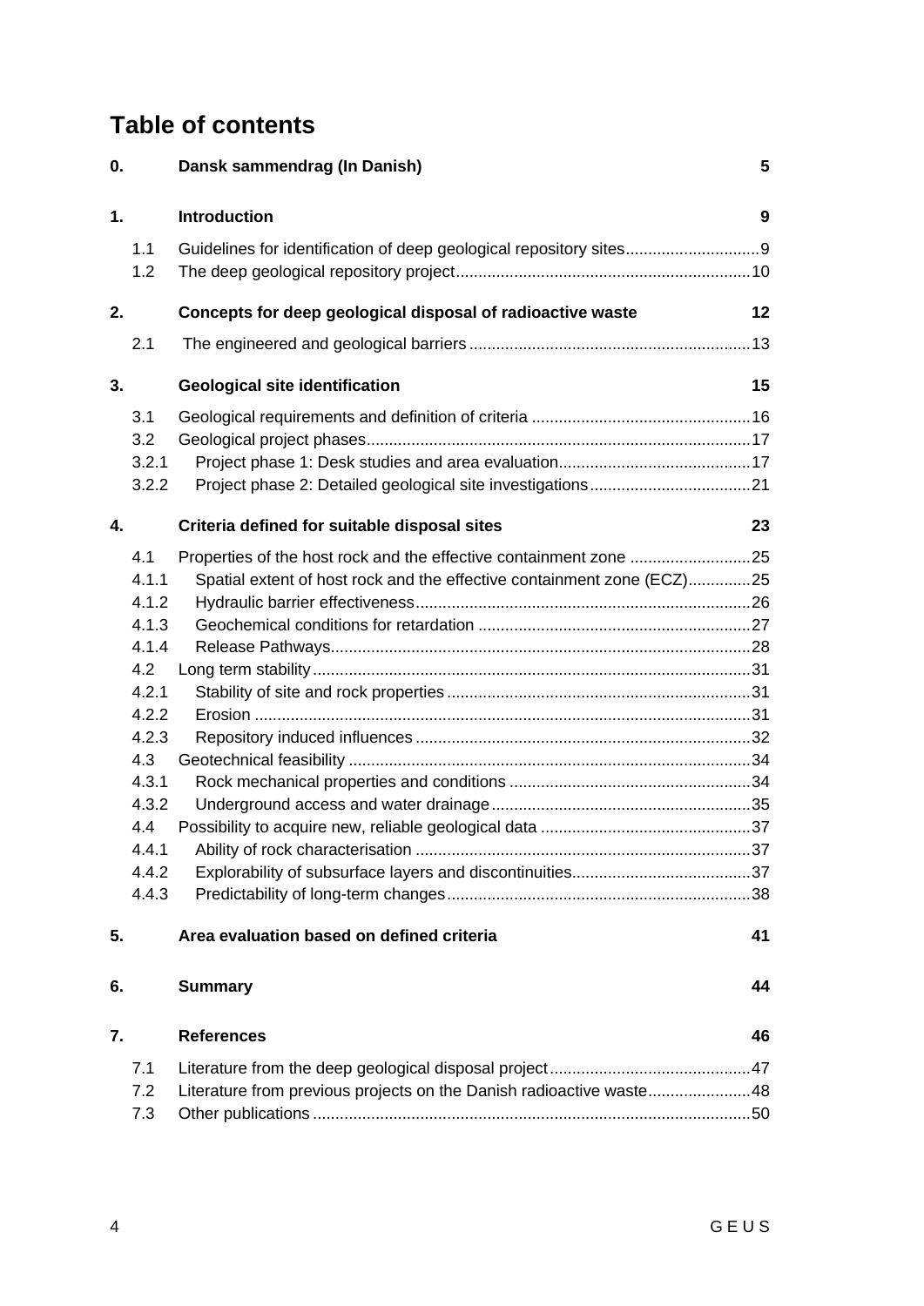# Table of contents

| | | |
|---|---|---|
| **0.** | **Dansk sammendrag (In Danish)** | **5** |
| **1.** | **Introduction** | **9** |
| 1.1 | Guidelines for identification of deep geological repository sites | 9 |
| 1.2 | The deep geological repository project | 10 |
| **2.** | **Concepts for deep geological disposal of radioactive waste** | **12** |
| 2.1 | The engineered and geological barriers | 13 |
| **3.** | **Geological site identification** | **15** |
| 3.1 | Geological requirements and definition of criteria | 16 |
| 3.2 | Geological project phases | 17 |
| 3.2.1 | Project phase 1: Desk studies and area evaluation | 17 |
| 3.2.2 | Project phase 2: Detailed geological site investigations | 21 |
| **4.** | **Criteria defined for suitable disposal sites** | **23** |
| 4.1 | Properties of the host rock and the effective containment zone | 25 |
| 4.1.1 | Spatial extent of host rock and the effective containment zone (ECZ) | 25 |
| 4.1.2 | Hydraulic barrier effectiveness | 26 |
| 4.1.3 | Geochemical conditions for retardation | 27 |
| 4.1.4 | Release Pathways | 28 |
| 4.2 | Long term stability | 31 |
| 4.2.1 | Stability of site and rock properties | 31 |
| 4.2.2 | Erosion | 31 |
| 4.2.3 | Repository induced influences | 32 |
| 4.3 | Geotechnical feasibility | 34 |
| 4.3.1 | Rock mechanical properties and conditions | 34 |
| 4.3.2 | Underground access and water drainage | 35 |
| 4.4 | Possibility to acquire new, reliable geological data | 37 |
| 4.4.1 | Ability of rock characterisation | 37 |
| 4.4.2 | Explorability of subsurface layers and discontinuities | 37 |
| 4.4.3 | Predictability of long-term changes | 38 |
| **5.** | **Area evaluation based on defined criteria** | **41** |
| **6.** | **Summary** | **44** |
| **7.** | **References** | **46** |
| 7.1 | Literature from the deep geological disposal project | 47 |
| 7.2 | Literature from previous projects on the Danish radioactive waste | 48 |
| 7.3 | Other publications | 50 |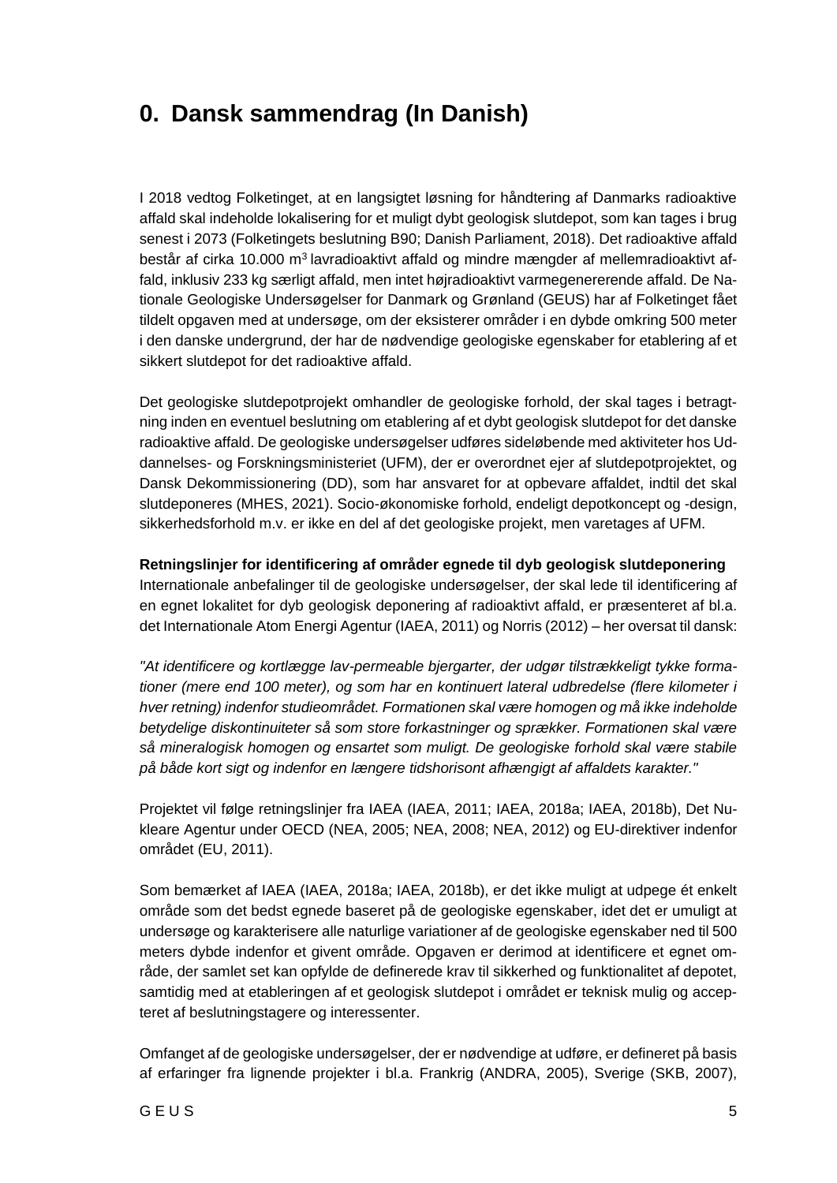# 0. Dansk sammendrag (In Danish)

I 2018 vedtog Folketinget, at en langsigtet løsning for håndtering af Danmarks radioaktive affald skal indeholde lokalisering for et muligt dybt geologisk slutdepot, som kan tages i brug senest i 2073 (Folketingets beslutning B90; Danish Parliament, 2018). Det radioaktive affald består af cirka 10.000 $m^3$ lavradioaktivt affald og mindre mængder af mellemradioaktivt affald, inklusiv 233 kg særligt affald, men intet højradioaktivt varmegenererende affald. De Nationale Geologiske Undersøgelser for Danmark og Grønland (GEUS) har af Folketinget fået tildelt opgaven med at undersøge, om der eksisterer områder i en dybde omkring 500 meter i den danske undergrund, der har de nødvendige geologiske egenskaber for etablering af et sikkert slutdepot for det radioaktive affald.

Det geologiske slutdepotprojekt omhandler de geologiske forhold, der skal tages i betragtning inden en eventuel beslutning om etablering af et dybt geologisk slutdepot for det danske radioaktive affald. De geologiske undersøgelser udføres sideløbende med aktiviteter hos Uddannelses- og Forskningsministeriet (UFM), der er overordnet ejer af slutdepotprojektet, og Dansk Dekommissionering (DD), som har ansvaret for at opbevare affaldet, indtil det skal slutdeponeres (MHES, 2021). Socio-økonomiske forhold, endeligt depotkoncept og -design, sikkerhedsforhold m.v. er ikke en del af det geologiske projekt, men varetages af UFM.

**Retningslinjer for identificering af områder egnede til dyb geologisk slutdeponering**
Internationale anbefalinger til de geologiske undersøgelser, der skal lede til identificering af en egnet lokalitet for dyb geologisk deponering af radioaktivt affald, er præsenteret af bl.a. det Internationale Atom Energi Agentur (IAEA, 2011) og Norris (2012) – her oversat til dansk:

*"At identificere og kortlægge lav-permeable bjergarter, der udgør tilstrækkeligt tykke formationer (mere end 100 meter), og som har en kontinuert lateral udbredelse (flere kilometer i hver retning) indenfor studieområdet. Formationen skal være homogen og må ikke indeholde betydelige diskontinuiteter så som store forkastninger og sprækker. Formationen skal være så mineralogisk homogen og ensartet som muligt. De geologiske forhold skal være stabile på både kort sigt og indenfor en længere tidshorisont afhængigt af affaldets karakter."*

Projektet vil følge retningslinjer fra IAEA (IAEA, 2011; IAEA, 2018a; IAEA, 2018b), Det Nukleare Agentur under OECD (NEA, 2005; NEA, 2008; NEA, 2012) og EU-direktiver indenfor området (EU, 2011).

Som bemærket af IAEA (IAEA, 2018a; IAEA, 2018b), er det ikke muligt at udpege ét enkelt område som det bedst egnede baseret på de geologiske egenskaber, idet det er umuligt at undersøge og karakterisere alle naturlige variationer af de geologiske egenskaber ned til 500 meters dybde indenfor et givent område. Opgaven er derimod at identificere et egnet område, der samlet set kan opfylde de definerede krav til sikkerhed og funktionalitet af depotet, samtidig med at etableringen af et geologisk slutdepot i området er teknisk mulig og accepteret af beslutningstagere og interessenter.

Omfanget af de geologiske undersøgelser, der er nødvendige at udføre, er defineret på basis af erfaringer fra lignende projekter i bl.a. Frankrig (ANDRA, 2005), Sverige (SKB, 2007),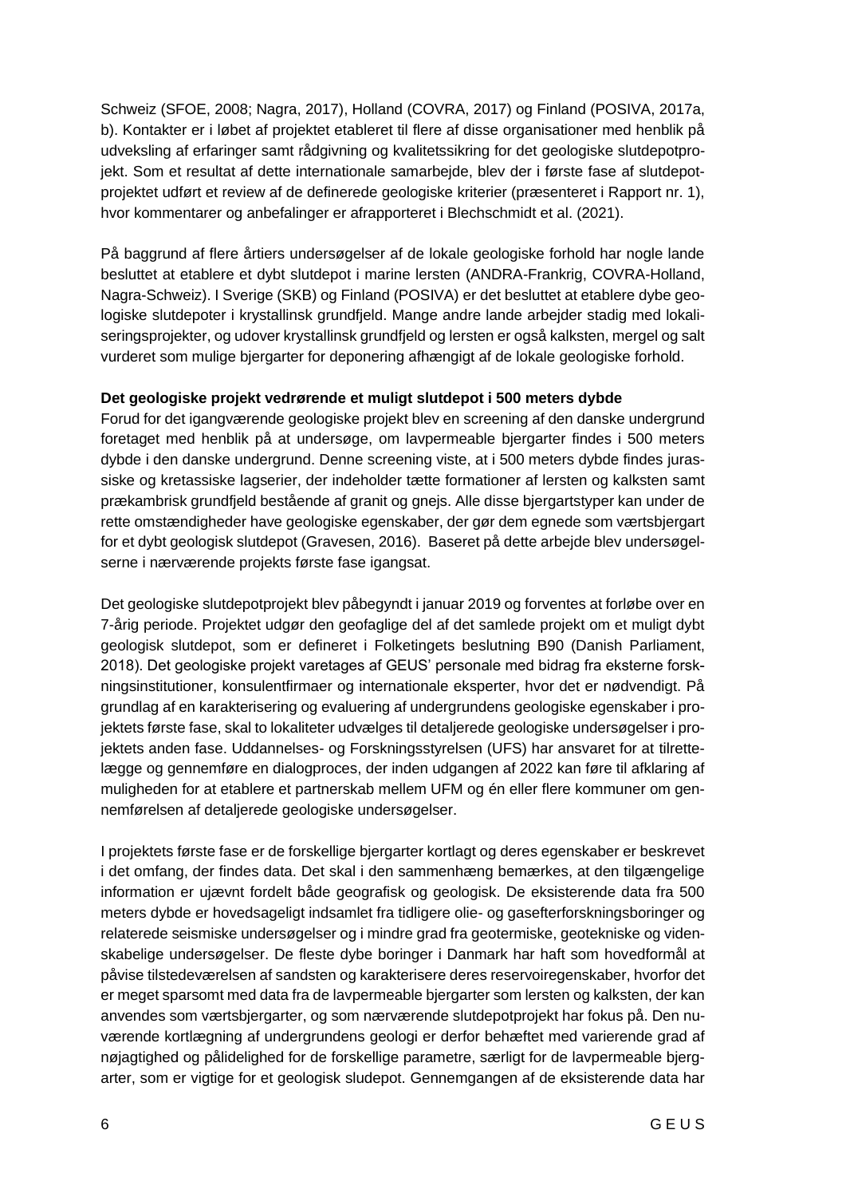Schweiz (SFOE, 2008; Nagra, 2017), Holland (COVRA, 2017) og Finland (POSIVA, 2017a, b). Kontakter er i løbet af projektet etableret til flere af disse organisationer med henblik på udveksling af erfaringer samt rådgivning og kvalitetssikring for det geologiske slutdepotprojekt. Som et resultat af dette internationale samarbejde, blev der i første fase af slutdepotprojektet udført et review af de definerede geologiske kriterier (præsenteret i Rapport nr. 1), hvor kommentarer og anbefalinger er afrapporteret i Blechschmidt et al. (2021).

På baggrund af flere årtiers undersøgelser af de lokale geologiske forhold har nogle lande besluttet at etablere et dybt slutdepot i marine lersten (ANDRA-Frankrig, COVRA-Holland, Nagra-Schweiz). I Sverige (SKB) og Finland (POSIVA) er det besluttet at etablere dybe geologiske slutdepoter i krystallinsk grundfjeld. Mange andre lande arbejder stadig med lokaliseringsprojekter, og udover krystallinsk grundfjeld og lersten er også kalksten, mergel og salt vurderet som mulige bjergarter for deponering afhængigt af de lokale geologiske forhold.

**Det geologiske projekt vedrørende et muligt slutdepot i 500 meters dybde**

Forud for det igangværende geologiske projekt blev en screening af den danske undergrund foretaget med henblik på at undersøge, om lavpermeable bjergarter findes i 500 meters dybde i den danske undergrund. Denne screening viste, at i 500 meters dybde findes jurassiske og kretassiske lagserier, der indeholder tætte formationer af lersten og kalksten samt prækambrisk grundfjeld bestående af granit og gnejs. Alle disse bjergartstyper kan under de rette omstændigheder have geologiske egenskaber, der gør dem egnede som værtsbjergart for et dybt geologisk slutdepot (Gravesen, 2016). Baseret på dette arbejde blev undersøgelserne i nærværende projekts første fase igangsat.

Det geologiske slutdepotprojekt blev påbegyndt i januar 2019 og forventes at forløbe over en 7-årig periode. Projektet udgør den geofaglige del af det samlede projekt om et muligt dybt geologisk slutdepot, som er defineret i Folketingets beslutning B90 (Danish Parliament, 2018). Det geologiske projekt varetages af GEUS' personale med bidrag fra eksterne forskningsinstitutioner, konsulentfirmaer og internationale eksperter, hvor det er nødvendigt. På grundlag af en karakterisering og evaluering af undergrundens geologiske egenskaber i projektets første fase, skal to lokaliteter udvælges til detaljerede geologiske undersøgelser i projektets anden fase. Uddannelses- og Forskningsstyrelsen (UFS) har ansvaret for at tilrettelægge og gennemføre en dialogproces, der inden udgangen af 2022 kan føre til afklaring af muligheden for at etablere et partnerskab mellem UFM og én eller flere kommuner om gennemførelsen af detaljerede geologiske undersøgelser.

I projektets første fase er de forskellige bjergarter kortlagt og deres egenskaber er beskrevet i det omfang, der findes data. Det skal i den sammenhæng bemærkes, at den tilgængelige information er ujævnt fordelt både geografisk og geologisk. De eksisterende data fra 500 meters dybde er hovedsageligt indsamlet fra tidligere olie- og gasefterforskningsboringer og relaterede seismiske undersøgelser og i mindre grad fra geotermiske, geotekniske og videnskabelige undersøgelser. De fleste dybe boringer i Danmark har haft som hovedformål at påvise tilstedeværelsen af sandsten og karakterisere deres reservoiregenskaber, hvorfor det er meget sparsomt med data fra de lavpermeable bjergarter som lersten og kalksten, der kan anvendes som værtsbjergarter, og som nærværende slutdepotprojekt har fokus på. Den nuværende kortlægning af undergrundens geologi er derfor behæftet med varierende grad af nøjagtighed og pålidelighed for de forskellige parametre, særligt for de lavpermeable bjergarter, som er vigtige for et geologisk sludepot. Gennemgangen af de eksisterende data har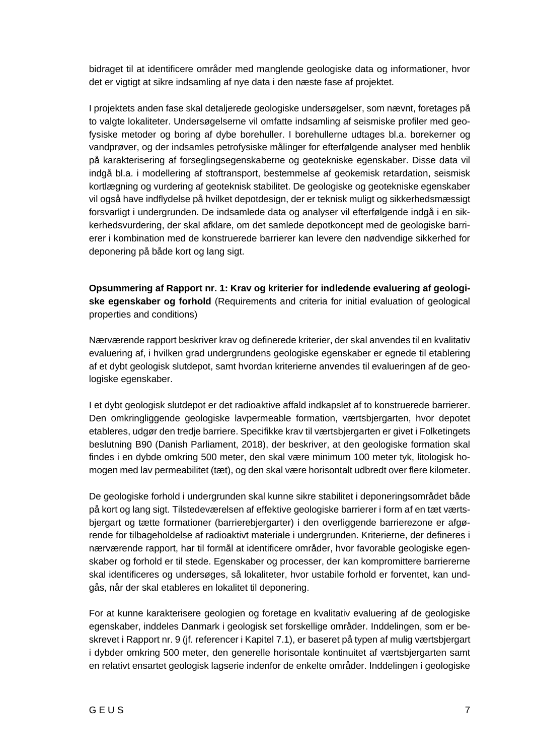bidraget til at identificere områder med manglende geologiske data og informationer, hvor det er vigtigt at sikre indsamling af nye data i den næste fase af projektet.

I projektets anden fase skal detaljerede geologiske undersøgelser, som nævnt, foretages på to valgte lokaliteter. Undersøgelserne vil omfatte indsamling af seismiske profiler med geofysiske metoder og boring af dybe borehuller. I borehullerne udtages bl.a. borekerner og vandprøver, og der indsamles petrofysiske målinger for efterfølgende analyser med henblik på karakterisering af forseglingsegenskaberne og geotekniske egenskaber. Disse data vil indgå bl.a. i modellering af stoftransport, bestemmelse af geokemisk retardation, seismisk kortlægning og vurdering af geoteknisk stabilitet. De geologiske og geotekniske egenskaber vil også have indflydelse på hvilket depotdesign, der er teknisk muligt og sikkerhedsmæssigt forsvarligt i undergrunden. De indsamlede data og analyser vil efterfølgende indgå i en sikkerhedsvurdering, der skal afklare, om det samlede depotkoncept med de geologiske barrierer i kombination med de konstruerede barrierer kan levere den nødvendige sikkerhed for deponering på både kort og lang sigt.

**Opsummering af Rapport nr. 1: Krav og kriterier for indledende evaluering af geologiske egenskaber og forhold** (Requirements and criteria for initial evaluation of geological properties and conditions)

Nærværende rapport beskriver krav og definerede kriterier, der skal anvendes til en kvalitativ evaluering af, i hvilken grad undergrundens geologiske egenskaber er egnede til etablering af et dybt geologisk slutdepot, samt hvordan kriterierne anvendes til evalueringen af de geologiske egenskaber.

I et dybt geologisk slutdepot er det radioaktive affald indkapslet af to konstruerede barrierer. Den omkringliggende geologiske lavpermeable formation, værtsbjergarten, hvor depotet etableres, udgør den tredje barriere. Specifikke krav til værtsbjergarten er givet i Folketingets beslutning B90 (Danish Parliament, 2018), der beskriver, at den geologiske formation skal findes i en dybde omkring 500 meter, den skal være minimum 100 meter tyk, litologisk homogen med lav permeabilitet (tæt), og den skal være horisontalt udbredt over flere kilometer.

De geologiske forhold i undergrunden skal kunne sikre stabilitet i deponeringsområdet både på kort og lang sigt. Tilstedeværelsen af effektive geologiske barrierer i form af en tæt værtsbjergart og tætte formationer (barrierebjergarter) i den overliggende barrierezone er afgørende for tilbageholdelse af radioaktivt materiale i undergrunden. Kriterierne, der defineres i nærværende rapport, har til formål at identificere områder, hvor favorable geologiske egenskaber og forhold er til stede. Egenskaber og processer, der kan kompromittere barriererne skal identificeres og undersøges, så lokaliteter, hvor ustabile forhold er forventet, kan undgås, når der skal etableres en lokalitet til deponering.

For at kunne karakterisere geologien og foretage en kvalitativ evaluering af de geologiske egenskaber, inddeles Danmark i geologisk set forskellige områder. Inddelingen, som er beskrevet i Rapport nr. 9 (jf. referencer i Kapitel 7.1), er baseret på typen af mulig værtsbjergart i dybder omkring 500 meter, den generelle horisontale kontinuitet af værtsbjergarten samt en relativt ensartet geologisk lagserie indenfor de enkelte områder. Inddelingen i geologiske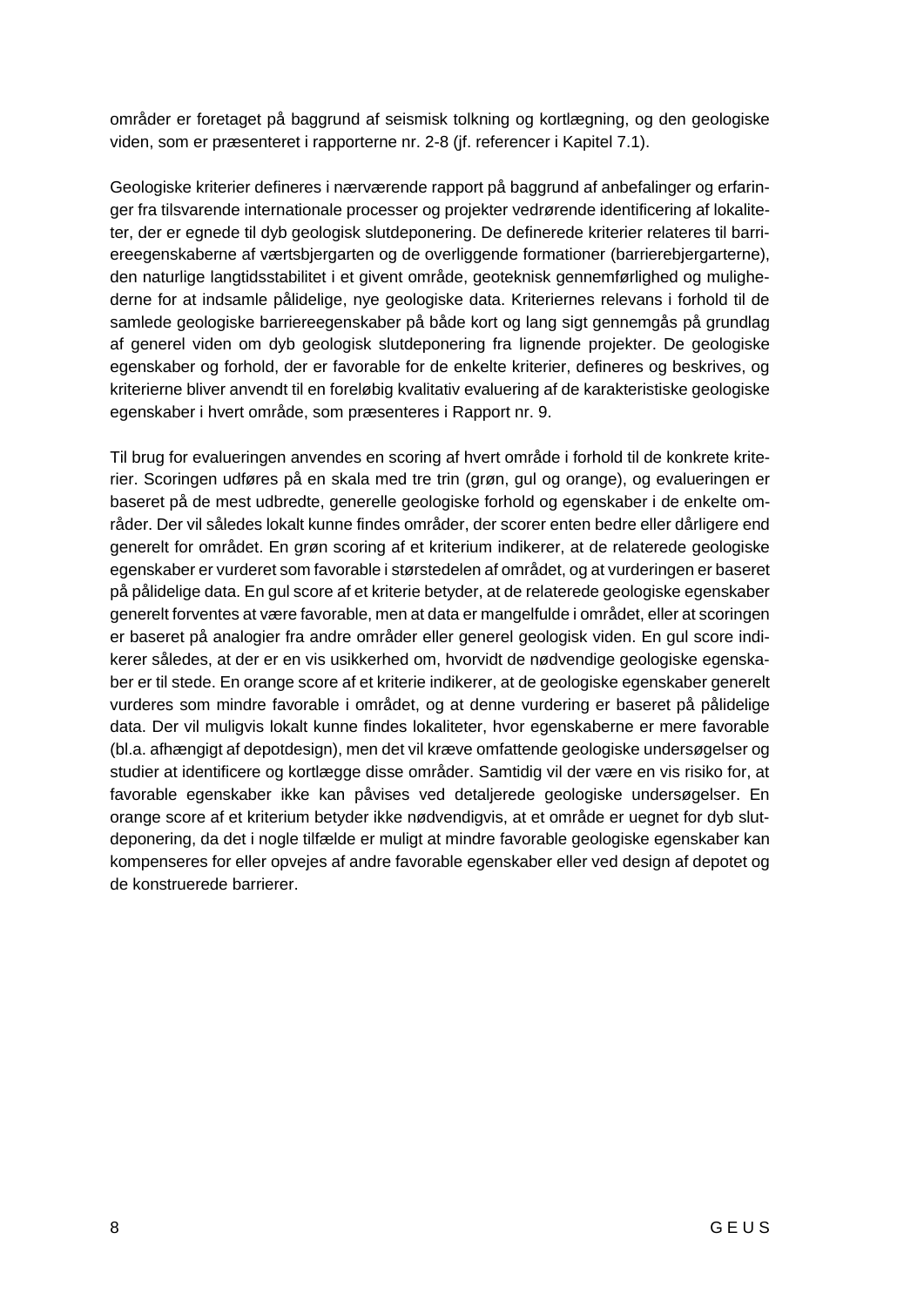områder er foretaget på baggrund af seismisk tolkning og kortlægning, og den geologiske viden, som er præsenteret i rapporterne nr. 2-8 (jf. referencer i Kapitel 7.1).

Geologiske kriterier defineres i nærværende rapport på baggrund af anbefalinger og erfaringer fra tilsvarende internationale processer og projekter vedrørende identificering af lokaliteter, der er egnede til dyb geologisk slutdeponering. De definerede kriterier relateres til barriereegenskaberne af værtsbjergarten og de overliggende formationer (barrierebjergarterne), den naturlige langtidsstabilitet i et givent område, geoteknisk gennemførlighed og mulighederne for at indsamle pålidelige, nye geologiske data. Kriteriernes relevans i forhold til de samlede geologiske barriereegenskaber på både kort og lang sigt gennemgås på grundlag af generel viden om dyb geologisk slutdeponering fra lignende projekter. De geologiske egenskaber og forhold, der er favorable for de enkelte kriterier, defineres og beskrives, og kriterierne bliver anvendt til en foreløbig kvalitativ evaluering af de karakteristiske geologiske egenskaber i hvert område, som præsenteres i Rapport nr. 9.

Til brug for evalueringen anvendes en scoring af hvert område i forhold til de konkrete kriterier. Scoringen udføres på en skala med tre trin (grøn, gul og orange), og evalueringen er baseret på de mest udbredte, generelle geologiske forhold og egenskaber i de enkelte områder. Der vil således lokalt kunne findes områder, der scorer enten bedre eller dårligere end generelt for området. En grøn scoring af et kriterium indikerer, at de relaterede geologiske egenskaber er vurderet som favorable i størstedelen af området, og at vurderingen er baseret på pålidelige data. En gul score af et kriterie betyder, at de relaterede geologiske egenskaber generelt forventes at være favorable, men at data er mangelfulde i området, eller at scoringen er baseret på analogier fra andre områder eller generel geologisk viden. En gul score indikerer således, at der er en vis usikkerhed om, hvorvidt de nødvendige geologiske egenskaber er til stede. En orange score af et kriterie indikerer, at de geologiske egenskaber generelt vurderes som mindre favorable i området, og at denne vurdering er baseret på pålidelige data. Der vil muligvis lokalt kunne findes lokaliteter, hvor egenskaberne er mere favorable (bl.a. afhængigt af depotdesign), men det vil kræve omfattende geologiske undersøgelser og studier at identificere og kortlægge disse områder. Samtidig vil der være en vis risiko for, at favorable egenskaber ikke kan påvises ved detaljerede geologiske undersøgelser. En orange score af et kriterium betyder ikke nødvendigvis, at et område er uegnet for dyb slutdeponering, da det i nogle tilfælde er muligt at mindre favorable geologiske egenskaber kan kompenseres for eller opvejes af andre favorable egenskaber eller ved design af depotet og de konstruerede barrierer.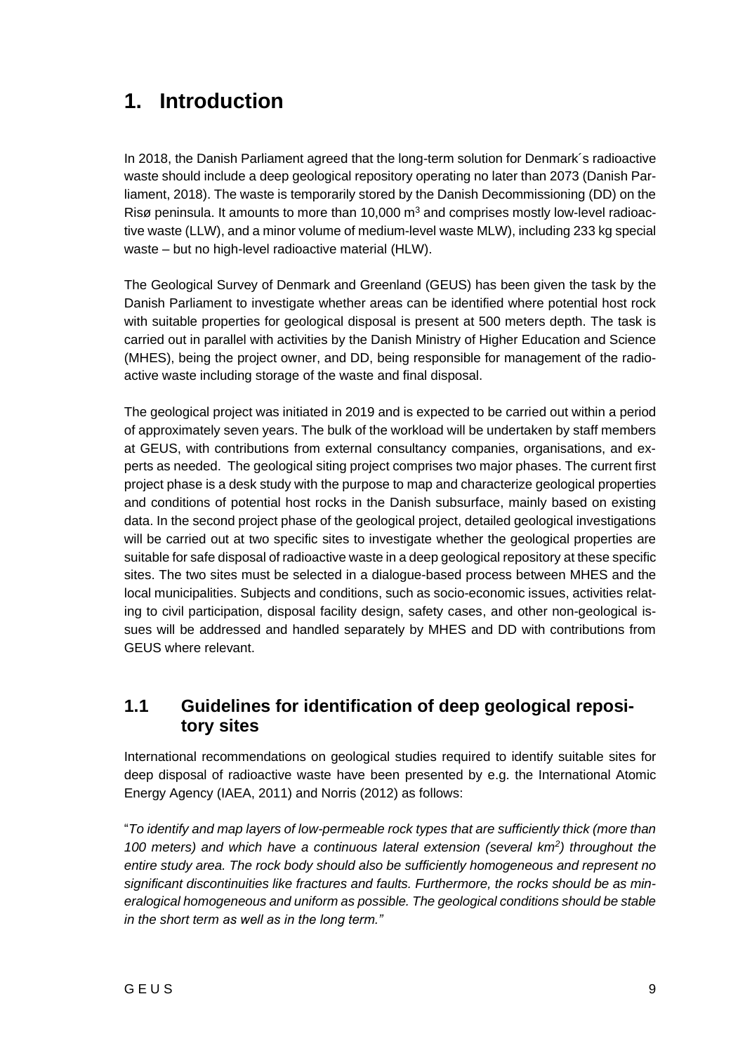# 1. Introduction

In 2018, the Danish Parliament agreed that the long-term solution for Denmark´s radioactive waste should include a deep geological repository operating no later than 2073 (Danish Parliament, 2018). The waste is temporarily stored by the Danish Decommissioning (DD) on the Risø peninsula. It amounts to more than 10,000 m$^3$ and comprises mostly low-level radioactive waste (LLW), and a minor volume of medium-level waste MLW), including 233 kg special waste – but no high-level radioactive material (HLW).

The Geological Survey of Denmark and Greenland (GEUS) has been given the task by the Danish Parliament to investigate whether areas can be identified where potential host rock with suitable properties for geological disposal is present at 500 meters depth. The task is carried out in parallel with activities by the Danish Ministry of Higher Education and Science (MHES), being the project owner, and DD, being responsible for management of the radioactive waste including storage of the waste and final disposal.

The geological project was initiated in 2019 and is expected to be carried out within a period of approximately seven years. The bulk of the workload will be undertaken by staff members at GEUS, with contributions from external consultancy companies, organisations, and experts as needed. The geological siting project comprises two major phases. The current first project phase is a desk study with the purpose to map and characterize geological properties and conditions of potential host rocks in the Danish subsurface, mainly based on existing data. In the second project phase of the geological project, detailed geological investigations will be carried out at two specific sites to investigate whether the geological properties are suitable for safe disposal of radioactive waste in a deep geological repository at these specific sites. The two sites must be selected in a dialogue-based process between MHES and the local municipalities. Subjects and conditions, such as socio-economic issues, activities relating to civil participation, disposal facility design, safety cases, and other non-geological issues will be addressed and handled separately by MHES and DD with contributions from GEUS where relevant.

## 1.1 Guidelines for identification of deep geological repository sites

International recommendations on geological studies required to identify suitable sites for deep disposal of radioactive waste have been presented by e.g. the International Atomic Energy Agency (IAEA, 2011) and Norris (2012) as follows:

"*To identify and map layers of low-permeable rock types that are sufficiently thick (more than 100 meters) and which have a continuous lateral extension (several km$^2$) throughout the entire study area. The rock body should also be sufficiently homogeneous and represent no significant discontinuities like fractures and faults. Furthermore, the rocks should be as mineralogical homogeneous and uniform as possible. The geological conditions should be stable in the short term as well as in the long term.*"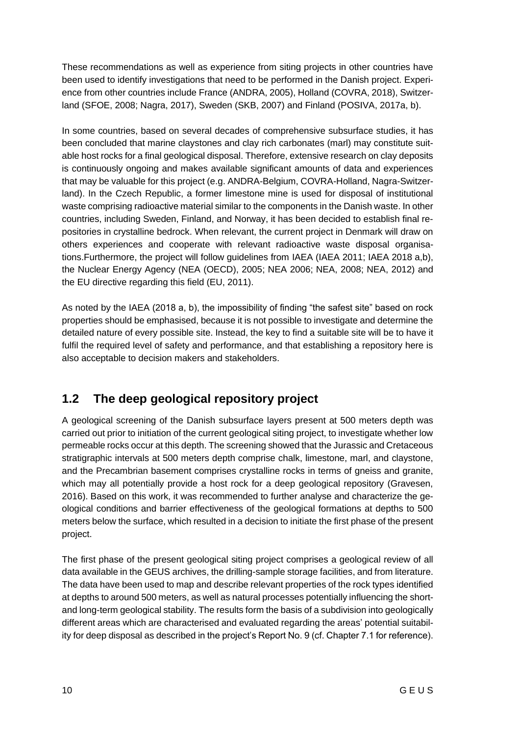These recommendations as well as experience from siting projects in other countries have been used to identify investigations that need to be performed in the Danish project. Experience from other countries include France (ANDRA, 2005), Holland (COVRA, 2018), Switzerland (SFOE, 2008; Nagra, 2017), Sweden (SKB, 2007) and Finland (POSIVA, 2017a, b).

In some countries, based on several decades of comprehensive subsurface studies, it has been concluded that marine claystones and clay rich carbonates (marl) may constitute suitable host rocks for a final geological disposal. Therefore, extensive research on clay deposits is continuously ongoing and makes available significant amounts of data and experiences that may be valuable for this project (e.g. ANDRA-Belgium, COVRA-Holland, Nagra-Switzerland). In the Czech Republic, a former limestone mine is used for disposal of institutional waste comprising radioactive material similar to the components in the Danish waste. In other countries, including Sweden, Finland, and Norway, it has been decided to establish final repositories in crystalline bedrock. When relevant, the current project in Denmark will draw on others experiences and cooperate with relevant radioactive waste disposal organisations.Furthermore, the project will follow guidelines from IAEA (IAEA 2011; IAEA 2018 a,b), the Nuclear Energy Agency (NEA (OECD), 2005; NEA 2006; NEA, 2008; NEA, 2012) and the EU directive regarding this field (EU, 2011).

As noted by the IAEA (2018 a, b), the impossibility of finding "the safest site" based on rock properties should be emphasised, because it is not possible to investigate and determine the detailed nature of every possible site. Instead, the key to find a suitable site will be to have it fulfil the required level of safety and performance, and that establishing a repository here is also acceptable to decision makers and stakeholders.

## 1.2 The deep geological repository project

A geological screening of the Danish subsurface layers present at 500 meters depth was carried out prior to initiation of the current geological siting project, to investigate whether low permeable rocks occur at this depth. The screening showed that the Jurassic and Cretaceous stratigraphic intervals at 500 meters depth comprise chalk, limestone, marl, and claystone, and the Precambrian basement comprises crystalline rocks in terms of gneiss and granite, which may all potentially provide a host rock for a deep geological repository (Gravesen, 2016). Based on this work, it was recommended to further analyse and characterize the geological conditions and barrier effectiveness of the geological formations at depths to 500 meters below the surface, which resulted in a decision to initiate the first phase of the present project.

The first phase of the present geological siting project comprises a geological review of all data available in the GEUS archives, the drilling-sample storage facilities, and from literature. The data have been used to map and describe relevant properties of the rock types identified at depths to around 500 meters, as well as natural processes potentially influencing the short- and long-term geological stability. The results form the basis of a subdivision into geologically different areas which are characterised and evaluated regarding the areas' potential suitability for deep disposal as described in the project's Report No. 9 (cf. Chapter 7.1 for reference).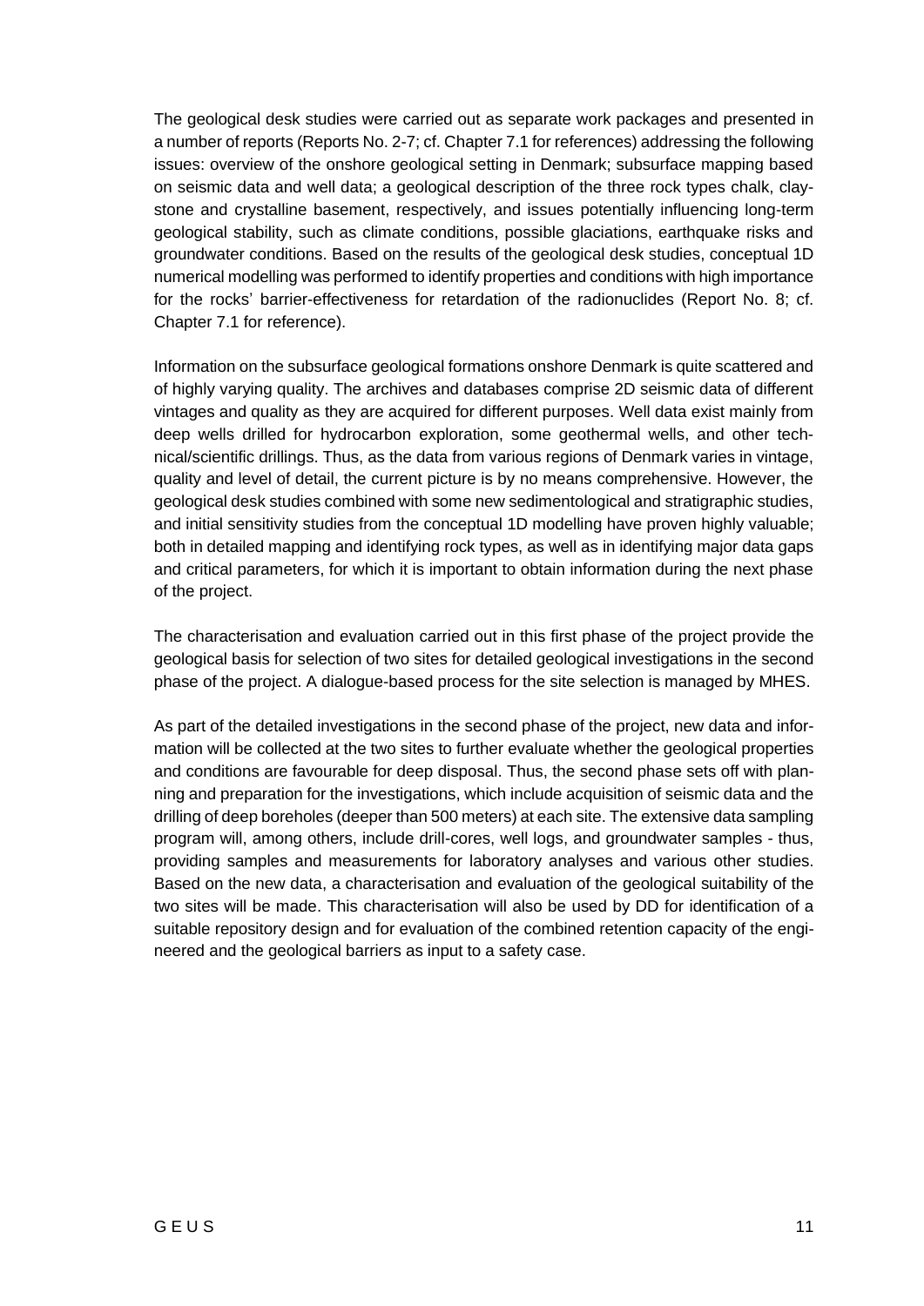The geological desk studies were carried out as separate work packages and presented in a number of reports (Reports No. 2-7; cf. Chapter 7.1 for references) addressing the following issues: overview of the onshore geological setting in Denmark; subsurface mapping based on seismic data and well data; a geological description of the three rock types chalk, claystone and crystalline basement, respectively, and issues potentially influencing long-term geological stability, such as climate conditions, possible glaciations, earthquake risks and groundwater conditions. Based on the results of the geological desk studies, conceptual 1D numerical modelling was performed to identify properties and conditions with high importance for the rocks' barrier-effectiveness for retardation of the radionuclides (Report No. 8; cf. Chapter 7.1 for reference).

Information on the subsurface geological formations onshore Denmark is quite scattered and of highly varying quality. The archives and databases comprise 2D seismic data of different vintages and quality as they are acquired for different purposes. Well data exist mainly from deep wells drilled for hydrocarbon exploration, some geothermal wells, and other technical/scientific drillings. Thus, as the data from various regions of Denmark varies in vintage, quality and level of detail, the current picture is by no means comprehensive. However, the geological desk studies combined with some new sedimentological and stratigraphic studies, and initial sensitivity studies from the conceptual 1D modelling have proven highly valuable; both in detailed mapping and identifying rock types, as well as in identifying major data gaps and critical parameters, for which it is important to obtain information during the next phase of the project.

The characterisation and evaluation carried out in this first phase of the project provide the geological basis for selection of two sites for detailed geological investigations in the second phase of the project. A dialogue-based process for the site selection is managed by MHES.

As part of the detailed investigations in the second phase of the project, new data and information will be collected at the two sites to further evaluate whether the geological properties and conditions are favourable for deep disposal. Thus, the second phase sets off with planning and preparation for the investigations, which include acquisition of seismic data and the drilling of deep boreholes (deeper than 500 meters) at each site. The extensive data sampling program will, among others, include drill-cores, well logs, and groundwater samples - thus, providing samples and measurements for laboratory analyses and various other studies. Based on the new data, a characterisation and evaluation of the geological suitability of the two sites will be made. This characterisation will also be used by DD for identification of a suitable repository design and for evaluation of the combined retention capacity of the engineered and the geological barriers as input to a safety case.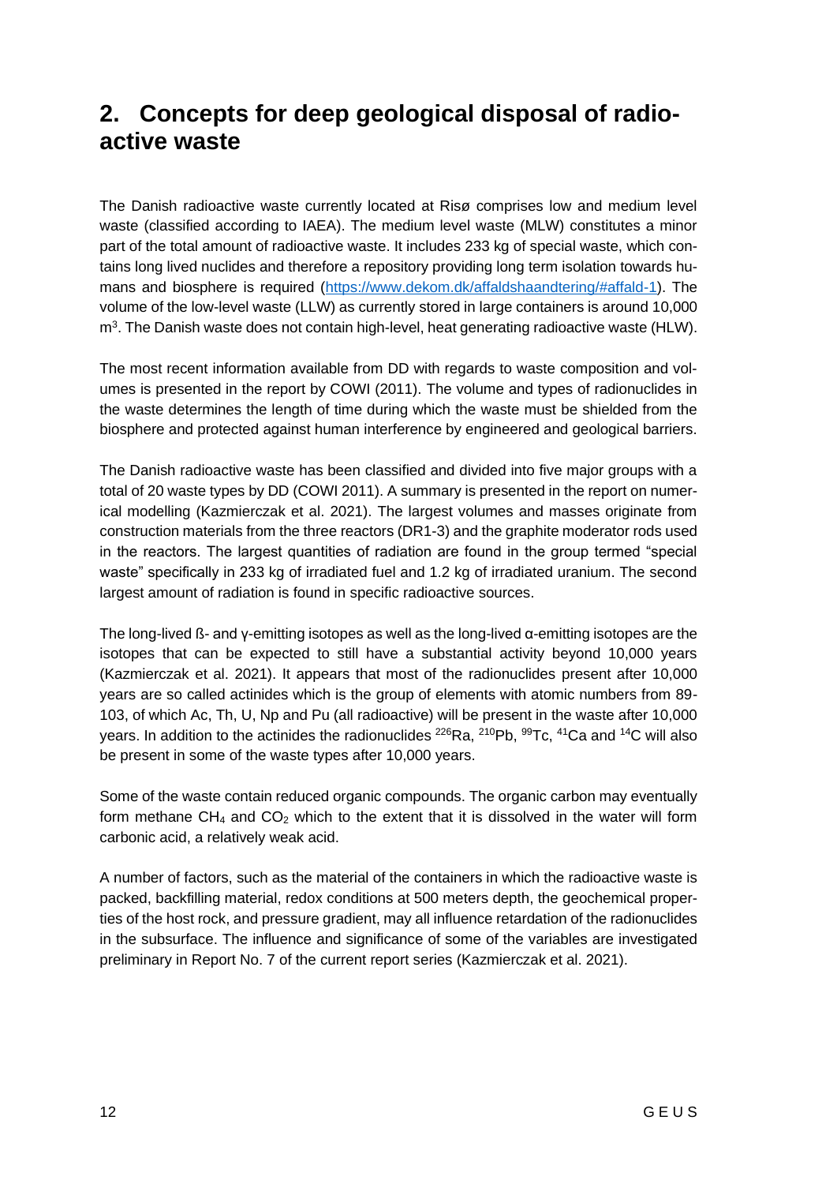# 2. Concepts for deep geological disposal of radioactive waste

The Danish radioactive waste currently located at Risø comprises low and medium level waste (classified according to IAEA). The medium level waste (MLW) constitutes a minor part of the total amount of radioactive waste. It includes 233 kg of special waste, which contains long lived nuclides and therefore a repository providing long term isolation towards humans and biosphere is required (https://www.dekom.dk/affaldshaandtering/#affald-1). The volume of the low-level waste (LLW) as currently stored in large containers is around 10,000 $m^3$. The Danish waste does not contain high-level, heat generating radioactive waste (HLW).

The most recent information available from DD with regards to waste composition and volumes is presented in the report by COWI (2011). The volume and types of radionuclides in the waste determines the length of time during which the waste must be shielded from the biosphere and protected against human interference by engineered and geological barriers.

The Danish radioactive waste has been classified and divided into five major groups with a total of 20 waste types by DD (COWI 2011). A summary is presented in the report on numerical modelling (Kazmierczak et al. 2021). The largest volumes and masses originate from construction materials from the three reactors (DR1-3) and the graphite moderator rods used in the reactors. The largest quantities of radiation are found in the group termed "special waste" specifically in 233 kg of irradiated fuel and 1.2 kg of irradiated uranium. The second largest amount of radiation is found in specific radioactive sources.

The long-lived ß- and γ-emitting isotopes as well as the long-lived α-emitting isotopes are the isotopes that can be expected to still have a substantial activity beyond 10,000 years (Kazmierczak et al. 2021). It appears that most of the radionuclides present after 10,000 years are so called actinides which is the group of elements with atomic numbers from 89-103, of which Ac, Th, U, Np and Pu (all radioactive) will be present in the waste after 10,000 years. In addition to the actinides the radionuclides $^{226}Ra$, $^{210}Pb$, $^{99}Tc$, $^{41}Ca$ and $^{14}C$ will also be present in some of the waste types after 10,000 years.

Some of the waste contain reduced organic compounds. The organic carbon may eventually form methane $CH_4$ and $CO_2$ which to the extent that it is dissolved in the water will form carbonic acid, a relatively weak acid.

A number of factors, such as the material of the containers in which the radioactive waste is packed, backfilling material, redox conditions at 500 meters depth, the geochemical properties of the host rock, and pressure gradient, may all influence retardation of the radionuclides in the subsurface. The influence and significance of some of the variables are investigated preliminary in Report No. 7 of the current report series (Kazmierczak et al. 2021).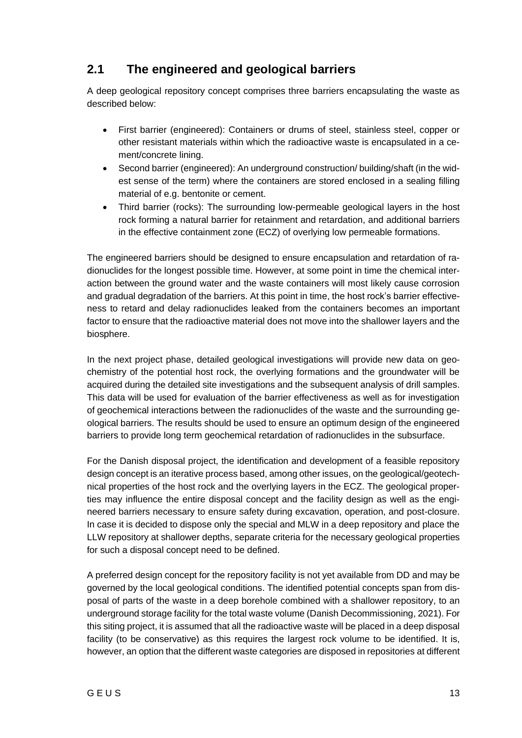## 2.1 The engineered and geological barriers

A deep geological repository concept comprises three barriers encapsulating the waste as described below:

- First barrier (engineered): Containers or drums of steel, stainless steel, copper or other resistant materials within which the radioactive waste is encapsulated in a cement/concrete lining.
- Second barrier (engineered): An underground construction/ building/shaft (in the widest sense of the term) where the containers are stored enclosed in a sealing filling material of e.g. bentonite or cement.
- Third barrier (rocks): The surrounding low-permeable geological layers in the host rock forming a natural barrier for retainment and retardation, and additional barriers in the effective containment zone (ECZ) of overlying low permeable formations.

The engineered barriers should be designed to ensure encapsulation and retardation of radionuclides for the longest possible time. However, at some point in time the chemical interaction between the ground water and the waste containers will most likely cause corrosion and gradual degradation of the barriers. At this point in time, the host rock's barrier effectiveness to retard and delay radionuclides leaked from the containers becomes an important factor to ensure that the radioactive material does not move into the shallower layers and the biosphere.

In the next project phase, detailed geological investigations will provide new data on geochemistry of the potential host rock, the overlying formations and the groundwater will be acquired during the detailed site investigations and the subsequent analysis of drill samples. This data will be used for evaluation of the barrier effectiveness as well as for investigation of geochemical interactions between the radionuclides of the waste and the surrounding geological barriers. The results should be used to ensure an optimum design of the engineered barriers to provide long term geochemical retardation of radionuclides in the subsurface.

For the Danish disposal project, the identification and development of a feasible repository design concept is an iterative process based, among other issues, on the geological/geotechnical properties of the host rock and the overlying layers in the ECZ. The geological properties may influence the entire disposal concept and the facility design as well as the engineered barriers necessary to ensure safety during excavation, operation, and post-closure. In case it is decided to dispose only the special and MLW in a deep repository and place the LLW repository at shallower depths, separate criteria for the necessary geological properties for such a disposal concept need to be defined.

A preferred design concept for the repository facility is not yet available from DD and may be governed by the local geological conditions. The identified potential concepts span from disposal of parts of the waste in a deep borehole combined with a shallower repository, to an underground storage facility for the total waste volume (Danish Decommissioning, 2021). For this siting project, it is assumed that all the radioactive waste will be placed in a deep disposal facility (to be conservative) as this requires the largest rock volume to be identified. It is, however, an option that the different waste categories are disposed in repositories at different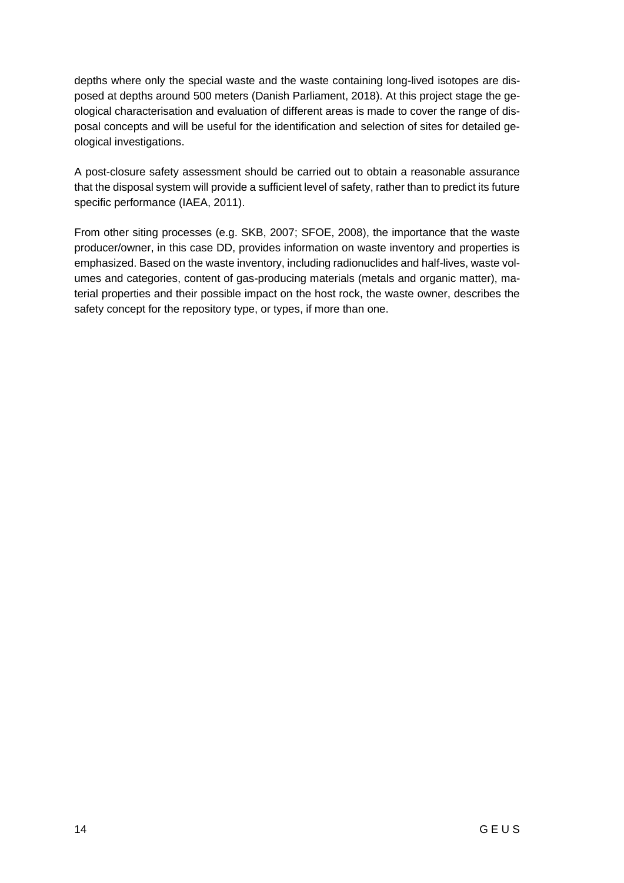depths where only the special waste and the waste containing long-lived isotopes are disposed at depths around 500 meters (Danish Parliament, 2018). At this project stage the geological characterisation and evaluation of different areas is made to cover the range of disposal concepts and will be useful for the identification and selection of sites for detailed geological investigations.

A post-closure safety assessment should be carried out to obtain a reasonable assurance that the disposal system will provide a sufficient level of safety, rather than to predict its future specific performance (IAEA, 2011).

From other siting processes (e.g. SKB, 2007; SFOE, 2008), the importance that the waste producer/owner, in this case DD, provides information on waste inventory and properties is emphasized. Based on the waste inventory, including radionuclides and half-lives, waste volumes and categories, content of gas-producing materials (metals and organic matter), material properties and their possible impact on the host rock, the waste owner, describes the safety concept for the repository type, or types, if more than one.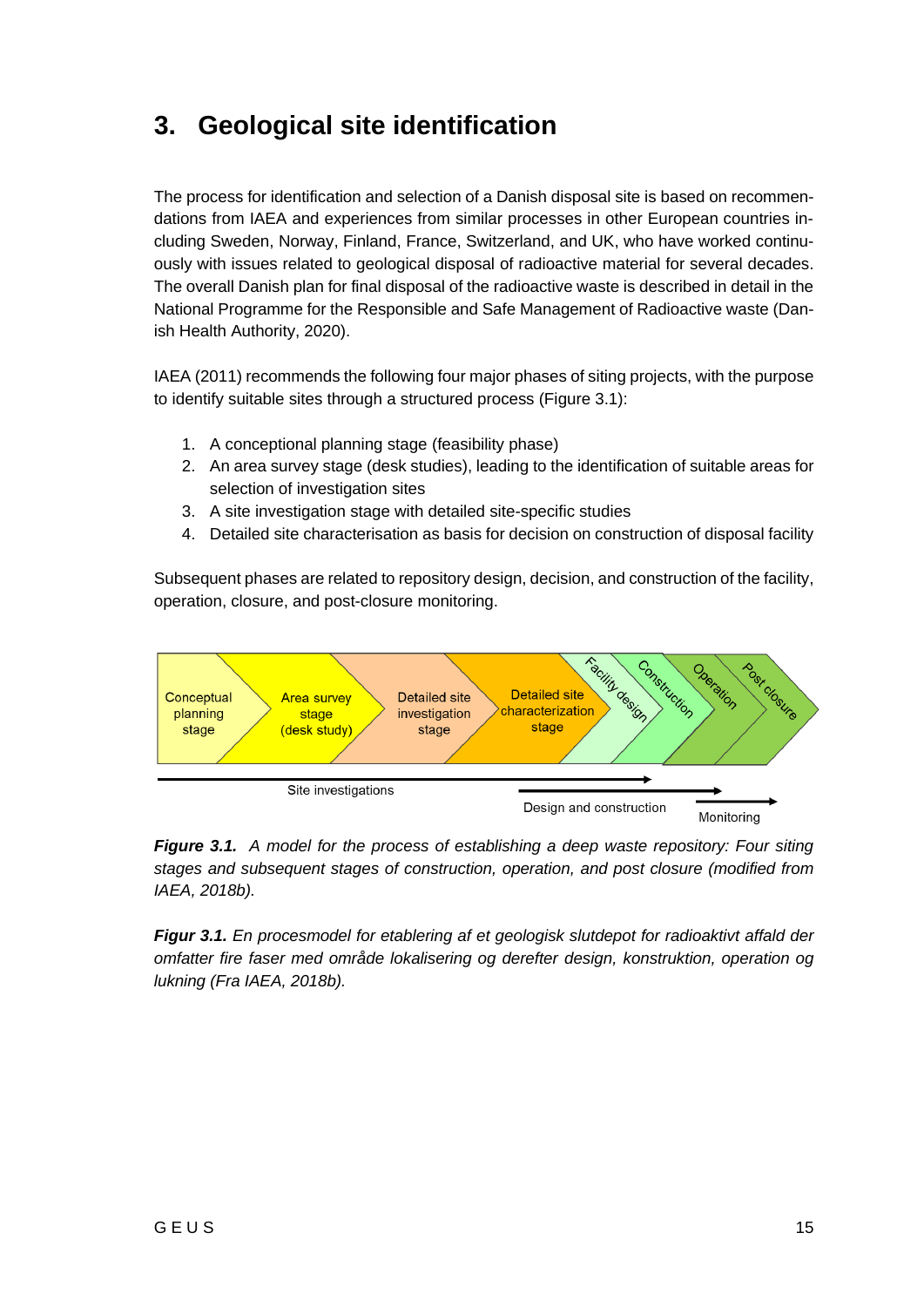// Note: no images were detected on this page, so no image_ref tag is included.
# 3. Geological site identification

The process for identification and selection of a Danish disposal site is based on recommendations from IAEA and experiences from similar processes in other European countries including Sweden, Norway, Finland, France, Switzerland, and UK, who have worked continuously with issues related to geological disposal of radioactive material for several decades. The overall Danish plan for final disposal of the radioactive waste is described in detail in the National Programme for the Responsible and Safe Management of Radioactive waste (Danish Health Authority, 2020).

IAEA (2011) recommends the following four major phases of siting projects, with the purpose to identify suitable sites through a structured process (Figure 3.1):

1. A conceptional planning stage (feasibility phase)
2. An area survey stage (desk studies), leading to the identification of suitable areas for selection of investigation sites
3. A site investigation stage with detailed site-specific studies
4. Detailed site characterisation as basis for decision on construction of disposal facility

Subsequent phases are related to repository design, decision, and construction of the facility, operation, closure, and post-closure monitoring.

Conceptual planning stage | Area survey stage (desk study) | Detailed site investigation stage | Detailed site characterization stage | Facility design | Construction | Operation | Post closure

Site investigations — Design and construction — Monitoring

***Figure 3.1.*** *A model for the process of establishing a deep waste repository: Four siting stages and subsequent stages of construction, operation, and post closure (modified from IAEA, 2018b).*

***Figur 3.1.*** *En procesmodel for etablering af et geologisk slutdepot for radioaktivt affald der omfatter fire faser med område lokalisering og derefter design, konstruktion, operation og lukning (Fra IAEA, 2018b).*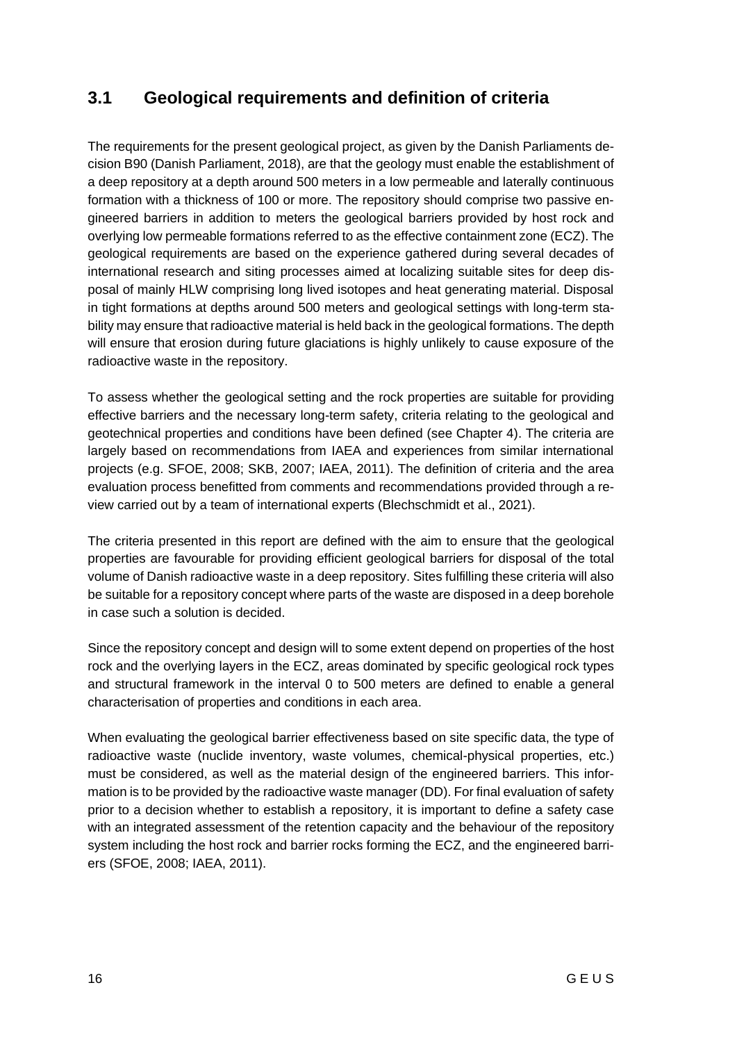## 3.1 Geological requirements and definition of criteria

The requirements for the present geological project, as given by the Danish Parliaments decision B90 (Danish Parliament, 2018), are that the geology must enable the establishment of a deep repository at a depth around 500 meters in a low permeable and laterally continuous formation with a thickness of 100 or more. The repository should comprise two passive engineered barriers in addition to meters the geological barriers provided by host rock and overlying low permeable formations referred to as the effective containment zone (ECZ). The geological requirements are based on the experience gathered during several decades of international research and siting processes aimed at localizing suitable sites for deep disposal of mainly HLW comprising long lived isotopes and heat generating material. Disposal in tight formations at depths around 500 meters and geological settings with long-term stability may ensure that radioactive material is held back in the geological formations. The depth will ensure that erosion during future glaciations is highly unlikely to cause exposure of the radioactive waste in the repository.

To assess whether the geological setting and the rock properties are suitable for providing effective barriers and the necessary long-term safety, criteria relating to the geological and geotechnical properties and conditions have been defined (see Chapter 4). The criteria are largely based on recommendations from IAEA and experiences from similar international projects (e.g. SFOE, 2008; SKB, 2007; IAEA, 2011). The definition of criteria and the area evaluation process benefitted from comments and recommendations provided through a review carried out by a team of international experts (Blechschmidt et al., 2021).

The criteria presented in this report are defined with the aim to ensure that the geological properties are favourable for providing efficient geological barriers for disposal of the total volume of Danish radioactive waste in a deep repository. Sites fulfilling these criteria will also be suitable for a repository concept where parts of the waste are disposed in a deep borehole in case such a solution is decided.

Since the repository concept and design will to some extent depend on properties of the host rock and the overlying layers in the ECZ, areas dominated by specific geological rock types and structural framework in the interval 0 to 500 meters are defined to enable a general characterisation of properties and conditions in each area.

When evaluating the geological barrier effectiveness based on site specific data, the type of radioactive waste (nuclide inventory, waste volumes, chemical-physical properties, etc.) must be considered, as well as the material design of the engineered barriers. This information is to be provided by the radioactive waste manager (DD). For final evaluation of safety prior to a decision whether to establish a repository, it is important to define a safety case with an integrated assessment of the retention capacity and the behaviour of the repository system including the host rock and barrier rocks forming the ECZ, and the engineered barriers (SFOE, 2008; IAEA, 2011).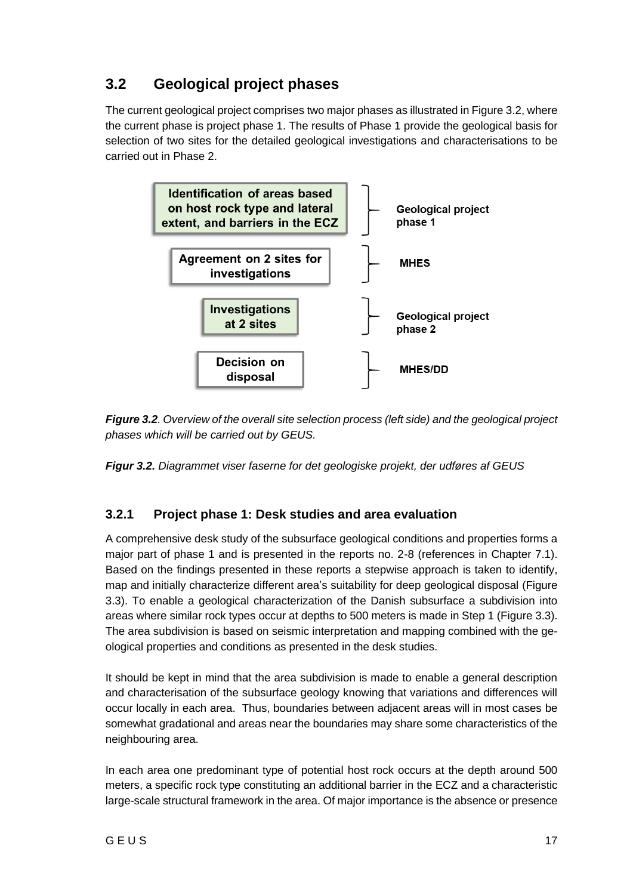## 3.2 Geological project phases

The current geological project comprises two major phases as illustrated in Figure 3.2, where the current phase is project phase 1. The results of Phase 1 provide the geological basis for selection of two sites for the detailed geological investigations and characterisations to be carried out in Phase 2.

| Site selection process | Responsible |
| --- | --- |
| Identification of areas based on host rock type and lateral extent, and barriers in the ECZ | Geological project phase 1 |
| Agreement on 2 sites for investigations | MHES |
| Investigations at 2 sites | Geological project phase 2 |
| Decision on disposal | MHES/DD |

***Figure 3.2***. *Overview of the overall site selection process (left side) and the geological project phases which will be carried out by GEUS.*

***Figur 3.2.*** *Diagrammet viser faserne for det geologiske projekt, der udføres af GEUS*

### 3.2.1 Project phase 1: Desk studies and area evaluation

A comprehensive desk study of the subsurface geological conditions and properties forms a major part of phase 1 and is presented in the reports no. 2-8 (references in Chapter 7.1). Based on the findings presented in these reports a stepwise approach is taken to identify, map and initially characterize different area's suitability for deep geological disposal (Figure 3.3). To enable a geological characterization of the Danish subsurface a subdivision into areas where similar rock types occur at depths to 500 meters is made in Step 1 (Figure 3.3). The area subdivision is based on seismic interpretation and mapping combined with the geological properties and conditions as presented in the desk studies.

It should be kept in mind that the area subdivision is made to enable a general description and characterisation of the subsurface geology knowing that variations and differences will occur locally in each area. Thus, boundaries between adjacent areas will in most cases be somewhat gradational and areas near the boundaries may share some characteristics of the neighbouring area.

In each area one predominant type of potential host rock occurs at the depth around 500 meters, a specific rock type constituting an additional barrier in the ECZ and a characteristic large-scale structural framework in the area. Of major importance is the absence or presence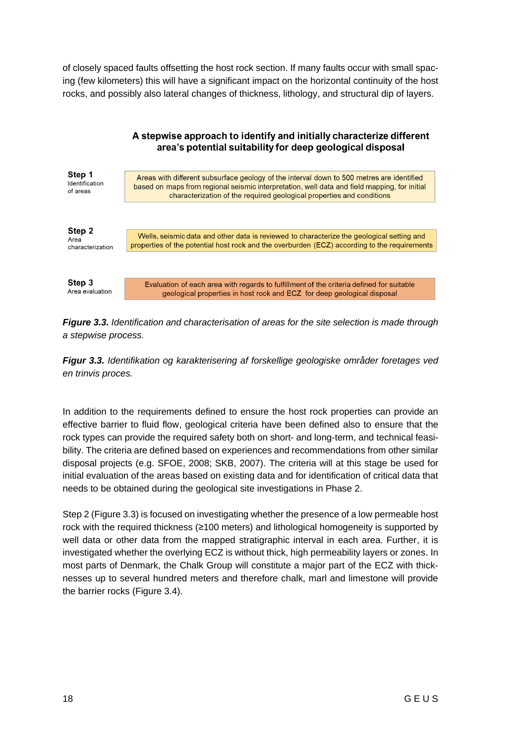of closely spaced faults offsetting the host rock section. If many faults occur with small spacing (few kilometers) this will have a significant impact on the horizontal continuity of the host rocks, and possibly also lateral changes of thickness, lithology, and structural dip of layers.

**A stepwise approach to identify and initially characterize different area's potential suitability for deep geological disposal**

| | |
|---|---|
| **Step 1** Identification of areas | Areas with different subsurface geology of the interval down to 500 metres are identified based on maps from regional seismic interpretation, well data and field mapping, for initial characterization of the required geological properties and conditions |
| **Step 2** Area characterization | Wells, seismic data and other data is reviewed to characterize the geological setting and properties of the potential host rock and the overburden (ECZ) according to the requirements |
| **Step 3** Area evaluation | Evaluation of each area with regards to fulfillment of the criteria defined for suitable geological properties in host rock and ECZ for deep geological disposal |

***Figure 3.3.*** *Identification and characterisation of areas for the site selection is made through a stepwise process.*

***Figur 3.3.*** *Identifikation og karakterisering af forskellige geologiske områder foretages ved en trinvis proces.*

In addition to the requirements defined to ensure the host rock properties can provide an effective barrier to fluid flow, geological criteria have been defined also to ensure that the rock types can provide the required safety both on short- and long-term, and technical feasibility. The criteria are defined based on experiences and recommendations from other similar disposal projects (e.g. SFOE, 2008; SKB, 2007). The criteria will at this stage be used for initial evaluation of the areas based on existing data and for identification of critical data that needs to be obtained during the geological site investigations in Phase 2.

Step 2 (Figure 3.3) is focused on investigating whether the presence of a low permeable host rock with the required thickness (≥100 meters) and lithological homogeneity is supported by well data or other data from the mapped stratigraphic interval in each area. Further, it is investigated whether the overlying ECZ is without thick, high permeability layers or zones. In most parts of Denmark, the Chalk Group will constitute a major part of the ECZ with thicknesses up to several hundred meters and therefore chalk, marl and limestone will provide the barrier rocks (Figure 3.4).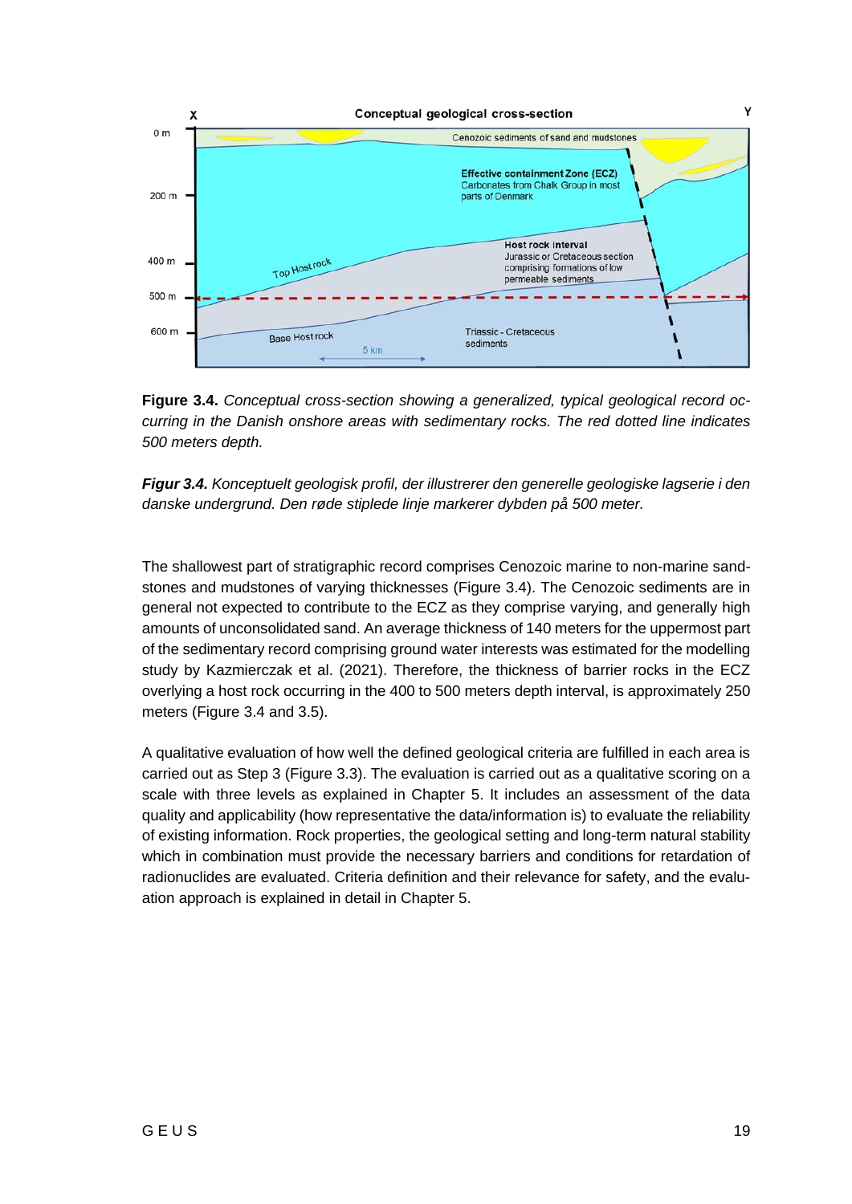**Figure 3.4.** *Conceptual cross-section showing a generalized, typical geological record occurring in the Danish onshore areas with sedimentary rocks. The red dotted line indicates 500 meters depth.*

***Figur 3.4.*** *Konceptuelt geologisk profil, der illustrerer den generelle geologiske lagserie i den danske undergrund. Den røde stiplede linje markerer dybden på 500 meter.*

The shallowest part of stratigraphic record comprises Cenozoic marine to non-marine sandstones and mudstones of varying thicknesses (Figure 3.4). The Cenozoic sediments are in general not expected to contribute to the ECZ as they comprise varying, and generally high amounts of unconsolidated sand. An average thickness of 140 meters for the uppermost part of the sedimentary record comprising ground water interests was estimated for the modelling study by Kazmierczak et al. (2021). Therefore, the thickness of barrier rocks in the ECZ overlying a host rock occurring in the 400 to 500 meters depth interval, is approximately 250 meters (Figure 3.4 and 3.5).

A qualitative evaluation of how well the defined geological criteria are fulfilled in each area is carried out as Step 3 (Figure 3.3). The evaluation is carried out as a qualitative scoring on a scale with three levels as explained in Chapter 5. It includes an assessment of the data quality and applicability (how representative the data/information is) to evaluate the reliability of existing information. Rock properties, the geological setting and long-term natural stability which in combination must provide the necessary barriers and conditions for retardation of radionuclides are evaluated. Criteria definition and their relevance for safety, and the evaluation approach is explained in detail in Chapter 5.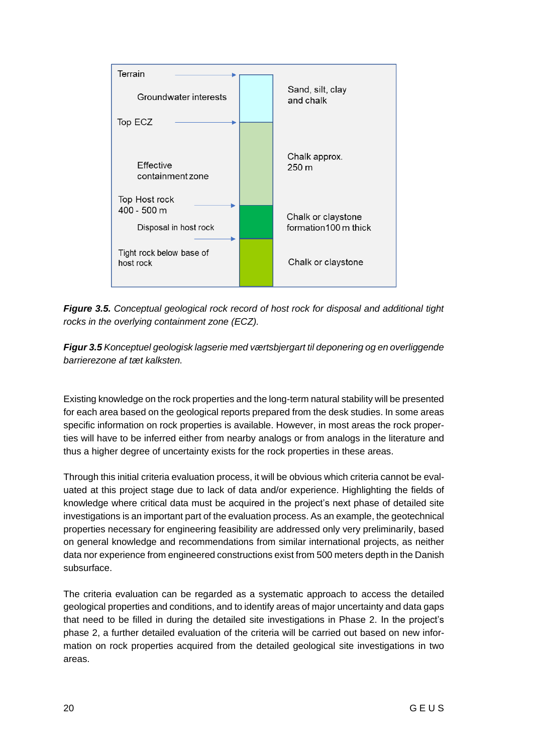| | | |
|---|---|---|
| Terrain | | |
| Groundwater interests | | Sand, silt, clay and chalk |
| Top ECZ | | |
| Effective containment zone | | Chalk approx. 250 m |
| Top Host rock 400 - 500 m | | |
| Disposal in host rock | | Chalk or claystone formation100 m thick |
| Tight rock below base of host rock | | Chalk or claystone |

***Figure 3.5.*** *Conceptual geological rock record of host rock for disposal and additional tight rocks in the overlying containment zone (ECZ).*

***Figur 3.5*** *Konceptuel geologisk lagserie med værtsbjergart til deponering og en overliggende barrierezone af tæt kalksten.*

Existing knowledge on the rock properties and the long-term natural stability will be presented for each area based on the geological reports prepared from the desk studies. In some areas specific information on rock properties is available. However, in most areas the rock properties will have to be inferred either from nearby analogs or from analogs in the literature and thus a higher degree of uncertainty exists for the rock properties in these areas.

Through this initial criteria evaluation process, it will be obvious which criteria cannot be evaluated at this project stage due to lack of data and/or experience. Highlighting the fields of knowledge where critical data must be acquired in the project's next phase of detailed site investigations is an important part of the evaluation process. As an example, the geotechnical properties necessary for engineering feasibility are addressed only very preliminarily, based on general knowledge and recommendations from similar international projects, as neither data nor experience from engineered constructions exist from 500 meters depth in the Danish subsurface.

The criteria evaluation can be regarded as a systematic approach to access the detailed geological properties and conditions, and to identify areas of major uncertainty and data gaps that need to be filled in during the detailed site investigations in Phase 2. In the project's phase 2, a further detailed evaluation of the criteria will be carried out based on new information on rock properties acquired from the detailed geological site investigations in two areas.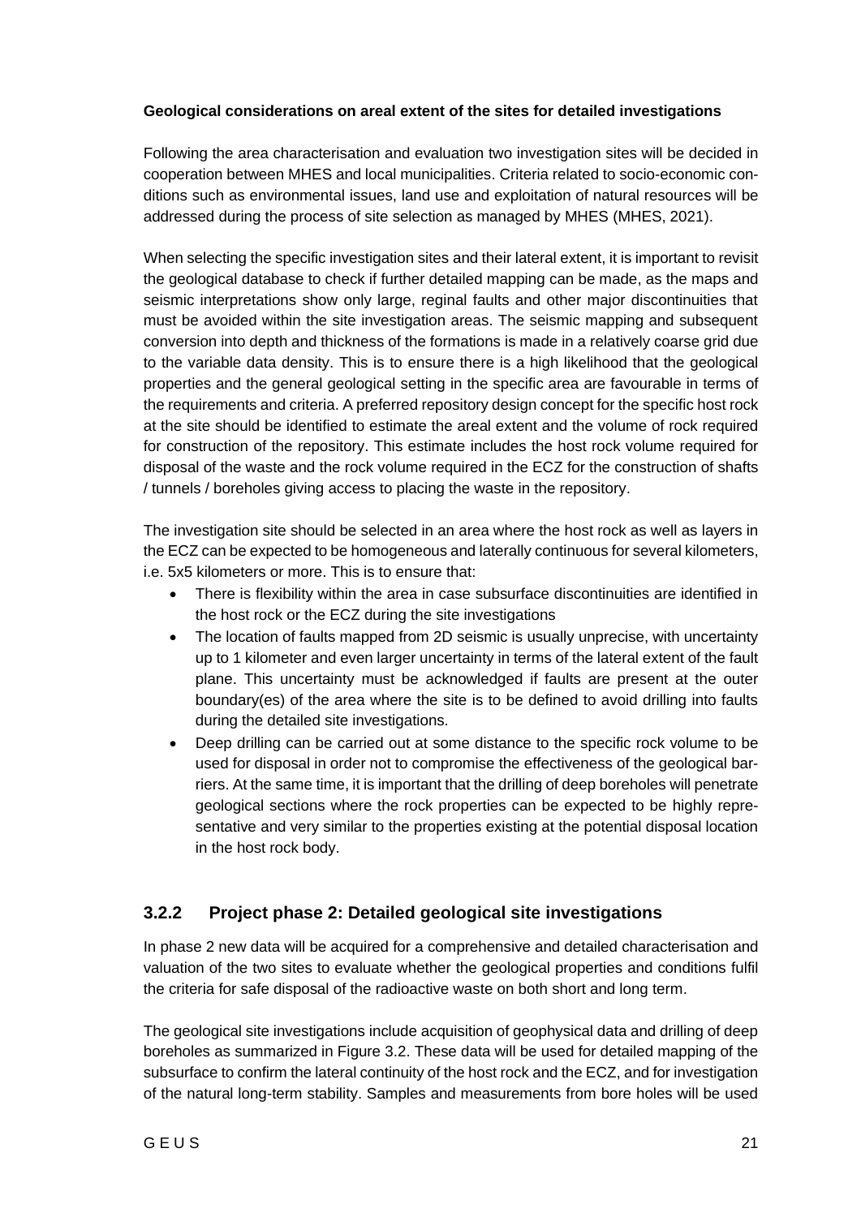**Geological considerations on areal extent of the sites for detailed investigations**

Following the area characterisation and evaluation two investigation sites will be decided in cooperation between MHES and local municipalities. Criteria related to socio-economic conditions such as environmental issues, land use and exploitation of natural resources will be addressed during the process of site selection as managed by MHES (MHES, 2021).

When selecting the specific investigation sites and their lateral extent, it is important to revisit the geological database to check if further detailed mapping can be made, as the maps and seismic interpretations show only large, reginal faults and other major discontinuities that must be avoided within the site investigation areas. The seismic mapping and subsequent conversion into depth and thickness of the formations is made in a relatively coarse grid due to the variable data density. This is to ensure there is a high likelihood that the geological properties and the general geological setting in the specific area are favourable in terms of the requirements and criteria. A preferred repository design concept for the specific host rock at the site should be identified to estimate the areal extent and the volume of rock required for construction of the repository. This estimate includes the host rock volume required for disposal of the waste and the rock volume required in the ECZ for the construction of shafts / tunnels / boreholes giving access to placing the waste in the repository.

The investigation site should be selected in an area where the host rock as well as layers in the ECZ can be expected to be homogeneous and laterally continuous for several kilometers, i.e. 5x5 kilometers or more. This is to ensure that:

- There is flexibility within the area in case subsurface discontinuities are identified in the host rock or the ECZ during the site investigations
- The location of faults mapped from 2D seismic is usually unprecise, with uncertainty up to 1 kilometer and even larger uncertainty in terms of the lateral extent of the fault plane. This uncertainty must be acknowledged if faults are present at the outer boundary(es) of the area where the site is to be defined to avoid drilling into faults during the detailed site investigations.
- Deep drilling can be carried out at some distance to the specific rock volume to be used for disposal in order not to compromise the effectiveness of the geological barriers. At the same time, it is important that the drilling of deep boreholes will penetrate geological sections where the rock properties can be expected to be highly representative and very similar to the properties existing at the potential disposal location in the host rock body.

### 3.2.2 Project phase 2: Detailed geological site investigations

In phase 2 new data will be acquired for a comprehensive and detailed characterisation and valuation of the two sites to evaluate whether the geological properties and conditions fulfil the criteria for safe disposal of the radioactive waste on both short and long term.

The geological site investigations include acquisition of geophysical data and drilling of deep boreholes as summarized in Figure 3.2. These data will be used for detailed mapping of the subsurface to confirm the lateral continuity of the host rock and the ECZ, and for investigation of the natural long-term stability. Samples and measurements from bore holes will be used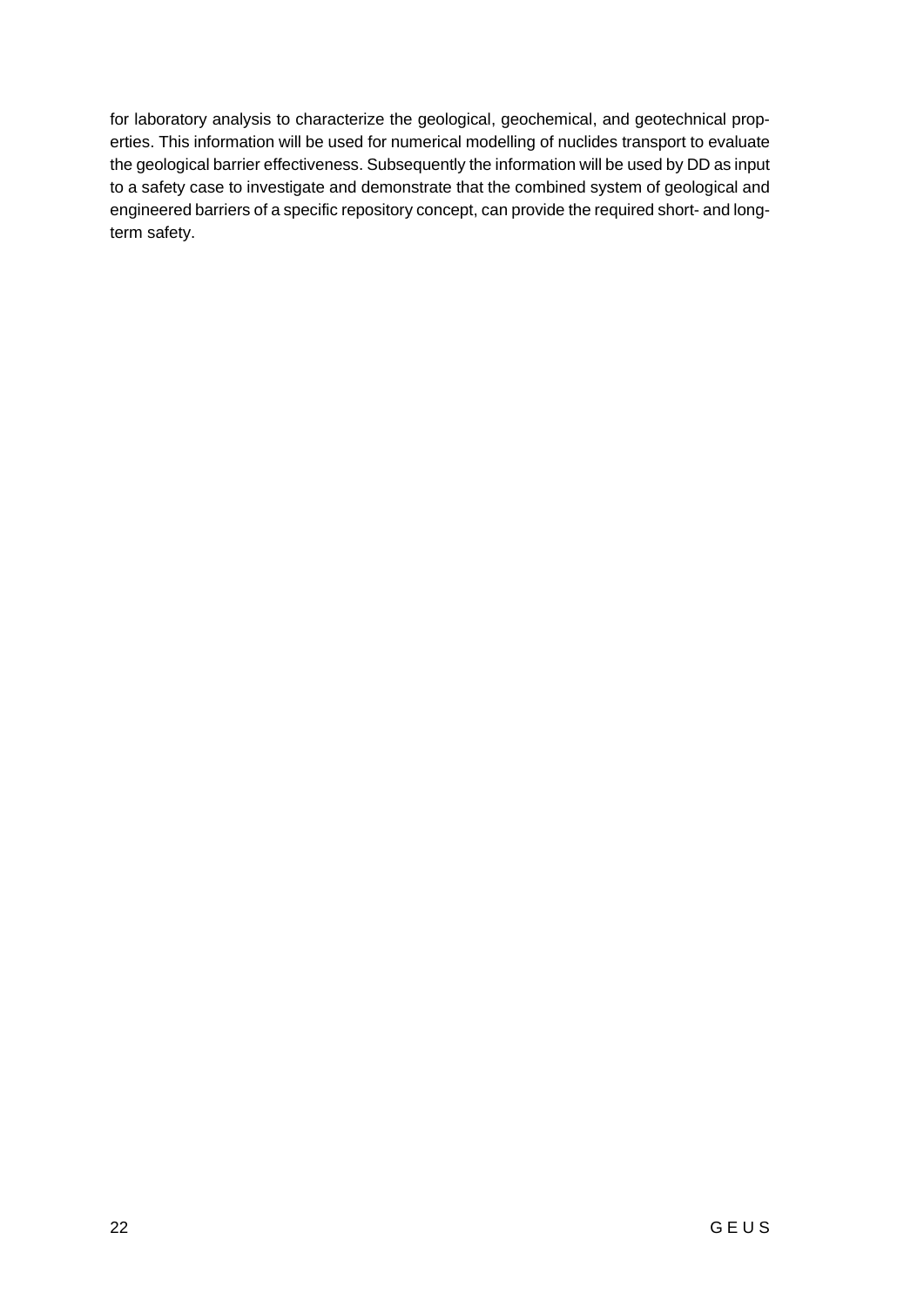for laboratory analysis to characterize the geological, geochemical, and geotechnical properties. This information will be used for numerical modelling of nuclides transport to evaluate the geological barrier effectiveness. Subsequently the information will be used by DD as input to a safety case to investigate and demonstrate that the combined system of geological and engineered barriers of a specific repository concept, can provide the required short- and long-term safety.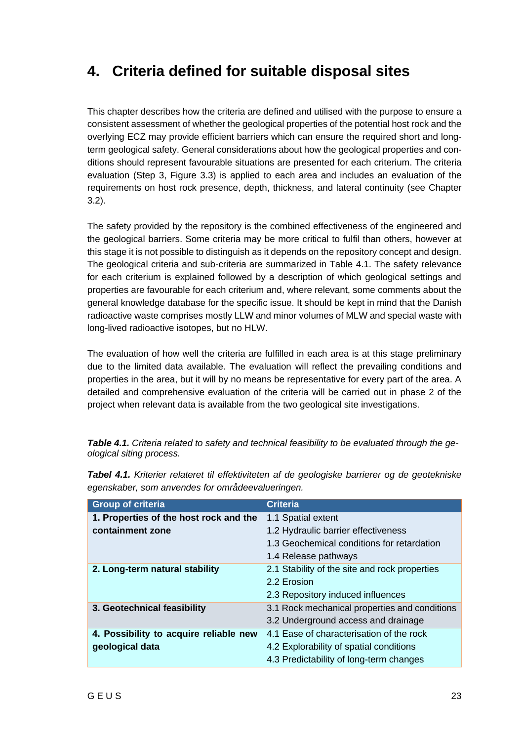# 4. Criteria defined for suitable disposal sites

This chapter describes how the criteria are defined and utilised with the purpose to ensure a consistent assessment of whether the geological properties of the potential host rock and the overlying ECZ may provide efficient barriers which can ensure the required short and long-term geological safety. General considerations about how the geological properties and conditions should represent favourable situations are presented for each criterium. The criteria evaluation (Step 3, Figure 3.3) is applied to each area and includes an evaluation of the requirements on host rock presence, depth, thickness, and lateral continuity (see Chapter 3.2).

The safety provided by the repository is the combined effectiveness of the engineered and the geological barriers. Some criteria may be more critical to fulfil than others, however at this stage it is not possible to distinguish as it depends on the repository concept and design. The geological criteria and sub-criteria are summarized in Table 4.1. The safety relevance for each criterium is explained followed by a description of which geological settings and properties are favourable for each criterium and, where relevant, some comments about the general knowledge database for the specific issue. It should be kept in mind that the Danish radioactive waste comprises mostly LLW and minor volumes of MLW and special waste with long-lived radioactive isotopes, but no HLW.

The evaluation of how well the criteria are fulfilled in each area is at this stage preliminary due to the limited data available. The evaluation will reflect the prevailing conditions and properties in the area, but it will by no means be representative for every part of the area. A detailed and comprehensive evaluation of the criteria will be carried out in phase 2 of the project when relevant data is available from the two geological site investigations.

***Table 4.1.*** *Criteria related to safety and technical feasibility to be evaluated through the geological siting process.*

***Tabel 4.1.*** *Kriterier relateret til effektiviteten af de geologiske barrierer og de geotekniske egenskaber, som anvendes for områdeevalueringen.*

| Group of criteria | Criteria |
|---|---|
| **1. Properties of the host rock and the containment zone** | 1.1 Spatial extent<br>1.2 Hydraulic barrier effectiveness<br>1.3 Geochemical conditions for retardation<br>1.4 Release pathways |
| **2. Long-term natural stability** | 2.1 Stability of the site and rock properties<br>2.2 Erosion<br>2.3 Repository induced influences |
| **3. Geotechnical feasibility** | 3.1 Rock mechanical properties and conditions<br>3.2 Underground access and drainage |
| **4. Possibility to acquire reliable new geological data** | 4.1 Ease of characterisation of the rock<br>4.2 Explorability of spatial conditions<br>4.3 Predictability of long-term changes |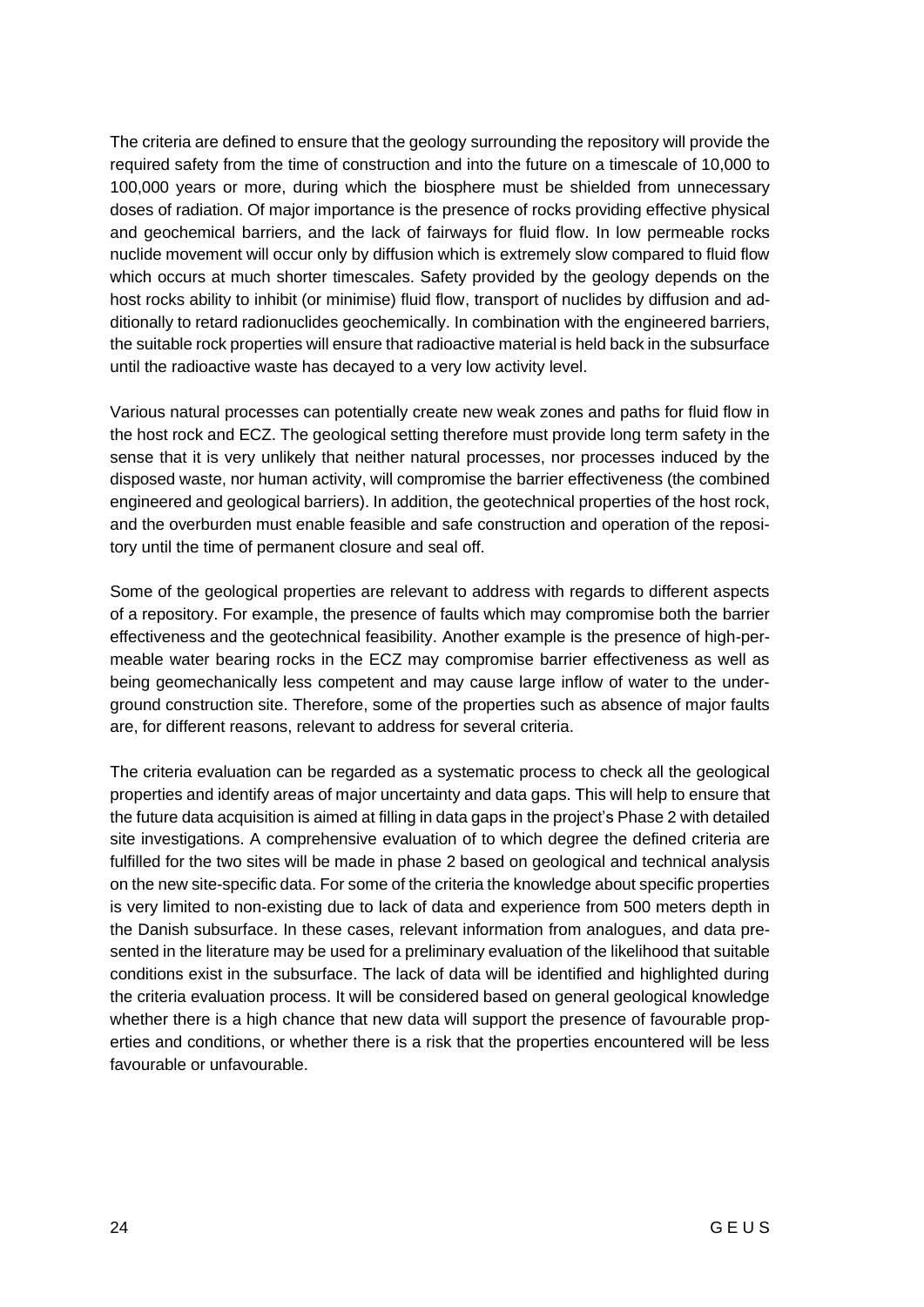The criteria are defined to ensure that the geology surrounding the repository will provide the required safety from the time of construction and into the future on a timescale of 10,000 to 100,000 years or more, during which the biosphere must be shielded from unnecessary doses of radiation. Of major importance is the presence of rocks providing effective physical and geochemical barriers, and the lack of fairways for fluid flow. In low permeable rocks nuclide movement will occur only by diffusion which is extremely slow compared to fluid flow which occurs at much shorter timescales. Safety provided by the geology depends on the host rocks ability to inhibit (or minimise) fluid flow, transport of nuclides by diffusion and additionally to retard radionuclides geochemically. In combination with the engineered barriers, the suitable rock properties will ensure that radioactive material is held back in the subsurface until the radioactive waste has decayed to a very low activity level.

Various natural processes can potentially create new weak zones and paths for fluid flow in the host rock and ECZ. The geological setting therefore must provide long term safety in the sense that it is very unlikely that neither natural processes, nor processes induced by the disposed waste, nor human activity, will compromise the barrier effectiveness (the combined engineered and geological barriers). In addition, the geotechnical properties of the host rock, and the overburden must enable feasible and safe construction and operation of the repository until the time of permanent closure and seal off.

Some of the geological properties are relevant to address with regards to different aspects of a repository. For example, the presence of faults which may compromise both the barrier effectiveness and the geotechnical feasibility. Another example is the presence of high-permeable water bearing rocks in the ECZ may compromise barrier effectiveness as well as being geomechanically less competent and may cause large inflow of water to the underground construction site. Therefore, some of the properties such as absence of major faults are, for different reasons, relevant to address for several criteria.

The criteria evaluation can be regarded as a systematic process to check all the geological properties and identify areas of major uncertainty and data gaps. This will help to ensure that the future data acquisition is aimed at filling in data gaps in the project's Phase 2 with detailed site investigations. A comprehensive evaluation of to which degree the defined criteria are fulfilled for the two sites will be made in phase 2 based on geological and technical analysis on the new site-specific data. For some of the criteria the knowledge about specific properties is very limited to non-existing due to lack of data and experience from 500 meters depth in the Danish subsurface. In these cases, relevant information from analogues, and data presented in the literature may be used for a preliminary evaluation of the likelihood that suitable conditions exist in the subsurface. The lack of data will be identified and highlighted during the criteria evaluation process. It will be considered based on general geological knowledge whether there is a high chance that new data will support the presence of favourable properties and conditions, or whether there is a risk that the properties encountered will be less favourable or unfavourable.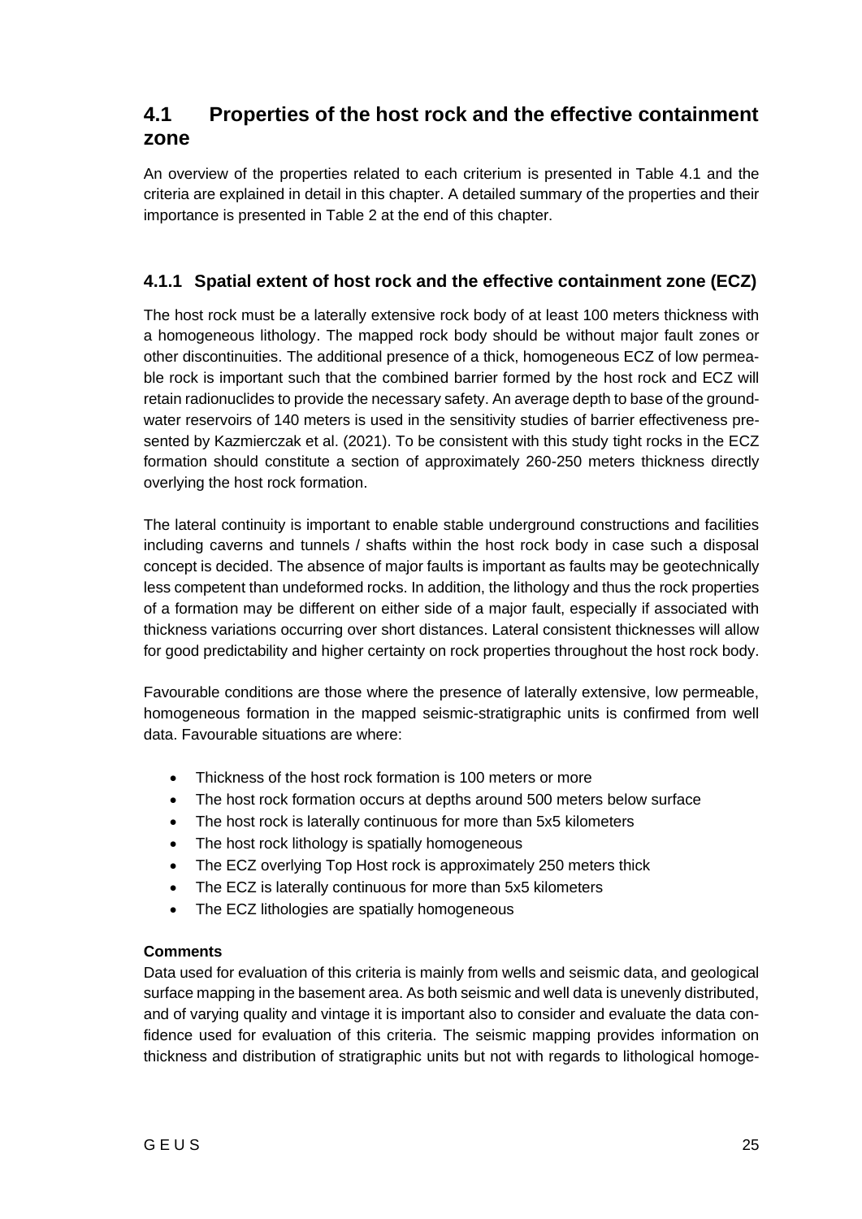## 4.1 Properties of the host rock and the effective containment zone

An overview of the properties related to each criterium is presented in Table 4.1 and the criteria are explained in detail in this chapter. A detailed summary of the properties and their importance is presented in Table 2 at the end of this chapter.

### 4.1.1 Spatial extent of host rock and the effective containment zone (ECZ)

The host rock must be a laterally extensive rock body of at least 100 meters thickness with a homogeneous lithology. The mapped rock body should be without major fault zones or other discontinuities. The additional presence of a thick, homogeneous ECZ of low permeable rock is important such that the combined barrier formed by the host rock and ECZ will retain radionuclides to provide the necessary safety. An average depth to base of the groundwater reservoirs of 140 meters is used in the sensitivity studies of barrier effectiveness presented by Kazmierczak et al. (2021). To be consistent with this study tight rocks in the ECZ formation should constitute a section of approximately 260-250 meters thickness directly overlying the host rock formation.

The lateral continuity is important to enable stable underground constructions and facilities including caverns and tunnels / shafts within the host rock body in case such a disposal concept is decided. The absence of major faults is important as faults may be geotechnically less competent than undeformed rocks. In addition, the lithology and thus the rock properties of a formation may be different on either side of a major fault, especially if associated with thickness variations occurring over short distances. Lateral consistent thicknesses will allow for good predictability and higher certainty on rock properties throughout the host rock body.

Favourable conditions are those where the presence of laterally extensive, low permeable, homogeneous formation in the mapped seismic-stratigraphic units is confirmed from well data. Favourable situations are where:

- Thickness of the host rock formation is 100 meters or more
- The host rock formation occurs at depths around 500 meters below surface
- The host rock is laterally continuous for more than 5x5 kilometers
- The host rock lithology is spatially homogeneous
- The ECZ overlying Top Host rock is approximately 250 meters thick
- The ECZ is laterally continuous for more than 5x5 kilometers
- The ECZ lithologies are spatially homogeneous

**Comments**

Data used for evaluation of this criteria is mainly from wells and seismic data, and geological surface mapping in the basement area. As both seismic and well data is unevenly distributed, and of varying quality and vintage it is important also to consider and evaluate the data confidence used for evaluation of this criteria. The seismic mapping provides information on thickness and distribution of stratigraphic units but not with regards to lithological homoge-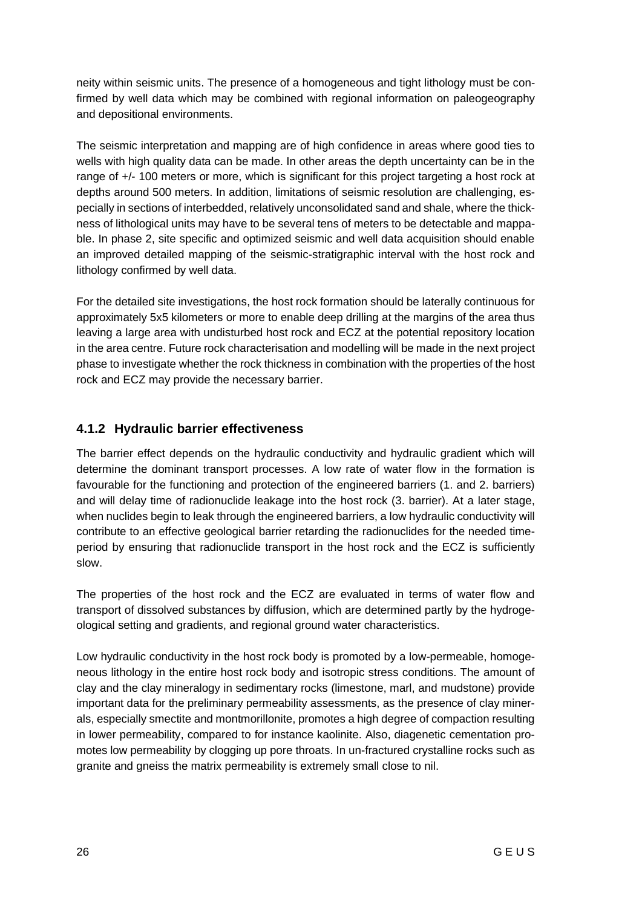neity within seismic units. The presence of a homogeneous and tight lithology must be confirmed by well data which may be combined with regional information on paleogeography and depositional environments.

The seismic interpretation and mapping are of high confidence in areas where good ties to wells with high quality data can be made. In other areas the depth uncertainty can be in the range of +/- 100 meters or more, which is significant for this project targeting a host rock at depths around 500 meters. In addition, limitations of seismic resolution are challenging, especially in sections of interbedded, relatively unconsolidated sand and shale, where the thickness of lithological units may have to be several tens of meters to be detectable and mappable. In phase 2, site specific and optimized seismic and well data acquisition should enable an improved detailed mapping of the seismic-stratigraphic interval with the host rock and lithology confirmed by well data.

For the detailed site investigations, the host rock formation should be laterally continuous for approximately 5x5 kilometers or more to enable deep drilling at the margins of the area thus leaving a large area with undisturbed host rock and ECZ at the potential repository location in the area centre. Future rock characterisation and modelling will be made in the next project phase to investigate whether the rock thickness in combination with the properties of the host rock and ECZ may provide the necessary barrier.

### 4.1.2 Hydraulic barrier effectiveness

The barrier effect depends on the hydraulic conductivity and hydraulic gradient which will determine the dominant transport processes. A low rate of water flow in the formation is favourable for the functioning and protection of the engineered barriers (1. and 2. barriers) and will delay time of radionuclide leakage into the host rock (3. barrier). At a later stage, when nuclides begin to leak through the engineered barriers, a low hydraulic conductivity will contribute to an effective geological barrier retarding the radionuclides for the needed time-period by ensuring that radionuclide transport in the host rock and the ECZ is sufficiently slow.

The properties of the host rock and the ECZ are evaluated in terms of water flow and transport of dissolved substances by diffusion, which are determined partly by the hydrogeological setting and gradients, and regional ground water characteristics.

Low hydraulic conductivity in the host rock body is promoted by a low-permeable, homogeneous lithology in the entire host rock body and isotropic stress conditions. The amount of clay and the clay mineralogy in sedimentary rocks (limestone, marl, and mudstone) provide important data for the preliminary permeability assessments, as the presence of clay minerals, especially smectite and montmorillonite, promotes a high degree of compaction resulting in lower permeability, compared to for instance kaolinite. Also, diagenetic cementation promotes low permeability by clogging up pore throats. In un-fractured crystalline rocks such as granite and gneiss the matrix permeability is extremely small close to nil.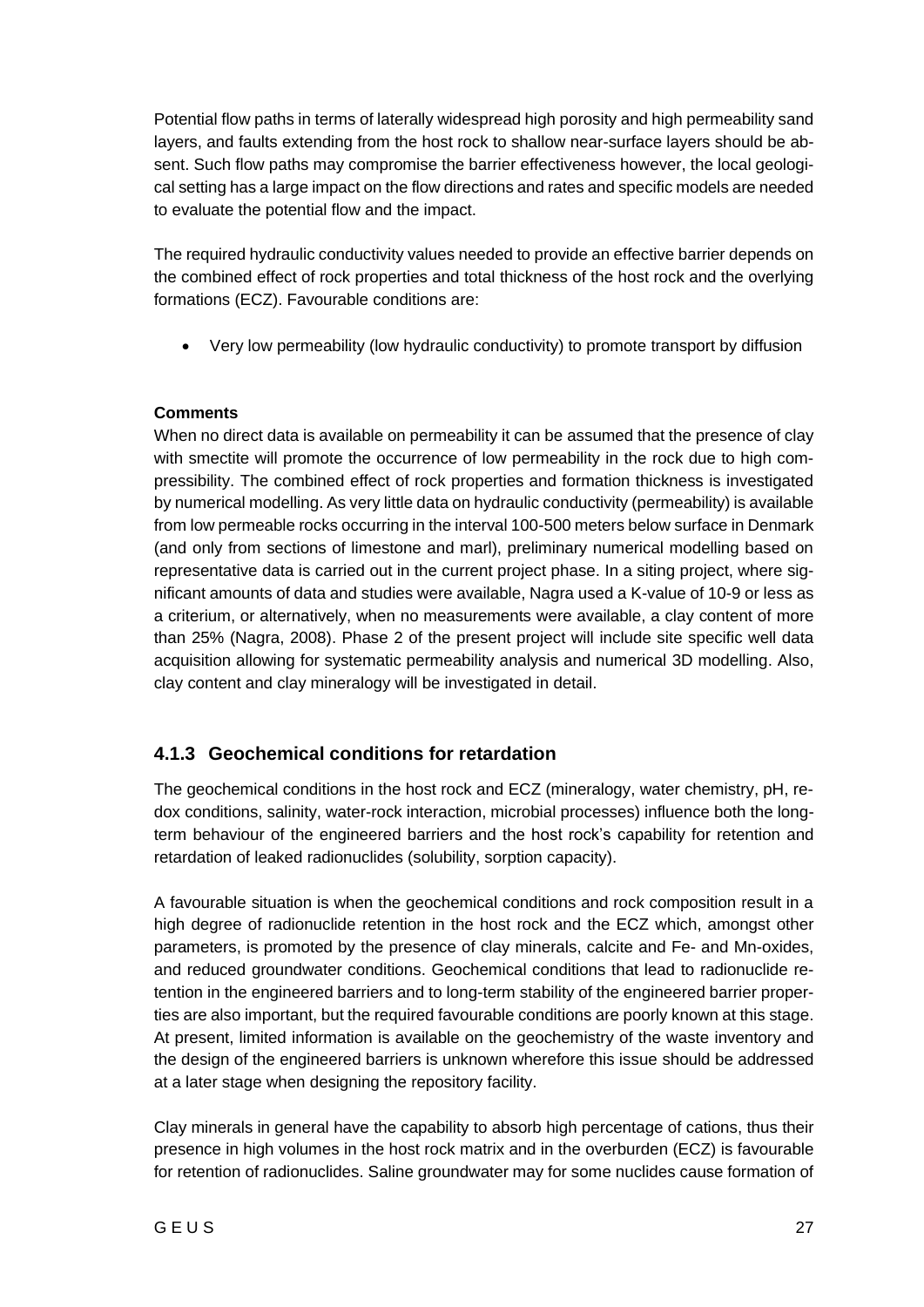Potential flow paths in terms of laterally widespread high porosity and high permeability sand layers, and faults extending from the host rock to shallow near-surface layers should be absent. Such flow paths may compromise the barrier effectiveness however, the local geological setting has a large impact on the flow directions and rates and specific models are needed to evaluate the potential flow and the impact.

The required hydraulic conductivity values needed to provide an effective barrier depends on the combined effect of rock properties and total thickness of the host rock and the overlying formations (ECZ). Favourable conditions are:

- Very low permeability (low hydraulic conductivity) to promote transport by diffusion

**Comments**

When no direct data is available on permeability it can be assumed that the presence of clay with smectite will promote the occurrence of low permeability in the rock due to high compressibility. The combined effect of rock properties and formation thickness is investigated by numerical modelling. As very little data on hydraulic conductivity (permeability) is available from low permeable rocks occurring in the interval 100-500 meters below surface in Denmark (and only from sections of limestone and marl), preliminary numerical modelling based on representative data is carried out in the current project phase. In a siting project, where significant amounts of data and studies were available, Nagra used a K-value of 10-9 or less as a criterium, or alternatively, when no measurements were available, a clay content of more than 25% (Nagra, 2008). Phase 2 of the present project will include site specific well data acquisition allowing for systematic permeability analysis and numerical 3D modelling. Also, clay content and clay mineralogy will be investigated in detail.

### 4.1.3 Geochemical conditions for retardation

The geochemical conditions in the host rock and ECZ (mineralogy, water chemistry, pH, redox conditions, salinity, water-rock interaction, microbial processes) influence both the long-term behaviour of the engineered barriers and the host rock's capability for retention and retardation of leaked radionuclides (solubility, sorption capacity).

A favourable situation is when the geochemical conditions and rock composition result in a high degree of radionuclide retention in the host rock and the ECZ which, amongst other parameters, is promoted by the presence of clay minerals, calcite and Fe- and Mn-oxides, and reduced groundwater conditions. Geochemical conditions that lead to radionuclide retention in the engineered barriers and to long-term stability of the engineered barrier properties are also important, but the required favourable conditions are poorly known at this stage. At present, limited information is available on the geochemistry of the waste inventory and the design of the engineered barriers is unknown wherefore this issue should be addressed at a later stage when designing the repository facility.

Clay minerals in general have the capability to absorb high percentage of cations, thus their presence in high volumes in the host rock matrix and in the overburden (ECZ) is favourable for retention of radionuclides. Saline groundwater may for some nuclides cause formation of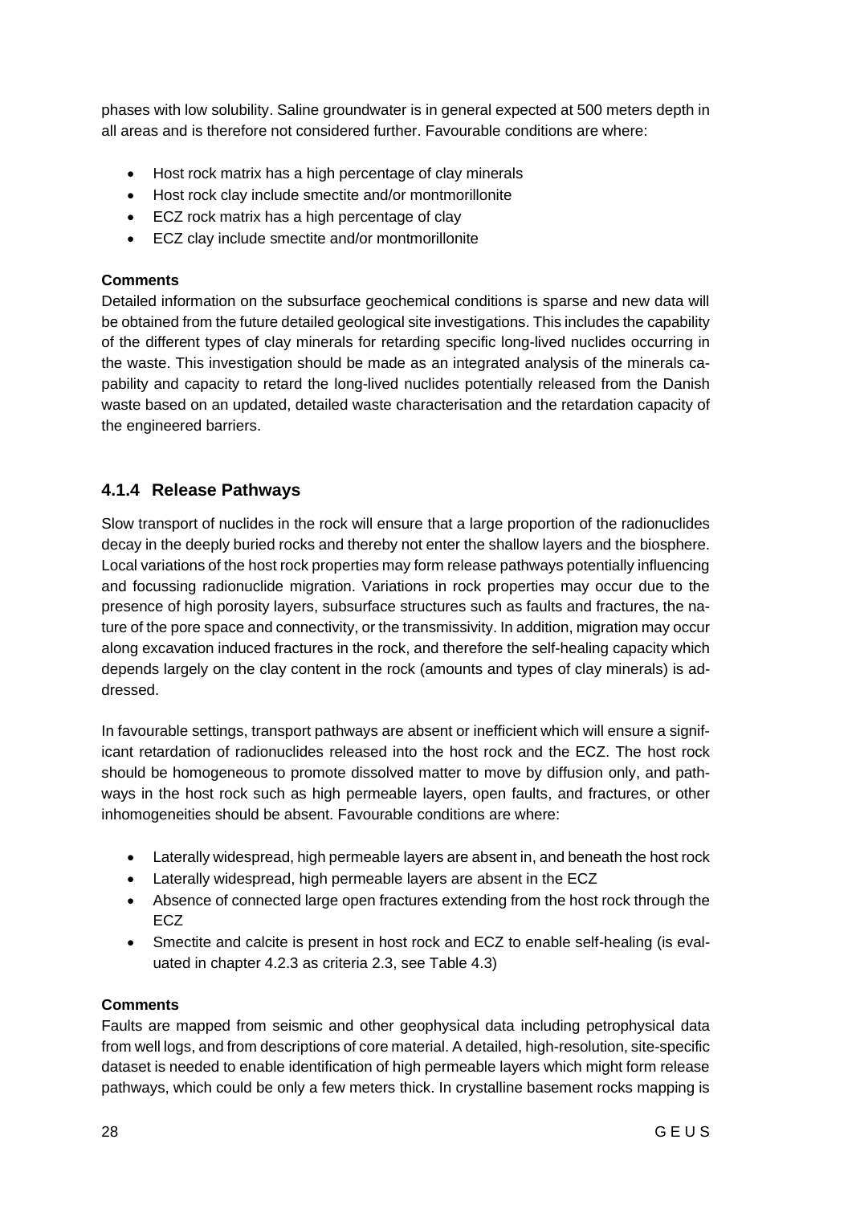phases with low solubility. Saline groundwater is in general expected at 500 meters depth in all areas and is therefore not considered further. Favourable conditions are where:

- Host rock matrix has a high percentage of clay minerals
- Host rock clay include smectite and/or montmorillonite
- ECZ rock matrix has a high percentage of clay
- ECZ clay include smectite and/or montmorillonite

**Comments**

Detailed information on the subsurface geochemical conditions is sparse and new data will be obtained from the future detailed geological site investigations. This includes the capability of the different types of clay minerals for retarding specific long-lived nuclides occurring in the waste. This investigation should be made as an integrated analysis of the minerals capability and capacity to retard the long-lived nuclides potentially released from the Danish waste based on an updated, detailed waste characterisation and the retardation capacity of the engineered barriers.

### 4.1.4 Release Pathways

Slow transport of nuclides in the rock will ensure that a large proportion of the radionuclides decay in the deeply buried rocks and thereby not enter the shallow layers and the biosphere. Local variations of the host rock properties may form release pathways potentially influencing and focussing radionuclide migration. Variations in rock properties may occur due to the presence of high porosity layers, subsurface structures such as faults and fractures, the nature of the pore space and connectivity, or the transmissivity. In addition, migration may occur along excavation induced fractures in the rock, and therefore the self-healing capacity which depends largely on the clay content in the rock (amounts and types of clay minerals) is addressed.

In favourable settings, transport pathways are absent or inefficient which will ensure a significant retardation of radionuclides released into the host rock and the ECZ. The host rock should be homogeneous to promote dissolved matter to move by diffusion only, and pathways in the host rock such as high permeable layers, open faults, and fractures, or other inhomogeneities should be absent. Favourable conditions are where:

- Laterally widespread, high permeable layers are absent in, and beneath the host rock
- Laterally widespread, high permeable layers are absent in the ECZ
- Absence of connected large open fractures extending from the host rock through the ECZ
- Smectite and calcite is present in host rock and ECZ to enable self-healing (is evaluated in chapter 4.2.3 as criteria 2.3, see Table 4.3)

**Comments**

Faults are mapped from seismic and other geophysical data including petrophysical data from well logs, and from descriptions of core material. A detailed, high-resolution, site-specific dataset is needed to enable identification of high permeable layers which might form release pathways, which could be only a few meters thick. In crystalline basement rocks mapping is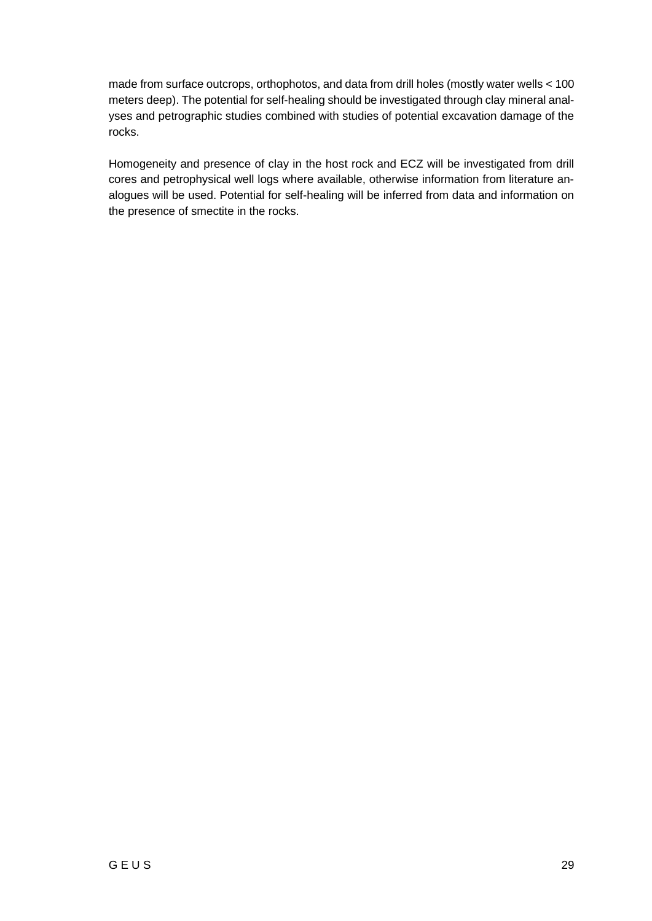made from surface outcrops, orthophotos, and data from drill holes (mostly water wells < 100 meters deep). The potential for self-healing should be investigated through clay mineral analyses and petrographic studies combined with studies of potential excavation damage of the rocks.

Homogeneity and presence of clay in the host rock and ECZ will be investigated from drill cores and petrophysical well logs where available, otherwise information from literature analogues will be used. Potential for self-healing will be inferred from data and information on the presence of smectite in the rocks.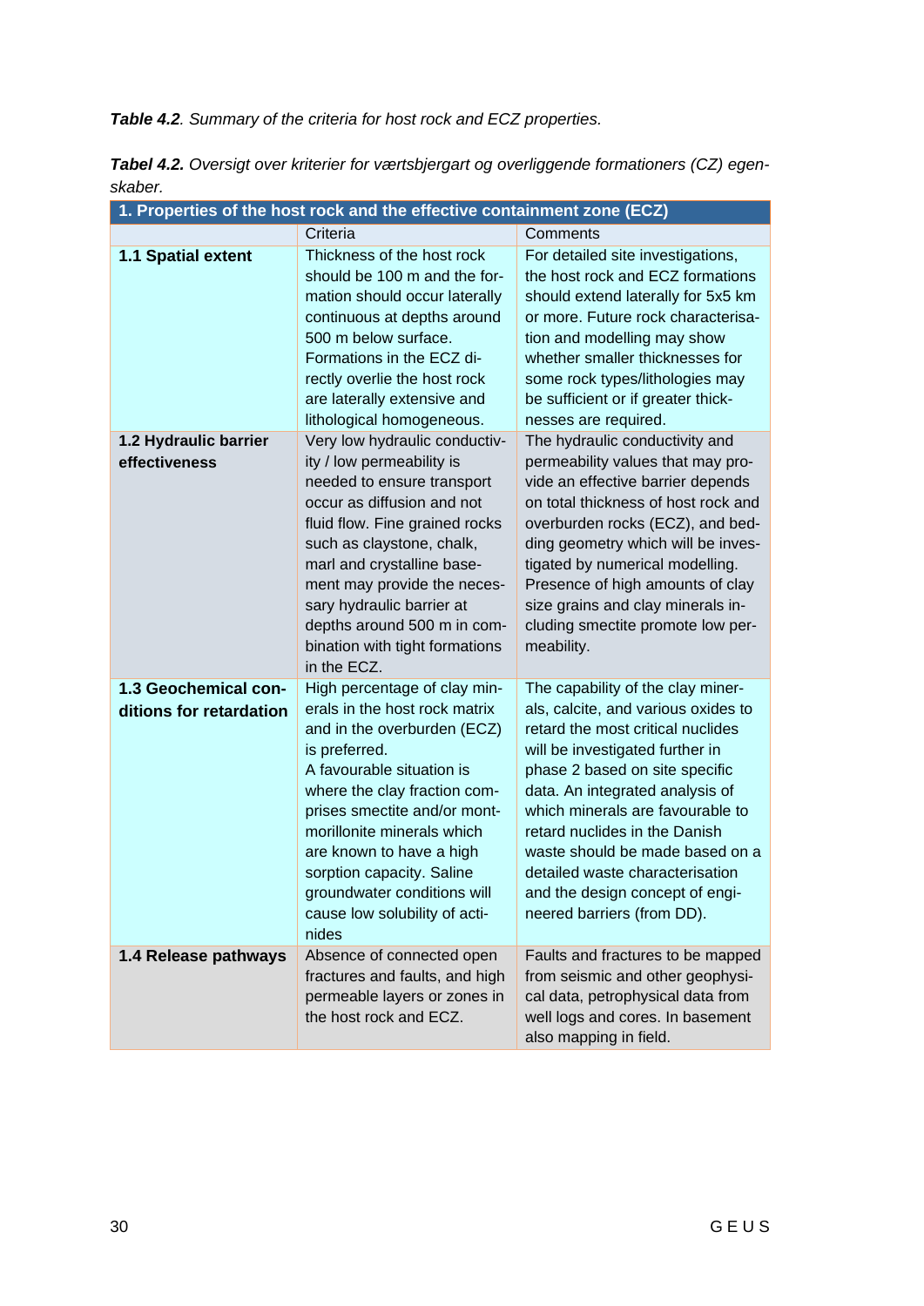***Table 4.2**. Summary of the criteria for host rock and ECZ properties.*

***Tabel 4.2.** Oversigt over kriterier for værtsbjergart og overliggende formationers (CZ) egenskaber.*

| 1. Properties of the host rock and the effective containment zone (ECZ) | | |
|---|---|---|
| | Criteria | Comments |
| **1.1 Spatial extent** | Thickness of the host rock should be 100 m and the formation should occur laterally continuous at depths around 500 m below surface. Formations in the ECZ directly overlie the host rock are laterally extensive and lithological homogeneous. | For detailed site investigations, the host rock and ECZ formations should extend laterally for 5x5 km or more. Future rock characterisation and modelling may show whether smaller thicknesses for some rock types/lithologies may be sufficient or if greater thicknesses are required. |
| **1.2 Hydraulic barrier effectiveness** | Very low hydraulic conductivity / low permeability is needed to ensure transport occur as diffusion and not fluid flow. Fine grained rocks such as claystone, chalk, marl and crystalline basement may provide the necessary hydraulic barrier at depths around 500 m in combination with tight formations in the ECZ. | The hydraulic conductivity and permeability values that may provide an effective barrier depends on total thickness of host rock and overburden rocks (ECZ), and bedding geometry which will be investigated by numerical modelling. Presence of high amounts of clay size grains and clay minerals including smectite promote low permeability. |
| **1.3 Geochemical conditions for retardation** | High percentage of clay minerals in the host rock matrix and in the overburden (ECZ) is preferred. A favourable situation is where the clay fraction comprises smectite and/or montmorillonite minerals which are known to have a high sorption capacity. Saline groundwater conditions will cause low solubility of actinides | The capability of the clay minerals, calcite, and various oxides to retard the most critical nuclides will be investigated further in phase 2 based on site specific data. An integrated analysis of which minerals are favourable to retard nuclides in the Danish waste should be made based on a detailed waste characterisation and the design concept of engineered barriers (from DD). |
| **1.4 Release pathways** | Absence of connected open fractures and faults, and high permeable layers or zones in the host rock and ECZ. | Faults and fractures to be mapped from seismic and other geophysical data, petrophysical data from well logs and cores. In basement also mapping in field. |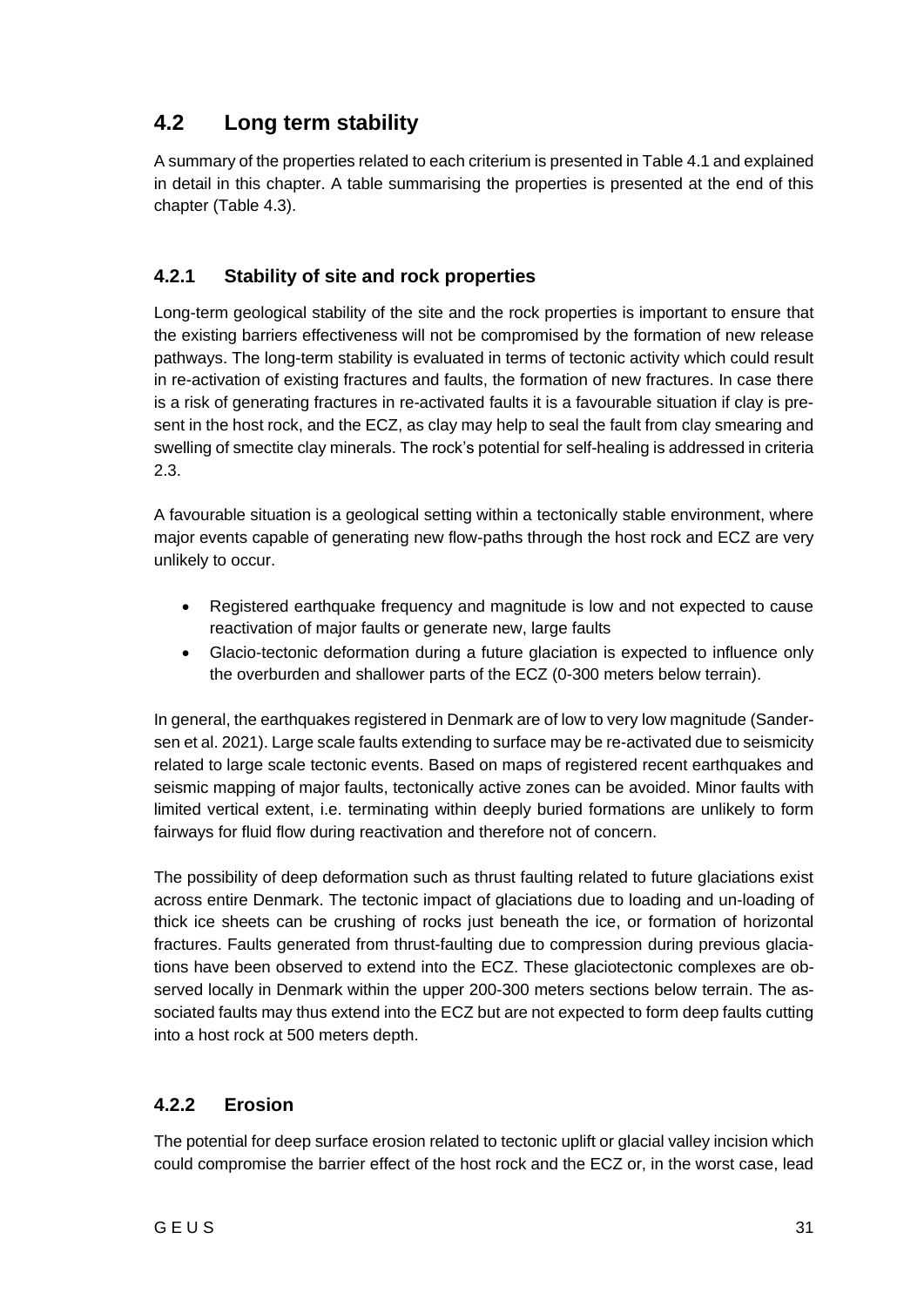## 4.2 Long term stability

A summary of the properties related to each criterium is presented in Table 4.1 and explained in detail in this chapter. A table summarising the properties is presented at the end of this chapter (Table 4.3).

### 4.2.1 Stability of site and rock properties

Long-term geological stability of the site and the rock properties is important to ensure that the existing barriers effectiveness will not be compromised by the formation of new release pathways. The long-term stability is evaluated in terms of tectonic activity which could result in re-activation of existing fractures and faults, the formation of new fractures. In case there is a risk of generating fractures in re-activated faults it is a favourable situation if clay is present in the host rock, and the ECZ, as clay may help to seal the fault from clay smearing and swelling of smectite clay minerals. The rock's potential for self-healing is addressed in criteria 2.3.

A favourable situation is a geological setting within a tectonically stable environment, where major events capable of generating new flow-paths through the host rock and ECZ are very unlikely to occur.

- Registered earthquake frequency and magnitude is low and not expected to cause reactivation of major faults or generate new, large faults
- Glacio-tectonic deformation during a future glaciation is expected to influence only the overburden and shallower parts of the ECZ (0-300 meters below terrain).

In general, the earthquakes registered in Denmark are of low to very low magnitude (Sandersen et al. 2021). Large scale faults extending to surface may be re-activated due to seismicity related to large scale tectonic events. Based on maps of registered recent earthquakes and seismic mapping of major faults, tectonically active zones can be avoided. Minor faults with limited vertical extent, i.e. terminating within deeply buried formations are unlikely to form fairways for fluid flow during reactivation and therefore not of concern.

The possibility of deep deformation such as thrust faulting related to future glaciations exist across entire Denmark. The tectonic impact of glaciations due to loading and un-loading of thick ice sheets can be crushing of rocks just beneath the ice, or formation of horizontal fractures. Faults generated from thrust-faulting due to compression during previous glaciations have been observed to extend into the ECZ. These glaciotectonic complexes are observed locally in Denmark within the upper 200-300 meters sections below terrain. The associated faults may thus extend into the ECZ but are not expected to form deep faults cutting into a host rock at 500 meters depth.

### 4.2.2 Erosion

The potential for deep surface erosion related to tectonic uplift or glacial valley incision which could compromise the barrier effect of the host rock and the ECZ or, in the worst case, lead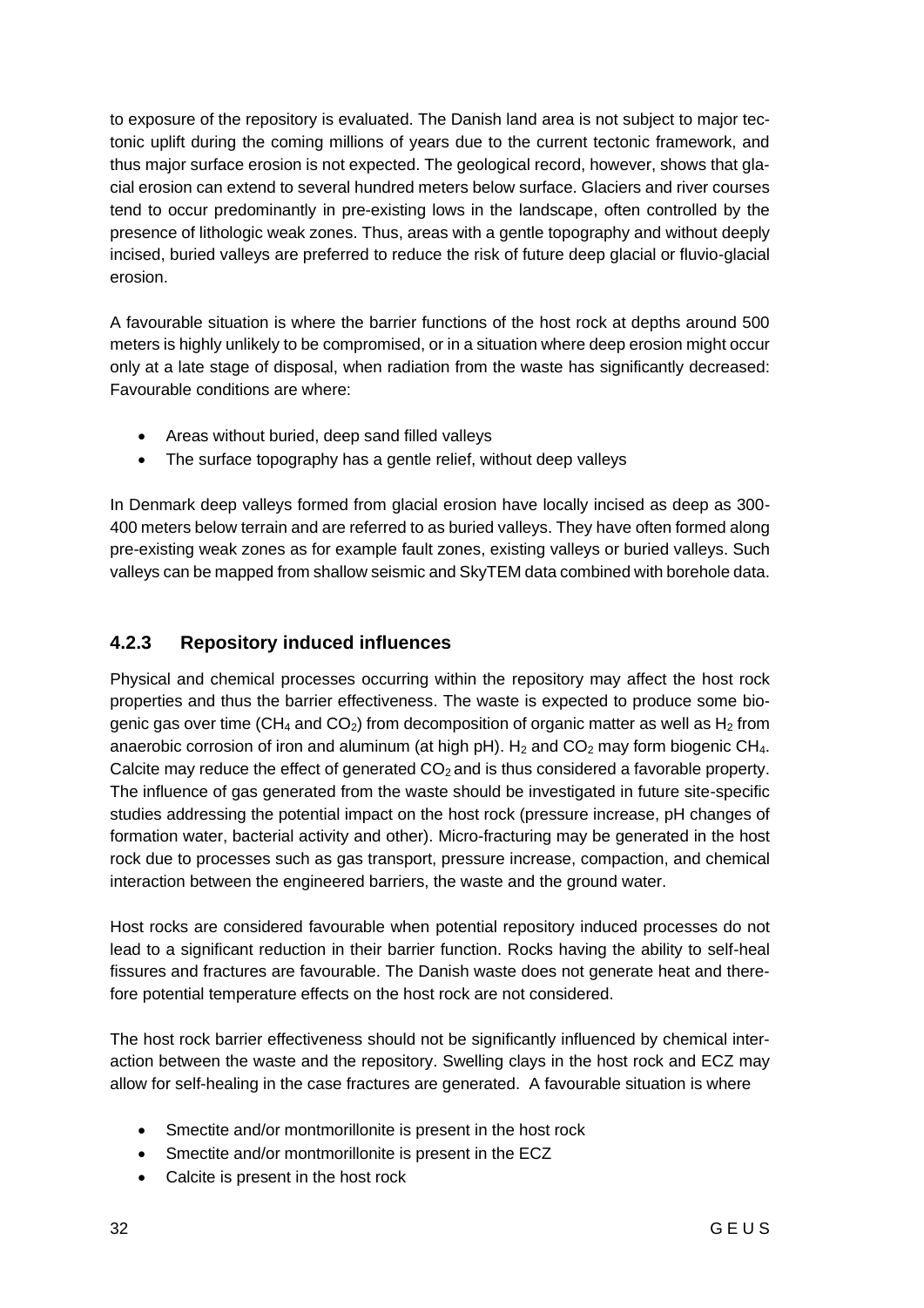to exposure of the repository is evaluated. The Danish land area is not subject to major tectonic uplift during the coming millions of years due to the current tectonic framework, and thus major surface erosion is not expected. The geological record, however, shows that glacial erosion can extend to several hundred meters below surface. Glaciers and river courses tend to occur predominantly in pre-existing lows in the landscape, often controlled by the presence of lithologic weak zones. Thus, areas with a gentle topography and without deeply incised, buried valleys are preferred to reduce the risk of future deep glacial or fluvio-glacial erosion.

A favourable situation is where the barrier functions of the host rock at depths around 500 meters is highly unlikely to be compromised, or in a situation where deep erosion might occur only at a late stage of disposal, when radiation from the waste has significantly decreased: Favourable conditions are where:

- Areas without buried, deep sand filled valleys
- The surface topography has a gentle relief, without deep valleys

In Denmark deep valleys formed from glacial erosion have locally incised as deep as 300-400 meters below terrain and are referred to as buried valleys. They have often formed along pre-existing weak zones as for example fault zones, existing valleys or buried valleys. Such valleys can be mapped from shallow seismic and SkyTEM data combined with borehole data.

### 4.2.3 Repository induced influences

Physical and chemical processes occurring within the repository may affect the host rock properties and thus the barrier effectiveness. The waste is expected to produce some biogenic gas over time ($CH_4$ and $CO_2$) from decomposition of organic matter as well as $H_2$ from anaerobic corrosion of iron and aluminum (at high pH). $H_2$ and $CO_2$ may form biogenic $CH_4$. Calcite may reduce the effect of generated $CO_2$ and is thus considered a favorable property. The influence of gas generated from the waste should be investigated in future site-specific studies addressing the potential impact on the host rock (pressure increase, pH changes of formation water, bacterial activity and other). Micro-fracturing may be generated in the host rock due to processes such as gas transport, pressure increase, compaction, and chemical interaction between the engineered barriers, the waste and the ground water.

Host rocks are considered favourable when potential repository induced processes do not lead to a significant reduction in their barrier function. Rocks having the ability to self-heal fissures and fractures are favourable. The Danish waste does not generate heat and therefore potential temperature effects on the host rock are not considered.

The host rock barrier effectiveness should not be significantly influenced by chemical interaction between the waste and the repository. Swelling clays in the host rock and ECZ may allow for self-healing in the case fractures are generated. A favourable situation is where

- Smectite and/or montmorillonite is present in the host rock
- Smectite and/or montmorillonite is present in the ECZ
- Calcite is present in the host rock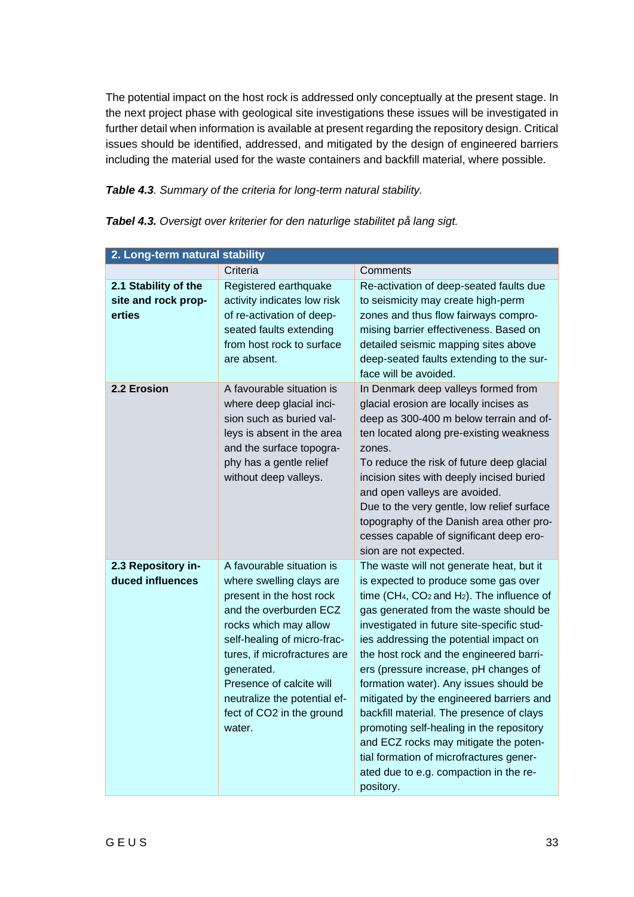The potential impact on the host rock is addressed only conceptually at the present stage. In the next project phase with geological site investigations these issues will be investigated in further detail when information is available at present regarding the repository design. Critical issues should be identified, addressed, and mitigated by the design of engineered barriers including the material used for the waste containers and backfill material, where possible.

***Table 4.3****. Summary of the criteria for long-term natural stability.*

***Tabel 4.3.*** *Oversigt over kriterier for den naturlige stabilitet på lang sigt.*

| **2. Long-term natural stability** | | |
|---|---|---|
| | Criteria | Comments |
| **2.1 Stability of the site and rock properties** | Registered earthquake activity indicates low risk of re-activation of deep-seated faults extending from host rock to surface are absent. | Re-activation of deep-seated faults due to seismicity may create high-perm zones and thus flow fairways compromising barrier effectiveness. Based on detailed seismic mapping sites above deep-seated faults extending to the surface will be avoided. |
| **2.2 Erosion** | A favourable situation is where deep glacial incision such as buried valleys is absent in the area and the surface topography has a gentle relief without deep valleys. | In Denmark deep valleys formed from glacial erosion are locally incises as deep as 300-400 m below terrain and often located along pre-existing weakness zones.<br>To reduce the risk of future deep glacial incision sites with deeply incised buried and open valleys are avoided.<br>Due to the very gentle, low relief surface topography of the Danish area other processes capable of significant deep erosion are not expected. |
| **2.3 Repository induced influences** | A favourable situation is where swelling clays are present in the host rock and the overburden ECZ rocks which may allow self-healing of micro-fractures, if microfractures are generated.<br>Presence of calcite will neutralize the potential effect of CO2 in the ground water. | The waste will not generate heat, but it is expected to produce some gas over time ($CH_4$, $CO_2$ and $H_2$). The influence of gas generated from the waste should be investigated in future site-specific studies addressing the potential impact on the host rock and the engineered barriers (pressure increase, pH changes of formation water). Any issues should be mitigated by the engineered barriers and backfill material. The presence of clays promoting self-healing in the repository and ECZ rocks may mitigate the potential formation of microfractures generated due to e.g. compaction in the repository. |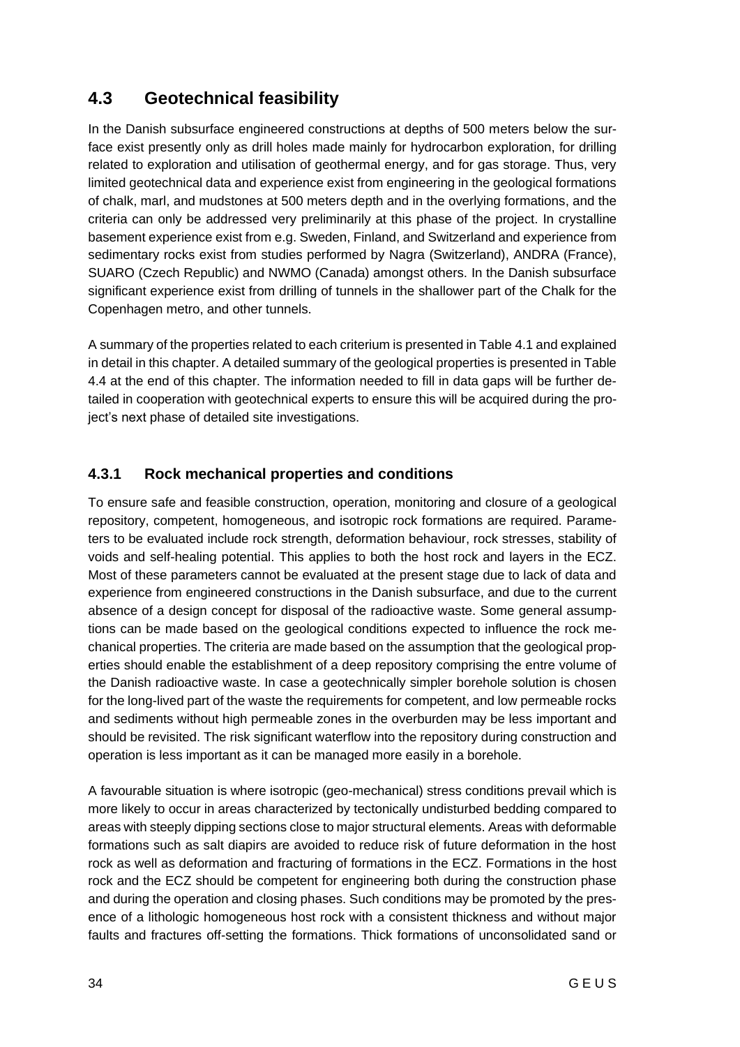## 4.3 Geotechnical feasibility

In the Danish subsurface engineered constructions at depths of 500 meters below the surface exist presently only as drill holes made mainly for hydrocarbon exploration, for drilling related to exploration and utilisation of geothermal energy, and for gas storage. Thus, very limited geotechnical data and experience exist from engineering in the geological formations of chalk, marl, and mudstones at 500 meters depth and in the overlying formations, and the criteria can only be addressed very preliminarily at this phase of the project. In crystalline basement experience exist from e.g. Sweden, Finland, and Switzerland and experience from sedimentary rocks exist from studies performed by Nagra (Switzerland), ANDRA (France), SUARO (Czech Republic) and NWMO (Canada) amongst others. In the Danish subsurface significant experience exist from drilling of tunnels in the shallower part of the Chalk for the Copenhagen metro, and other tunnels.

A summary of the properties related to each criterium is presented in Table 4.1 and explained in detail in this chapter. A detailed summary of the geological properties is presented in Table 4.4 at the end of this chapter. The information needed to fill in data gaps will be further detailed in cooperation with geotechnical experts to ensure this will be acquired during the project's next phase of detailed site investigations.

### 4.3.1 Rock mechanical properties and conditions

To ensure safe and feasible construction, operation, monitoring and closure of a geological repository, competent, homogeneous, and isotropic rock formations are required. Parameters to be evaluated include rock strength, deformation behaviour, rock stresses, stability of voids and self-healing potential. This applies to both the host rock and layers in the ECZ. Most of these parameters cannot be evaluated at the present stage due to lack of data and experience from engineered constructions in the Danish subsurface, and due to the current absence of a design concept for disposal of the radioactive waste. Some general assumptions can be made based on the geological conditions expected to influence the rock mechanical properties. The criteria are made based on the assumption that the geological properties should enable the establishment of a deep repository comprising the entre volume of the Danish radioactive waste. In case a geotechnically simpler borehole solution is chosen for the long-lived part of the waste the requirements for competent, and low permeable rocks and sediments without high permeable zones in the overburden may be less important and should be revisited. The risk significant waterflow into the repository during construction and operation is less important as it can be managed more easily in a borehole.

A favourable situation is where isotropic (geo-mechanical) stress conditions prevail which is more likely to occur in areas characterized by tectonically undisturbed bedding compared to areas with steeply dipping sections close to major structural elements. Areas with deformable formations such as salt diapirs are avoided to reduce risk of future deformation in the host rock as well as deformation and fracturing of formations in the ECZ. Formations in the host rock and the ECZ should be competent for engineering both during the construction phase and during the operation and closing phases. Such conditions may be promoted by the presence of a lithologic homogeneous host rock with a consistent thickness and without major faults and fractures off-setting the formations. Thick formations of unconsolidated sand or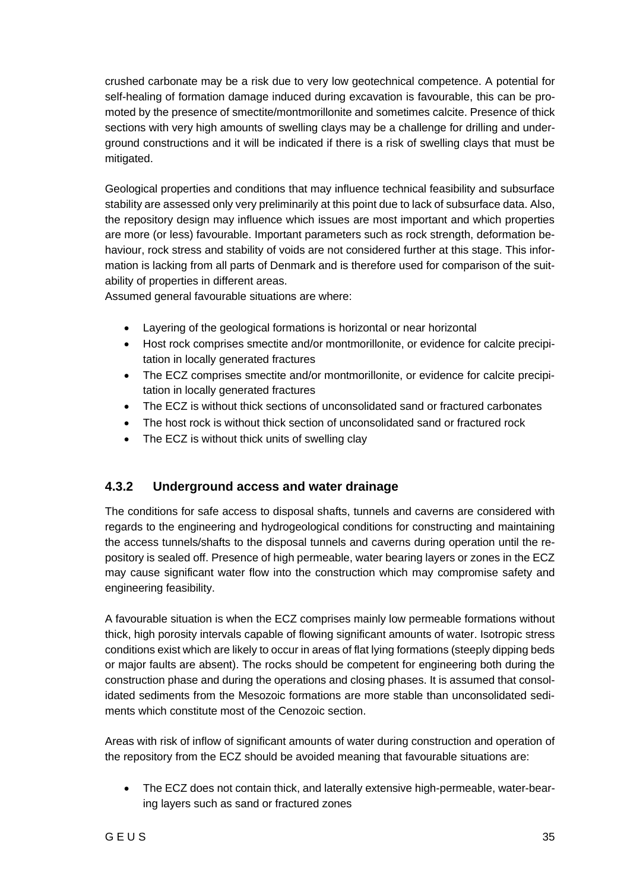crushed carbonate may be a risk due to very low geotechnical competence. A potential for self-healing of formation damage induced during excavation is favourable, this can be promoted by the presence of smectite/montmorillonite and sometimes calcite. Presence of thick sections with very high amounts of swelling clays may be a challenge for drilling and underground constructions and it will be indicated if there is a risk of swelling clays that must be mitigated.

Geological properties and conditions that may influence technical feasibility and subsurface stability are assessed only very preliminarily at this point due to lack of subsurface data. Also, the repository design may influence which issues are most important and which properties are more (or less) favourable. Important parameters such as rock strength, deformation behaviour, rock stress and stability of voids are not considered further at this stage. This information is lacking from all parts of Denmark and is therefore used for comparison of the suitability of properties in different areas.
Assumed general favourable situations are where:

- Layering of the geological formations is horizontal or near horizontal
- Host rock comprises smectite and/or montmorillonite, or evidence for calcite precipitation in locally generated fractures
- The ECZ comprises smectite and/or montmorillonite, or evidence for calcite precipitation in locally generated fractures
- The ECZ is without thick sections of unconsolidated sand or fractured carbonates
- The host rock is without thick section of unconsolidated sand or fractured rock
- The ECZ is without thick units of swelling clay

### 4.3.2 Underground access and water drainage

The conditions for safe access to disposal shafts, tunnels and caverns are considered with regards to the engineering and hydrogeological conditions for constructing and maintaining the access tunnels/shafts to the disposal tunnels and caverns during operation until the repository is sealed off. Presence of high permeable, water bearing layers or zones in the ECZ may cause significant water flow into the construction which may compromise safety and engineering feasibility.

A favourable situation is when the ECZ comprises mainly low permeable formations without thick, high porosity intervals capable of flowing significant amounts of water. Isotropic stress conditions exist which are likely to occur in areas of flat lying formations (steeply dipping beds or major faults are absent). The rocks should be competent for engineering both during the construction phase and during the operations and closing phases. It is assumed that consolidated sediments from the Mesozoic formations are more stable than unconsolidated sediments which constitute most of the Cenozoic section.

Areas with risk of inflow of significant amounts of water during construction and operation of the repository from the ECZ should be avoided meaning that favourable situations are:

- The ECZ does not contain thick, and laterally extensive high-permeable, water-bearing layers such as sand or fractured zones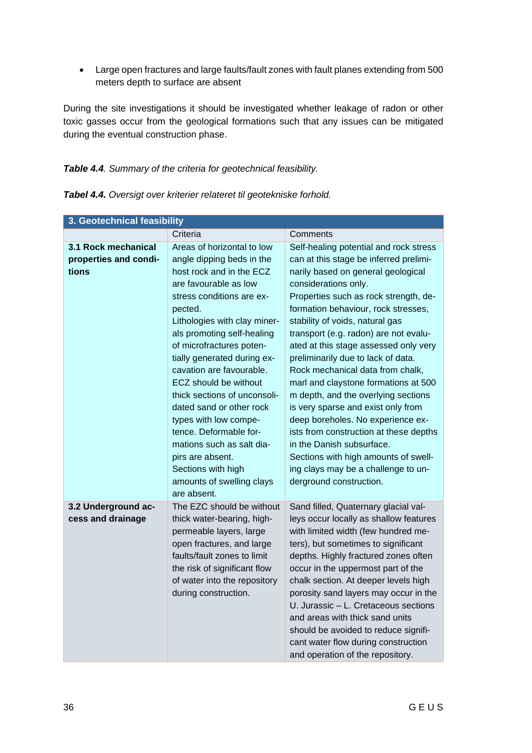- Large open fractures and large faults/fault zones with fault planes extending from 500 meters depth to surface are absent

During the site investigations it should be investigated whether leakage of radon or other toxic gasses occur from the geological formations such that any issues can be mitigated during the eventual construction phase.

***Table 4.4***. *Summary of the criteria for geotechnical feasibility.*

***Tabel 4.4.*** *Oversigt over kriterier relateret til geotekniske forhold.*

| **3. Geotechnical feasibility** | | |
|---|---|---|
| | Criteria | Comments |
| **3.1 Rock mechanical properties and conditions** | Areas of horizontal to low angle dipping beds in the host rock and in the ECZ are favourable as low stress conditions are expected. Lithologies with clay minerals promoting self-healing of microfractures potentially generated during excavation are favourable. ECZ should be without thick sections of unconsolidated sand or other rock types with low competence. Deformable formations such as salt diapirs are absent. Sections with high amounts of swelling clays are absent. | Self-healing potential and rock stress can at this stage be inferred preliminarily based on general geological considerations only. Properties such as rock strength, deformation behaviour, rock stresses, stability of voids, natural gas transport (e.g. radon) are not evaluated at this stage assessed only very preliminarily due to lack of data. Rock mechanical data from chalk, marl and claystone formations at 500 m depth, and the overlying sections is very sparse and exist only from deep boreholes. No experience exists from construction at these depths in the Danish subsurface. Sections with high amounts of swelling clays may be a challenge to underground construction. |
| **3.2 Underground access and drainage** | The EZC should be without thick water-bearing, high-permeable layers, large open fractures, and large faults/fault zones to limit the risk of significant flow of water into the repository during construction. | Sand filled, Quaternary glacial valleys occur locally as shallow features with limited width (few hundred meters), but sometimes to significant depths. Highly fractured zones often occur in the uppermost part of the chalk section. At deeper levels high porosity sand layers may occur in the U. Jurassic – L. Cretaceous sections and areas with thick sand units should be avoided to reduce significant water flow during construction and operation of the repository. |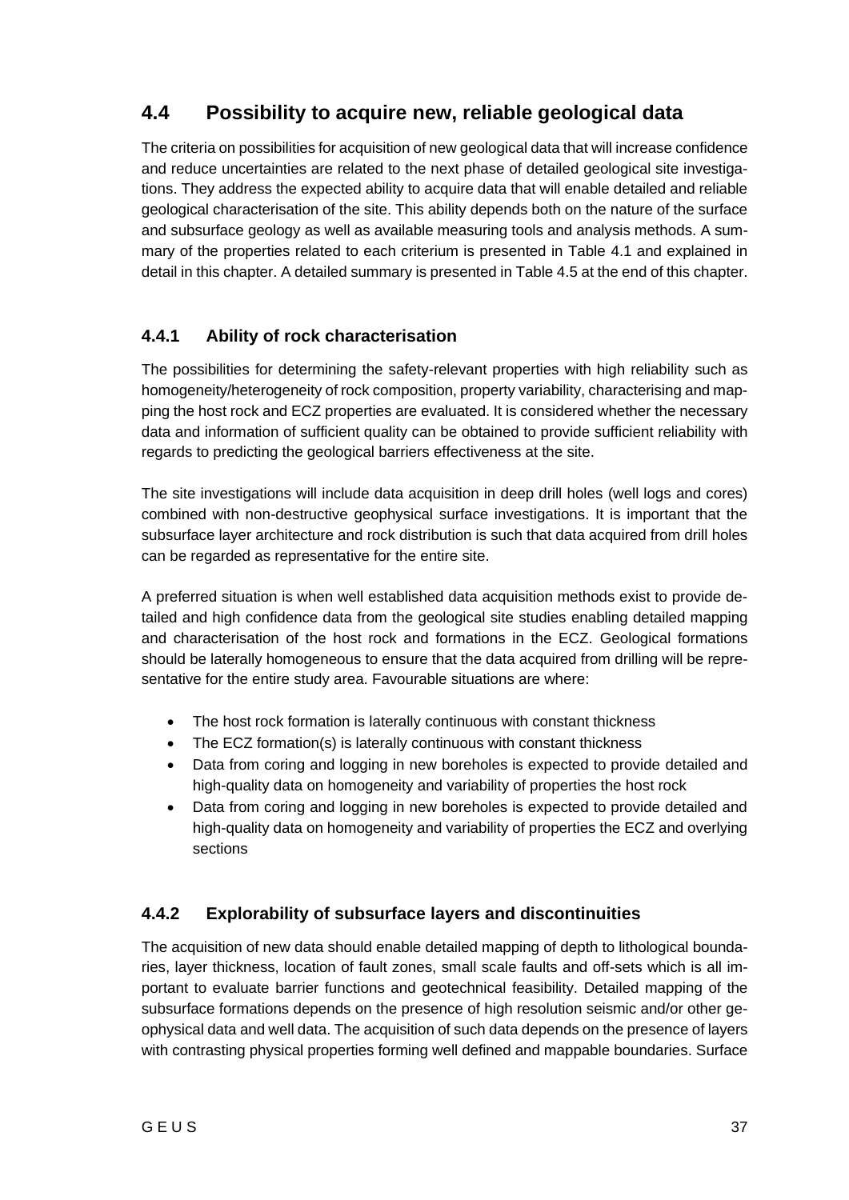## 4.4 Possibility to acquire new, reliable geological data

The criteria on possibilities for acquisition of new geological data that will increase confidence and reduce uncertainties are related to the next phase of detailed geological site investigations. They address the expected ability to acquire data that will enable detailed and reliable geological characterisation of the site. This ability depends both on the nature of the surface and subsurface geology as well as available measuring tools and analysis methods. A summary of the properties related to each criterium is presented in Table 4.1 and explained in detail in this chapter. A detailed summary is presented in Table 4.5 at the end of this chapter.

### 4.4.1 Ability of rock characterisation

The possibilities for determining the safety-relevant properties with high reliability such as homogeneity/heterogeneity of rock composition, property variability, characterising and mapping the host rock and ECZ properties are evaluated. It is considered whether the necessary data and information of sufficient quality can be obtained to provide sufficient reliability with regards to predicting the geological barriers effectiveness at the site.

The site investigations will include data acquisition in deep drill holes (well logs and cores) combined with non-destructive geophysical surface investigations. It is important that the subsurface layer architecture and rock distribution is such that data acquired from drill holes can be regarded as representative for the entire site.

A preferred situation is when well established data acquisition methods exist to provide detailed and high confidence data from the geological site studies enabling detailed mapping and characterisation of the host rock and formations in the ECZ. Geological formations should be laterally homogeneous to ensure that the data acquired from drilling will be representative for the entire study area. Favourable situations are where:

- The host rock formation is laterally continuous with constant thickness
- The ECZ formation(s) is laterally continuous with constant thickness
- Data from coring and logging in new boreholes is expected to provide detailed and high-quality data on homogeneity and variability of properties the host rock
- Data from coring and logging in new boreholes is expected to provide detailed and high-quality data on homogeneity and variability of properties the ECZ and overlying sections

### 4.4.2 Explorability of subsurface layers and discontinuities

The acquisition of new data should enable detailed mapping of depth to lithological boundaries, layer thickness, location of fault zones, small scale faults and off-sets which is all important to evaluate barrier functions and geotechnical feasibility. Detailed mapping of the subsurface formations depends on the presence of high resolution seismic and/or other geophysical data and well data. The acquisition of such data depends on the presence of layers with contrasting physical properties forming well defined and mappable boundaries. Surface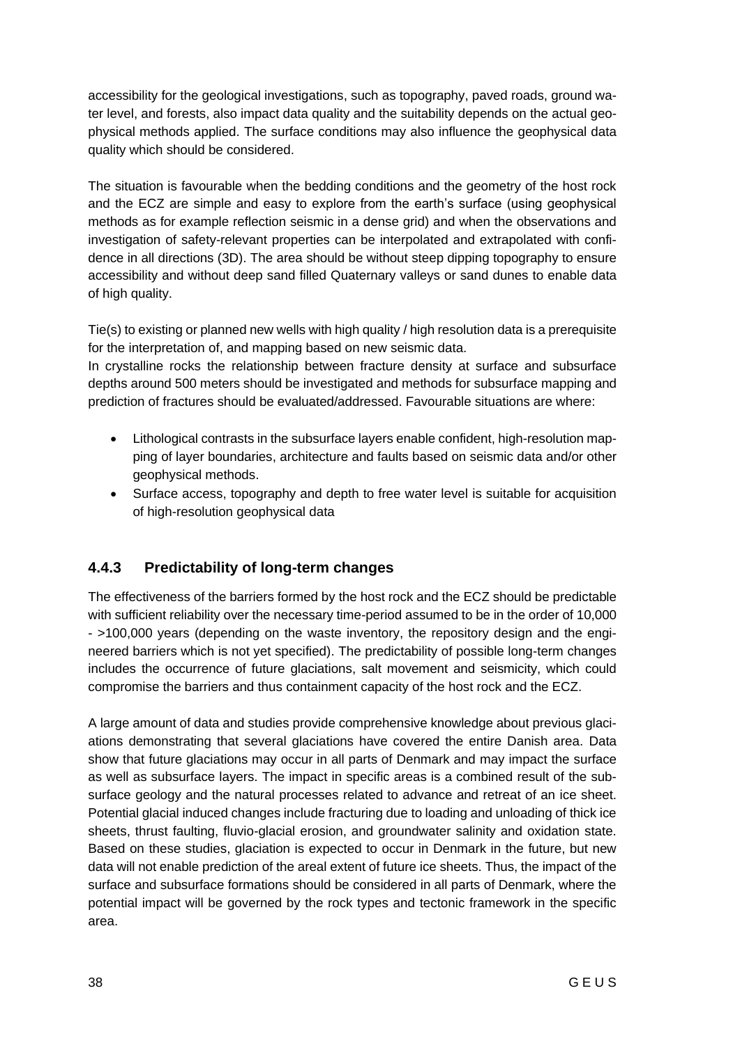accessibility for the geological investigations, such as topography, paved roads, ground water level, and forests, also impact data quality and the suitability depends on the actual geophysical methods applied. The surface conditions may also influence the geophysical data quality which should be considered.

The situation is favourable when the bedding conditions and the geometry of the host rock and the ECZ are simple and easy to explore from the earth's surface (using geophysical methods as for example reflection seismic in a dense grid) and when the observations and investigation of safety-relevant properties can be interpolated and extrapolated with confidence in all directions (3D). The area should be without steep dipping topography to ensure accessibility and without deep sand filled Quaternary valleys or sand dunes to enable data of high quality.

Tie(s) to existing or planned new wells with high quality / high resolution data is a prerequisite for the interpretation of, and mapping based on new seismic data.
In crystalline rocks the relationship between fracture density at surface and subsurface depths around 500 meters should be investigated and methods for subsurface mapping and prediction of fractures should be evaluated/addressed. Favourable situations are where:

- Lithological contrasts in the subsurface layers enable confident, high-resolution mapping of layer boundaries, architecture and faults based on seismic data and/or other geophysical methods.
- Surface access, topography and depth to free water level is suitable for acquisition of high-resolution geophysical data

### 4.4.3 Predictability of long-term changes

The effectiveness of the barriers formed by the host rock and the ECZ should be predictable with sufficient reliability over the necessary time-period assumed to be in the order of 10,000 - >100,000 years (depending on the waste inventory, the repository design and the engineered barriers which is not yet specified). The predictability of possible long-term changes includes the occurrence of future glaciations, salt movement and seismicity, which could compromise the barriers and thus containment capacity of the host rock and the ECZ.

A large amount of data and studies provide comprehensive knowledge about previous glaciations demonstrating that several glaciations have covered the entire Danish area. Data show that future glaciations may occur in all parts of Denmark and may impact the surface as well as subsurface layers. The impact in specific areas is a combined result of the subsurface geology and the natural processes related to advance and retreat of an ice sheet. Potential glacial induced changes include fracturing due to loading and unloading of thick ice sheets, thrust faulting, fluvio-glacial erosion, and groundwater salinity and oxidation state. Based on these studies, glaciation is expected to occur in Denmark in the future, but new data will not enable prediction of the areal extent of future ice sheets. Thus, the impact of the surface and subsurface formations should be considered in all parts of Denmark, where the potential impact will be governed by the rock types and tectonic framework in the specific area.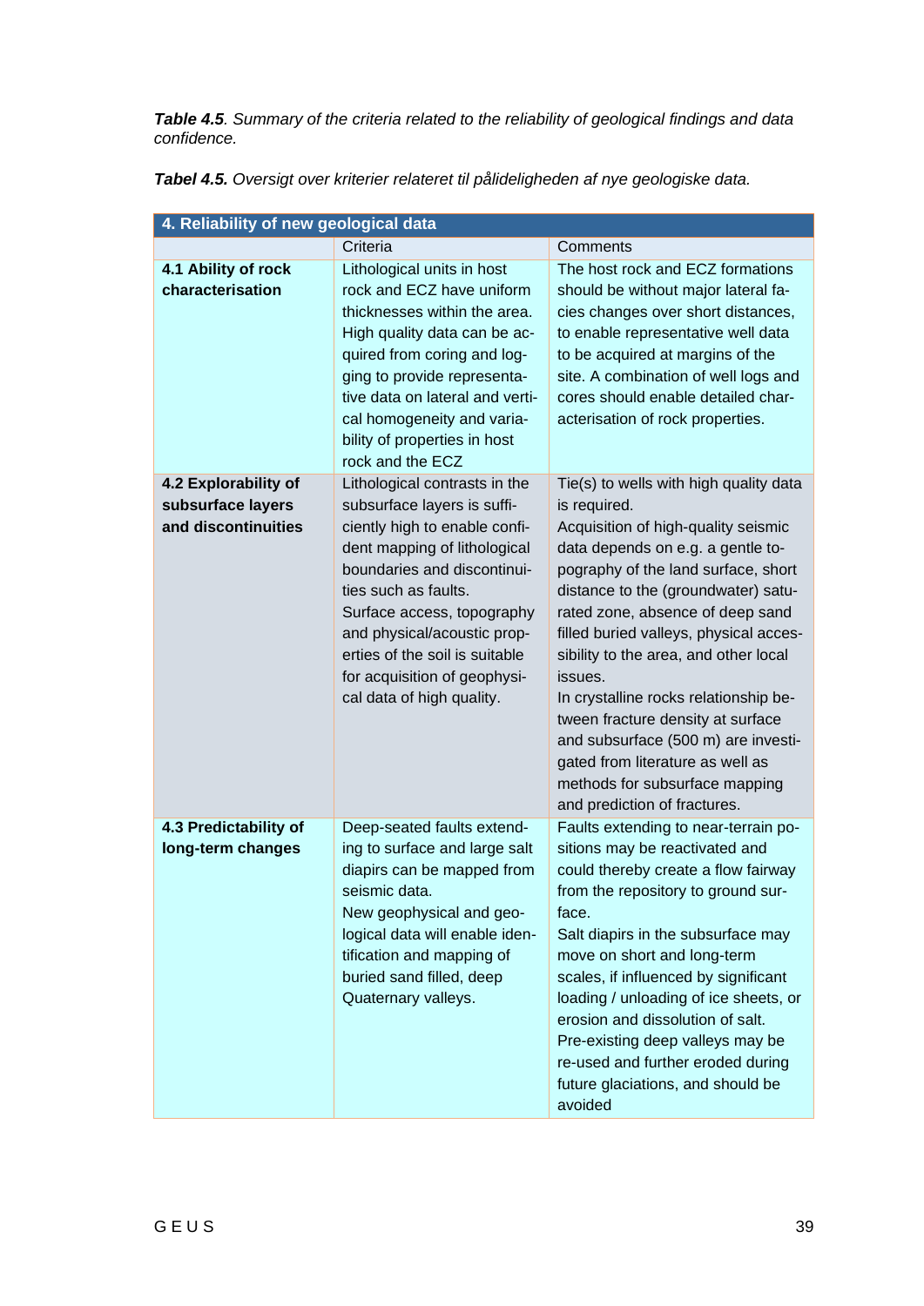***Table 4.5**. Summary of the criteria related to the reliability of geological findings and data confidence.*

***Tabel 4.5.** Oversigt over kriterier relateret til pålideligheden af nye geologiske data.*

| 4. Reliability of new geological data | | |
|---|---|---|
| | Criteria | Comments |
| **4.1 Ability of rock characterisation** | Lithological units in host rock and ECZ have uniform thicknesses within the area. High quality data can be acquired from coring and logging to provide representative data on lateral and vertical homogeneity and variability of properties in host rock and the ECZ | The host rock and ECZ formations should be without major lateral facies changes over short distances, to enable representative well data to be acquired at margins of the site. A combination of well logs and cores should enable detailed characterisation of rock properties. |
| **4.2 Explorability of subsurface layers and discontinuities** | Lithological contrasts in the subsurface layers is sufficiently high to enable confident mapping of lithological boundaries and discontinuities such as faults.<br>Surface access, topography and physical/acoustic properties of the soil is suitable for acquisition of geophysical data of high quality. | Tie(s) to wells with high quality data is required.<br>Acquisition of high-quality seismic data depends on e.g. a gentle topography of the land surface, short distance to the (groundwater) saturated zone, absence of deep sand filled buried valleys, physical accessibility to the area, and other local issues.<br>In crystalline rocks relationship between fracture density at surface and subsurface (500 m) are investigated from literature as well as methods for subsurface mapping and prediction of fractures. |
| **4.3 Predictability of long-term changes** | Deep-seated faults extending to surface and large salt diapirs can be mapped from seismic data.<br>New geophysical and geological data will enable identification and mapping of buried sand filled, deep Quaternary valleys. | Faults extending to near-terrain positions may be reactivated and could thereby create a flow fairway from the repository to ground surface.<br>Salt diapirs in the subsurface may move on short and long-term scales, if influenced by significant loading / unloading of ice sheets, or erosion and dissolution of salt.<br>Pre-existing deep valleys may be re-used and further eroded during future glaciations, and should be avoided |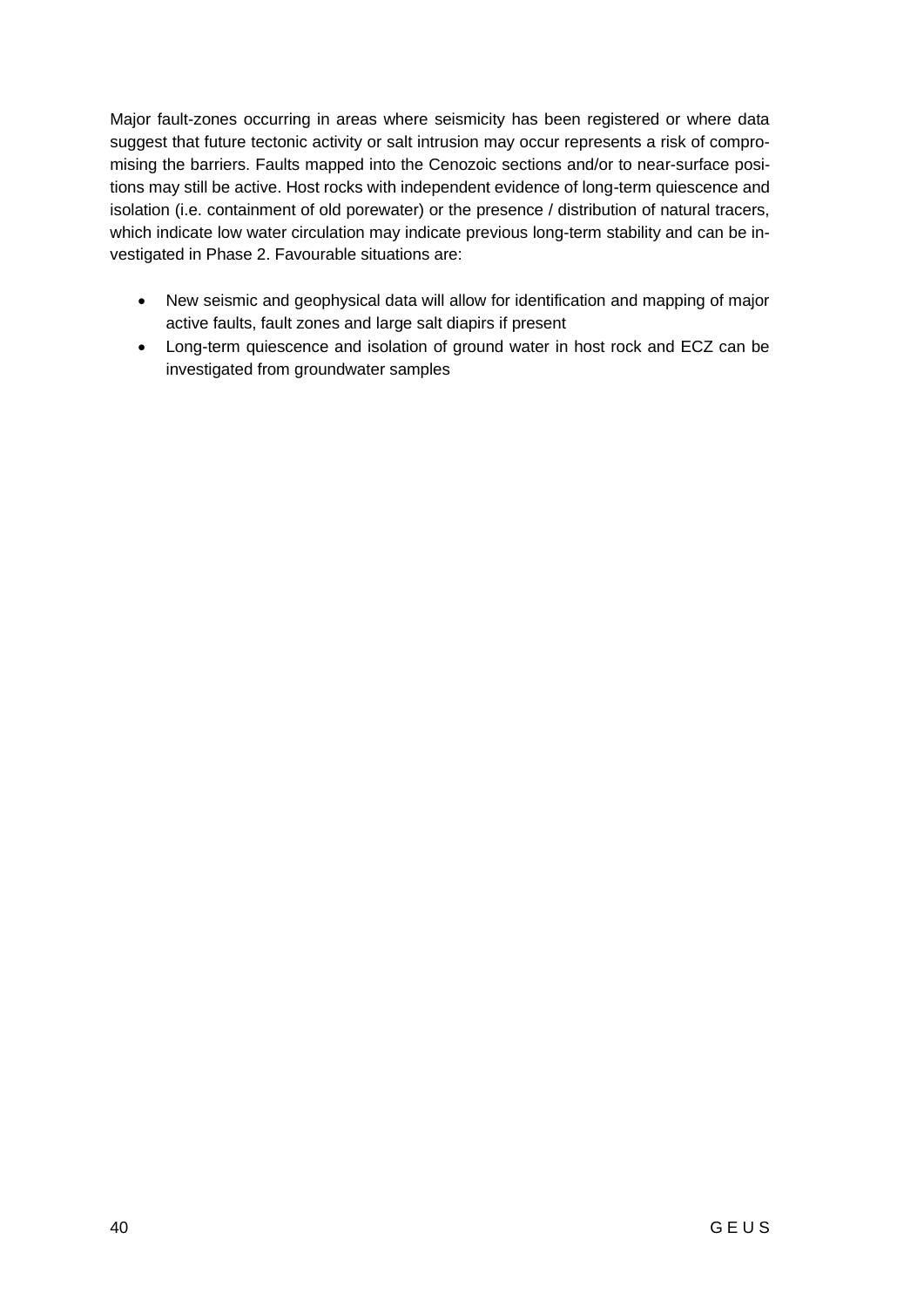Major fault-zones occurring in areas where seismicity has been registered or where data suggest that future tectonic activity or salt intrusion may occur represents a risk of compromising the barriers. Faults mapped into the Cenozoic sections and/or to near-surface positions may still be active. Host rocks with independent evidence of long-term quiescence and isolation (i.e. containment of old porewater) or the presence / distribution of natural tracers, which indicate low water circulation may indicate previous long-term stability and can be investigated in Phase 2. Favourable situations are:

- New seismic and geophysical data will allow for identification and mapping of major active faults, fault zones and large salt diapirs if present
- Long-term quiescence and isolation of ground water in host rock and ECZ can be investigated from groundwater samples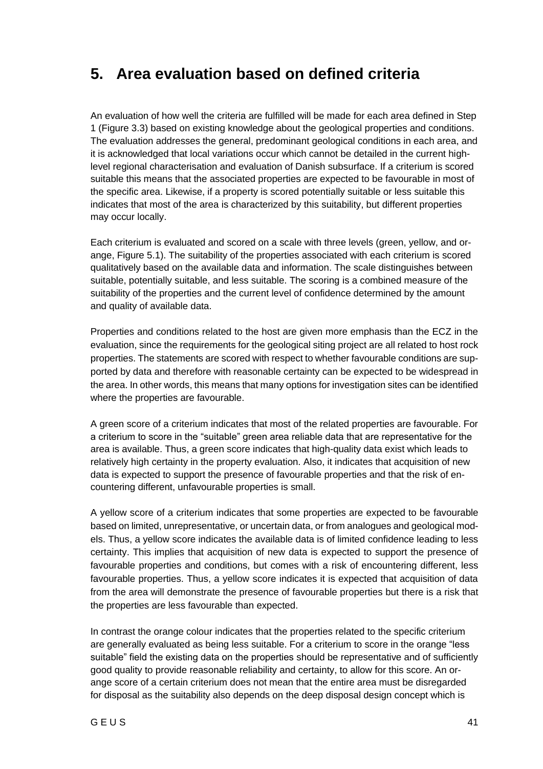# 5. Area evaluation based on defined criteria

An evaluation of how well the criteria are fulfilled will be made for each area defined in Step 1 (Figure 3.3) based on existing knowledge about the geological properties and conditions. The evaluation addresses the general, predominant geological conditions in each area, and it is acknowledged that local variations occur which cannot be detailed in the current high-level regional characterisation and evaluation of Danish subsurface. If a criterium is scored suitable this means that the associated properties are expected to be favourable in most of the specific area. Likewise, if a property is scored potentially suitable or less suitable this indicates that most of the area is characterized by this suitability, but different properties may occur locally.

Each criterium is evaluated and scored on a scale with three levels (green, yellow, and orange, Figure 5.1). The suitability of the properties associated with each criterium is scored qualitatively based on the available data and information. The scale distinguishes between suitable, potentially suitable, and less suitable. The scoring is a combined measure of the suitability of the properties and the current level of confidence determined by the amount and quality of available data.

Properties and conditions related to the host are given more emphasis than the ECZ in the evaluation, since the requirements for the geological siting project are all related to host rock properties. The statements are scored with respect to whether favourable conditions are supported by data and therefore with reasonable certainty can be expected to be widespread in the area. In other words, this means that many options for investigation sites can be identified where the properties are favourable.

A green score of a criterium indicates that most of the related properties are favourable. For a criterium to score in the "suitable" green area reliable data that are representative for the area is available. Thus, a green score indicates that high-quality data exist which leads to relatively high certainty in the property evaluation. Also, it indicates that acquisition of new data is expected to support the presence of favourable properties and that the risk of encountering different, unfavourable properties is small.

A yellow score of a criterium indicates that some properties are expected to be favourable based on limited, unrepresentative, or uncertain data, or from analogues and geological models. Thus, a yellow score indicates the available data is of limited confidence leading to less certainty. This implies that acquisition of new data is expected to support the presence of favourable properties and conditions, but comes with a risk of encountering different, less favourable properties. Thus, a yellow score indicates it is expected that acquisition of data from the area will demonstrate the presence of favourable properties but there is a risk that the properties are less favourable than expected.

In contrast the orange colour indicates that the properties related to the specific criterium are generally evaluated as being less suitable. For a criterium to score in the orange "less suitable" field the existing data on the properties should be representative and of sufficiently good quality to provide reasonable reliability and certainty, to allow for this score. An orange score of a certain criterium does not mean that the entire area must be disregarded for disposal as the suitability also depends on the deep disposal design concept which is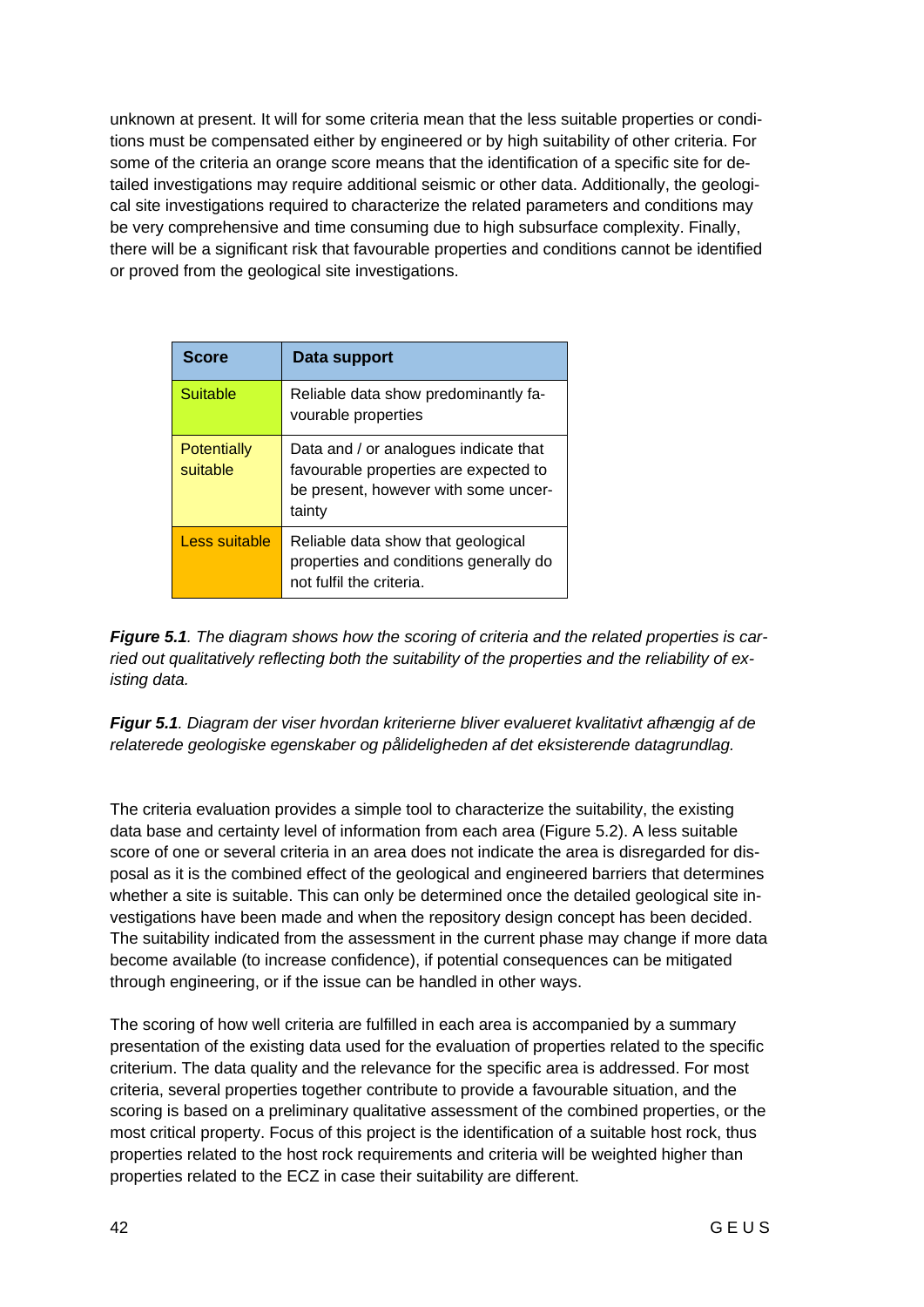unknown at present. It will for some criteria mean that the less suitable properties or conditions must be compensated either by engineered or by high suitability of other criteria. For some of the criteria an orange score means that the identification of a specific site for detailed investigations may require additional seismic or other data. Additionally, the geological site investigations required to characterize the related parameters and conditions may be very comprehensive and time consuming due to high subsurface complexity. Finally, there will be a significant risk that favourable properties and conditions cannot be identified or proved from the geological site investigations.

| Score | Data support |
|---|---|
| Suitable | Reliable data show predominantly favourable properties |
| Potentially suitable | Data and / or analogues indicate that favourable properties are expected to be present, however with some uncertainty |
| Less suitable | Reliable data show that geological properties and conditions generally do not fulfil the criteria. |

***Figure 5.1***. *The diagram shows how the scoring of criteria and the related properties is carried out qualitatively reflecting both the suitability of the properties and the reliability of existing data.*

***Figur 5.1***. *Diagram der viser hvordan kriterierne bliver evalueret kvalitativt afhængig af de relaterede geologiske egenskaber og påligeligheden af det eksisterende datagrundlag.*

The criteria evaluation provides a simple tool to characterize the suitability, the existing data base and certainty level of information from each area (Figure 5.2). A less suitable score of one or several criteria in an area does not indicate the area is disregarded for disposal as it is the combined effect of the geological and engineered barriers that determines whether a site is suitable. This can only be determined once the detailed geological site investigations have been made and when the repository design concept has been decided. The suitability indicated from the assessment in the current phase may change if more data become available (to increase confidence), if potential consequences can be mitigated through engineering, or if the issue can be handled in other ways.

The scoring of how well criteria are fulfilled in each area is accompanied by a summary presentation of the existing data used for the evaluation of properties related to the specific criterium. The data quality and the relevance for the specific area is addressed. For most criteria, several properties together contribute to provide a favourable situation, and the scoring is based on a preliminary qualitative assessment of the combined properties, or the most critical property. Focus of this project is the identification of a suitable host rock, thus properties related to the host rock requirements and criteria will be weighted higher than properties related to the ECZ in case their suitability are different.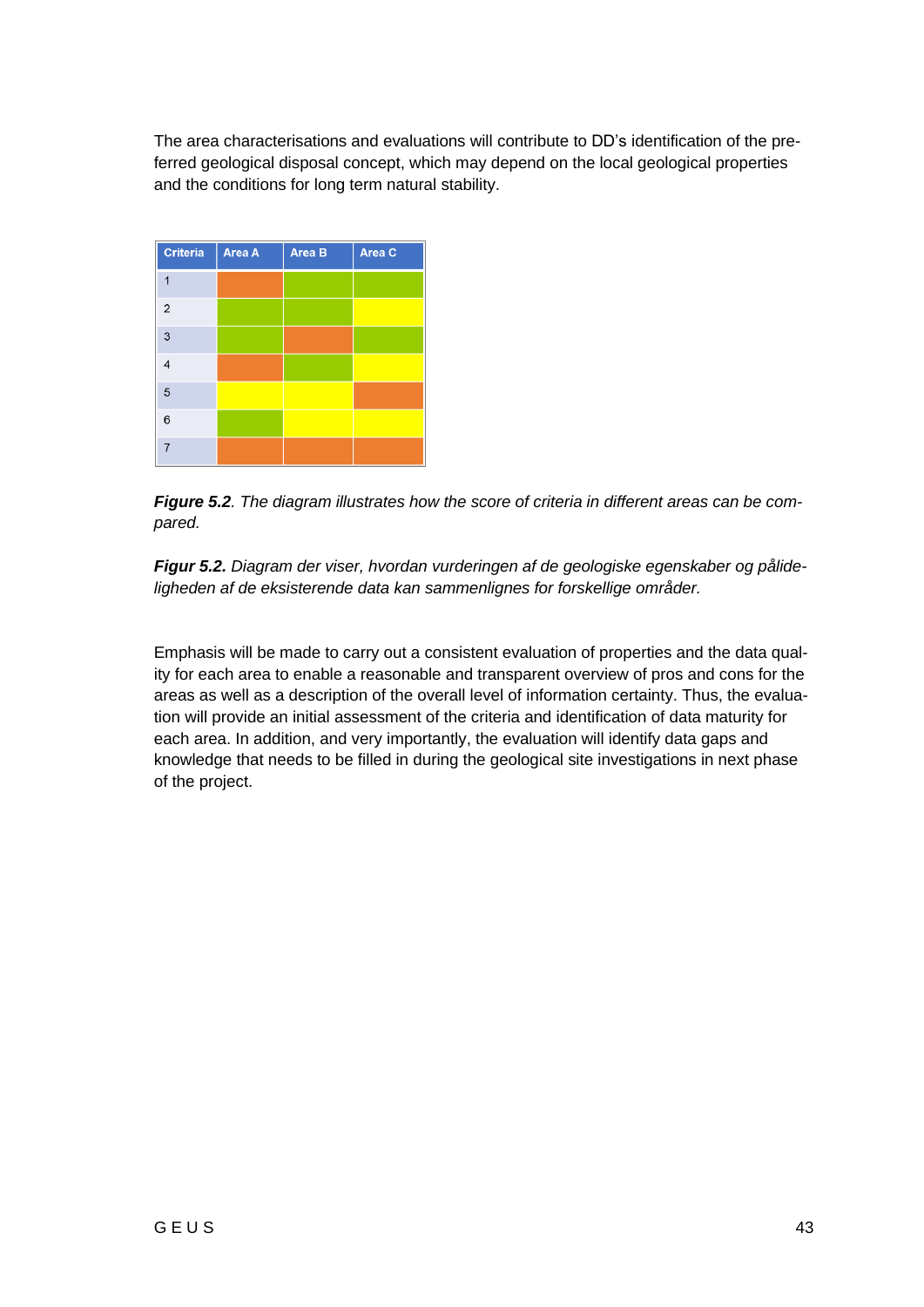The area characterisations and evaluations will contribute to DD's identification of the preferred geological disposal concept, which may depend on the local geological properties and the conditions for long term natural stability.

| Criteria | Area A | Area B | Area C |
|---|---|---|---|
| 1 | | | |
| 2 | | | |
| 3 | | | |
| 4 | | | |
| 5 | | | |
| 6 | | | |
| 7 | | | |

***Figure 5.2**. The diagram illustrates how the score of criteria in different areas can be compared.*

***Figur 5.2.** Diagram der viser, hvordan vurderingen af de geologiske egenskaber og pålideligheden af de eksisterende data kan sammenlignes for forskellige områder.*

Emphasis will be made to carry out a consistent evaluation of properties and the data quality for each area to enable a reasonable and transparent overview of pros and cons for the areas as well as a description of the overall level of information certainty. Thus, the evaluation will provide an initial assessment of the criteria and identification of data maturity for each area. In addition, and very importantly, the evaluation will identify data gaps and knowledge that needs to be filled in during the geological site investigations in next phase of the project.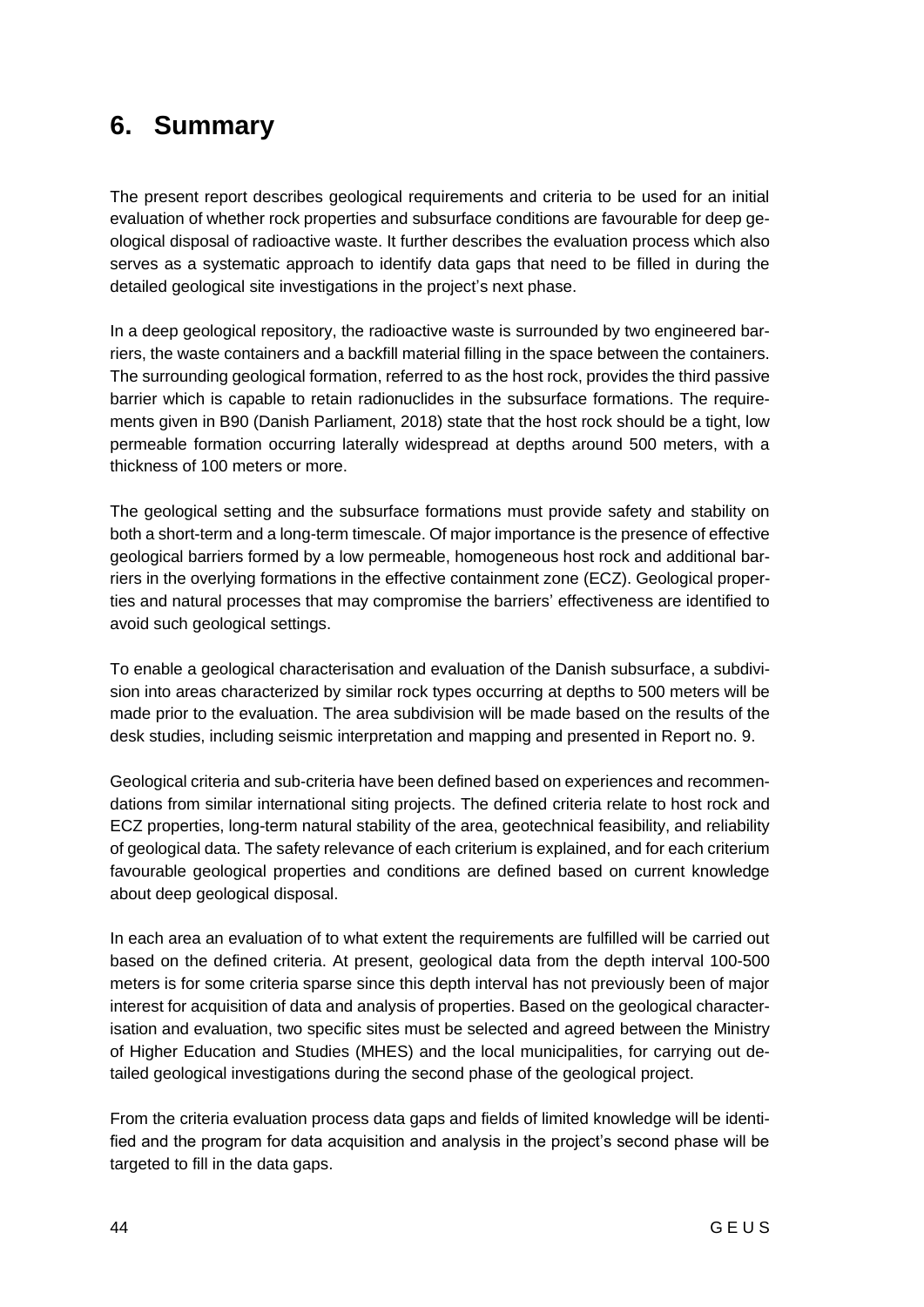# 6. Summary

The present report describes geological requirements and criteria to be used for an initial evaluation of whether rock properties and subsurface conditions are favourable for deep geological disposal of radioactive waste. It further describes the evaluation process which also serves as a systematic approach to identify data gaps that need to be filled in during the detailed geological site investigations in the project's next phase.

In a deep geological repository, the radioactive waste is surrounded by two engineered barriers, the waste containers and a backfill material filling in the space between the containers. The surrounding geological formation, referred to as the host rock, provides the third passive barrier which is capable to retain radionuclides in the subsurface formations. The requirements given in B90 (Danish Parliament, 2018) state that the host rock should be a tight, low permeable formation occurring laterally widespread at depths around 500 meters, with a thickness of 100 meters or more.

The geological setting and the subsurface formations must provide safety and stability on both a short-term and a long-term timescale. Of major importance is the presence of effective geological barriers formed by a low permeable, homogeneous host rock and additional barriers in the overlying formations in the effective containment zone (ECZ). Geological properties and natural processes that may compromise the barriers' effectiveness are identified to avoid such geological settings.

To enable a geological characterisation and evaluation of the Danish subsurface, a subdivision into areas characterized by similar rock types occurring at depths to 500 meters will be made prior to the evaluation. The area subdivision will be made based on the results of the desk studies, including seismic interpretation and mapping and presented in Report no. 9.

Geological criteria and sub-criteria have been defined based on experiences and recommendations from similar international siting projects. The defined criteria relate to host rock and ECZ properties, long-term natural stability of the area, geotechnical feasibility, and reliability of geological data. The safety relevance of each criterium is explained, and for each criterium favourable geological properties and conditions are defined based on current knowledge about deep geological disposal.

In each area an evaluation of to what extent the requirements are fulfilled will be carried out based on the defined criteria. At present, geological data from the depth interval 100-500 meters is for some criteria sparse since this depth interval has not previously been of major interest for acquisition of data and analysis of properties. Based on the geological characterisation and evaluation, two specific sites must be selected and agreed between the Ministry of Higher Education and Studies (MHES) and the local municipalities, for carrying out detailed geological investigations during the second phase of the geological project.

From the criteria evaluation process data gaps and fields of limited knowledge will be identified and the program for data acquisition and analysis in the project's second phase will be targeted to fill in the data gaps.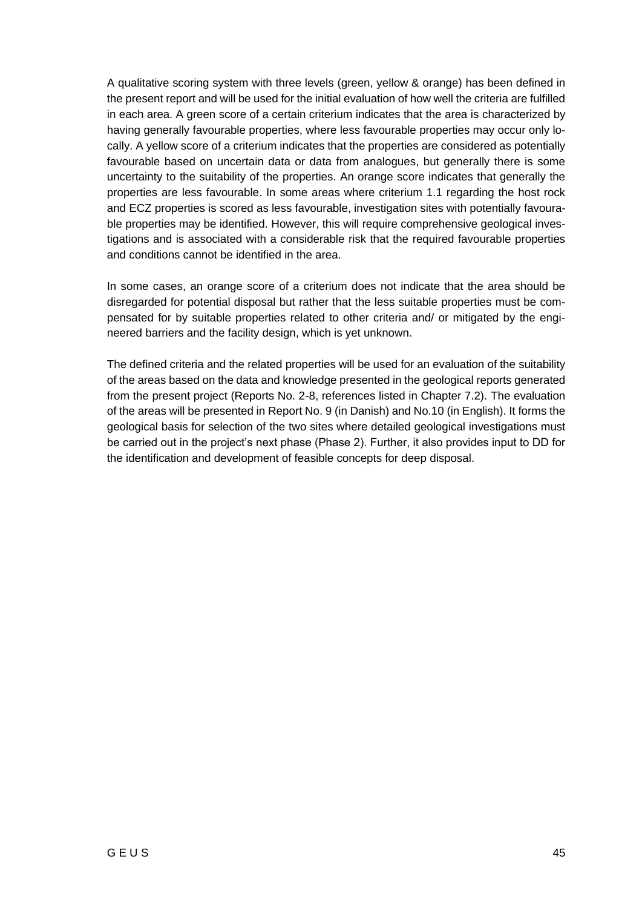A qualitative scoring system with three levels (green, yellow & orange) has been defined in the present report and will be used for the initial evaluation of how well the criteria are fulfilled in each area. A green score of a certain criterium indicates that the area is characterized by having generally favourable properties, where less favourable properties may occur only locally. A yellow score of a criterium indicates that the properties are considered as potentially favourable based on uncertain data or data from analogues, but generally there is some uncertainty to the suitability of the properties. An orange score indicates that generally the properties are less favourable. In some areas where criterium 1.1 regarding the host rock and ECZ properties is scored as less favourable, investigation sites with potentially favourable properties may be identified. However, this will require comprehensive geological investigations and is associated with a considerable risk that the required favourable properties and conditions cannot be identified in the area.

In some cases, an orange score of a criterium does not indicate that the area should be disregarded for potential disposal but rather that the less suitable properties must be compensated for by suitable properties related to other criteria and/ or mitigated by the engineered barriers and the facility design, which is yet unknown.

The defined criteria and the related properties will be used for an evaluation of the suitability of the areas based on the data and knowledge presented in the geological reports generated from the present project (Reports No. 2-8, references listed in Chapter 7.2). The evaluation of the areas will be presented in Report No. 9 (in Danish) and No.10 (in English). It forms the geological basis for selection of the two sites where detailed geological investigations must be carried out in the project's next phase (Phase 2). Further, it also provides input to DD for the identification and development of feasible concepts for deep disposal.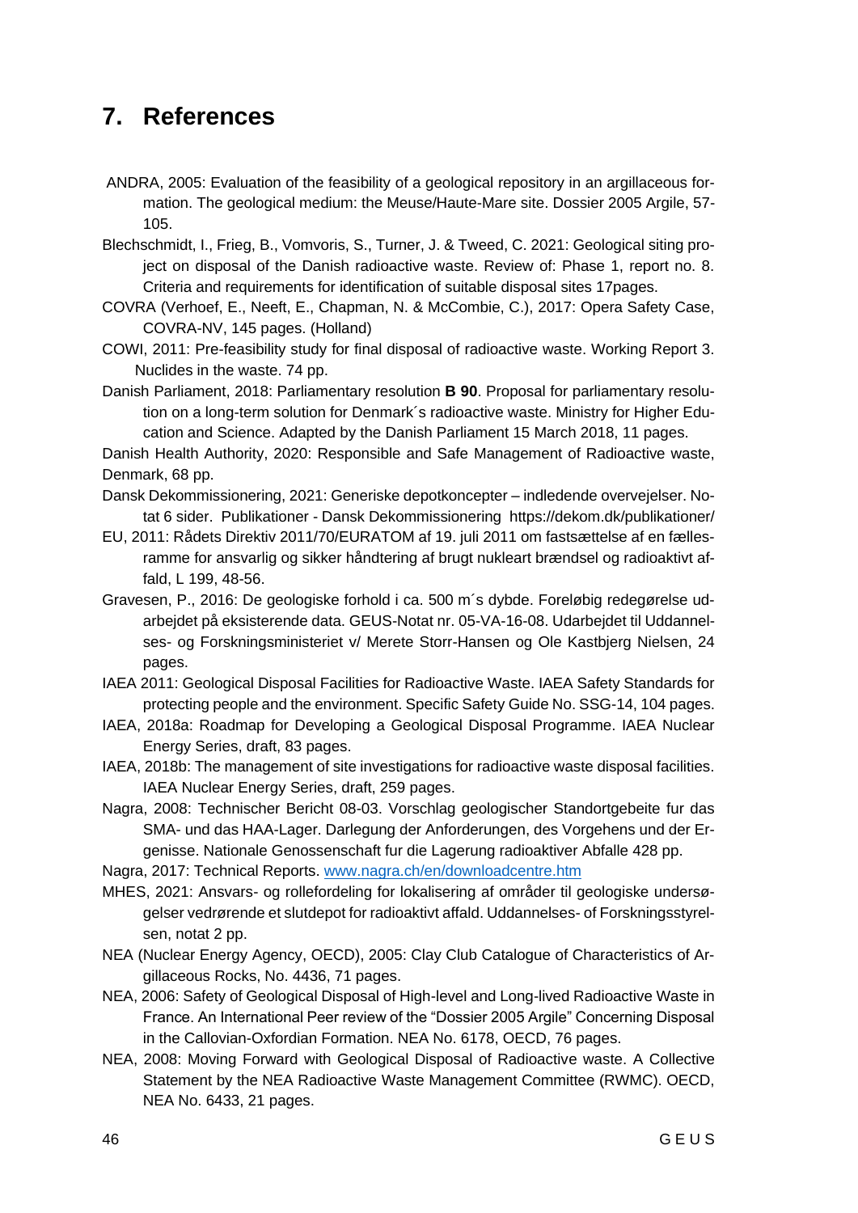# 7. References

ANDRA, 2005: Evaluation of the feasibility of a geological repository in an argillaceous formation. The geological medium: the Meuse/Haute-Mare site. Dossier 2005 Argile, 57-105.

Blechschmidt, I., Frieg, B., Vomvoris, S., Turner, J. & Tweed, C. 2021: Geological siting project on disposal of the Danish radioactive waste. Review of: Phase 1, report no. 8. Criteria and requirements for identification of suitable disposal sites 17pages.

COVRA (Verhoef, E., Neeft, E., Chapman, N. & McCombie, C.), 2017: Opera Safety Case, COVRA-NV, 145 pages. (Holland)

COWI, 2011: Pre-feasibility study for final disposal of radioactive waste. Working Report 3. Nuclides in the waste. 74 pp.

Danish Parliament, 2018: Parliamentary resolution **B 90**. Proposal for parliamentary resolution on a long-term solution for Denmark´s radioactive waste. Ministry for Higher Education and Science. Adapted by the Danish Parliament 15 March 2018, 11 pages.

Danish Health Authority, 2020: Responsible and Safe Management of Radioactive waste, Denmark, 68 pp.

Dansk Dekommissionering, 2021: Generiske depotkoncepter – indledende overvejelser. Notat 6 sider. Publikationer - Dansk Dekommissionering https://dekom.dk/publikationer/

EU, 2011: Rådets Direktiv 2011/70/EURATOM af 19. juli 2011 om fastsættelse af en fællesramme for ansvarlig og sikker håndtering af brugt nukleart brændsel og radioaktivt affald, L 199, 48-56.

Gravesen, P., 2016: De geologiske forhold i ca. 500 m´s dybde. Foreløbig redegørelse udarbejdet på eksisterende data. GEUS-Notat nr. 05-VA-16-08. Udarbejdet til Uddannelses- og Forskningsministeriet v/ Merete Storr-Hansen og Ole Kastbjerg Nielsen, 24 pages.

IAEA 2011: Geological Disposal Facilities for Radioactive Waste. IAEA Safety Standards for protecting people and the environment. Specific Safety Guide No. SSG-14, 104 pages.

IAEA, 2018a: Roadmap for Developing a Geological Disposal Programme. IAEA Nuclear Energy Series, draft, 83 pages.

IAEA, 2018b: The management of site investigations for radioactive waste disposal facilities. IAEA Nuclear Energy Series, draft, 259 pages.

Nagra, 2008: Technischer Bericht 08-03. Vorschlag geologischer Standortgebeite fur das SMA- und das HAA-Lager. Darlegung der Anforderungen, des Vorgehens und der Ergenisse. Nationale Genossenschaft fur die Lagerung radioaktiver Abfalle 428 pp.

Nagra, 2017: Technical Reports. [www.nagra.ch/en/downloadcentre.htm](www.nagra.ch/en/downloadcentre.htm)

MHES, 2021: Ansvars- og rollefordeling for lokalisering af områder til geologiske undersøgelser vedrørende et slutdepot for radioaktivt affald. Uddannelses- of Forskningsstyrelsen, notat 2 pp.

NEA (Nuclear Energy Agency, OECD), 2005: Clay Club Catalogue of Characteristics of Argillaceous Rocks, No. 4436, 71 pages.

NEA, 2006: Safety of Geological Disposal of High-level and Long-lived Radioactive Waste in France. An International Peer review of the "Dossier 2005 Argile" Concerning Disposal in the Callovian-Oxfordian Formation. NEA No. 6178, OECD, 76 pages.

NEA, 2008: Moving Forward with Geological Disposal of Radioactive waste. A Collective Statement by the NEA Radioactive Waste Management Committee (RWMC). OECD, NEA No. 6433, 21 pages.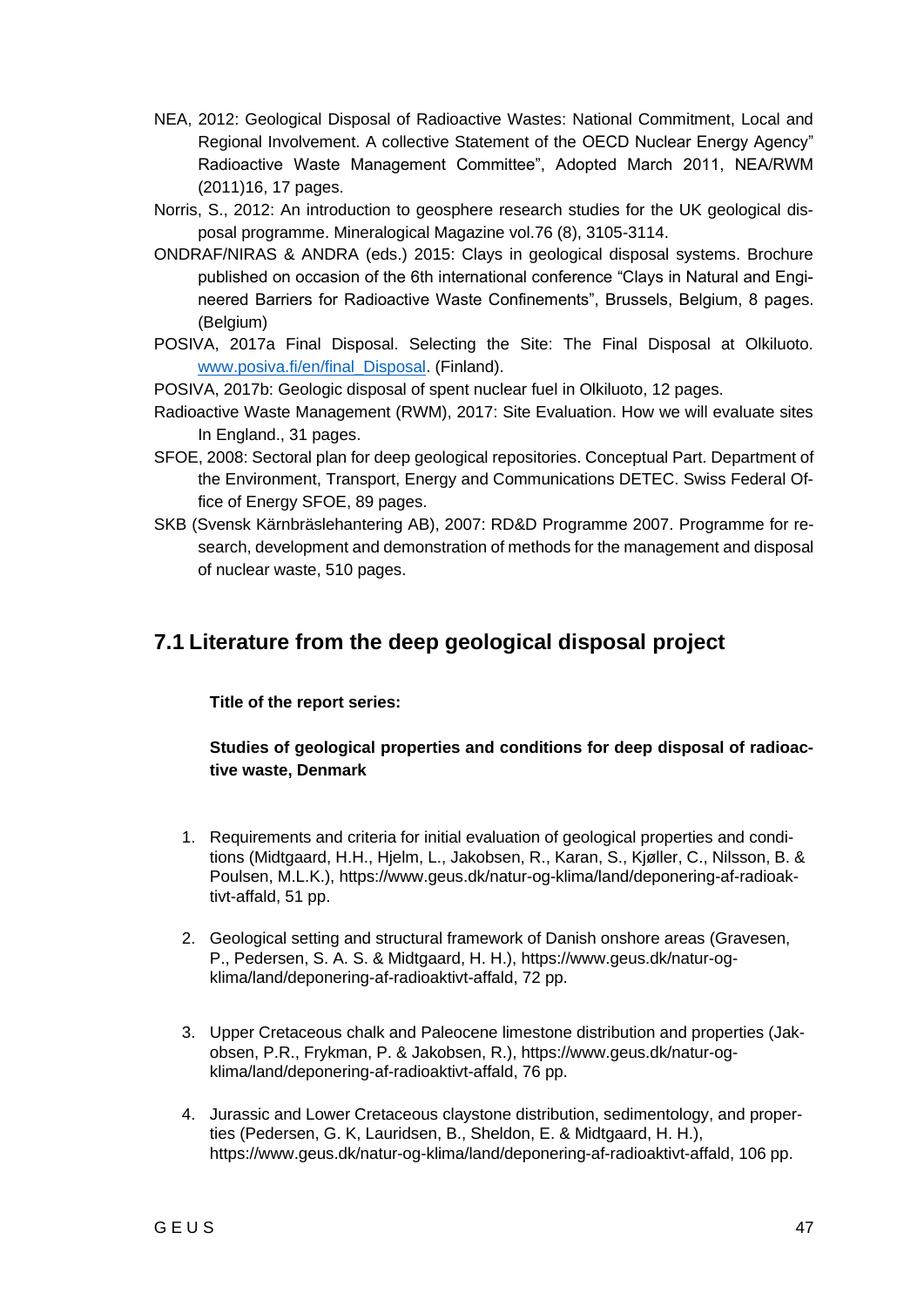NEA, 2012: Geological Disposal of Radioactive Wastes: National Commitment, Local and Regional Involvement. A collective Statement of the OECD Nuclear Energy Agency" Radioactive Waste Management Committee", Adopted March 2011, NEA/RWM (2011)16, 17 pages.

Norris, S., 2012: An introduction to geosphere research studies for the UK geological disposal programme. Mineralogical Magazine vol.76 (8), 3105-3114.

ONDRAF/NIRAS & ANDRA (eds.) 2015: Clays in geological disposal systems. Brochure published on occasion of the 6th international conference "Clays in Natural and Engineered Barriers for Radioactive Waste Confinements", Brussels, Belgium, 8 pages. (Belgium)

POSIVA, 2017a Final Disposal. Selecting the Site: The Final Disposal at Olkiluoto. [www.posiva.fi/en/final_Disposal](www.posiva.fi/en/final_Disposal). (Finland).

POSIVA, 2017b: Geologic disposal of spent nuclear fuel in Olkiluoto, 12 pages.

Radioactive Waste Management (RWM), 2017: Site Evaluation. How we will evaluate sites In England., 31 pages.

SFOE, 2008: Sectoral plan for deep geological repositories. Conceptual Part. Department of the Environment, Transport, Energy and Communications DETEC. Swiss Federal Office of Energy SFOE, 89 pages.

SKB (Svensk Kärnbräslehantering AB), 2007: RD&D Programme 2007. Programme for research, development and demonstration of methods for the management and disposal of nuclear waste, 510 pages.

## 7.1 Literature from the deep geological disposal project

**Title of the report series:**

**Studies of geological properties and conditions for deep disposal of radioactive waste, Denmark**

1. Requirements and criteria for initial evaluation of geological properties and conditions (Midtgaard, H.H., Hjelm, L., Jakobsen, R., Karan, S., Kjøller, C., Nilsson, B. & Poulsen, M.L.K.), https://www.geus.dk/natur-og-klima/land/deponering-af-radioaktivt-affald, 51 pp.

2. Geological setting and structural framework of Danish onshore areas (Gravesen, P., Pedersen, S. A. S. & Midtgaard, H. H.), https://www.geus.dk/natur-og-klima/land/deponering-af-radioaktivt-affald, 72 pp.

3. Upper Cretaceous chalk and Paleocene limestone distribution and properties (Jakobsen, P.R., Frykman, P. & Jakobsen, R.), https://www.geus.dk/natur-og-klima/land/deponering-af-radioaktivt-affald, 76 pp.

4. Jurassic and Lower Cretaceous claystone distribution, sedimentology, and properties (Pedersen, G. K, Lauridsen, B., Sheldon, E. & Midtgaard, H. H.), https://www.geus.dk/natur-og-klima/land/deponering-af-radioaktivt-affald, 106 pp.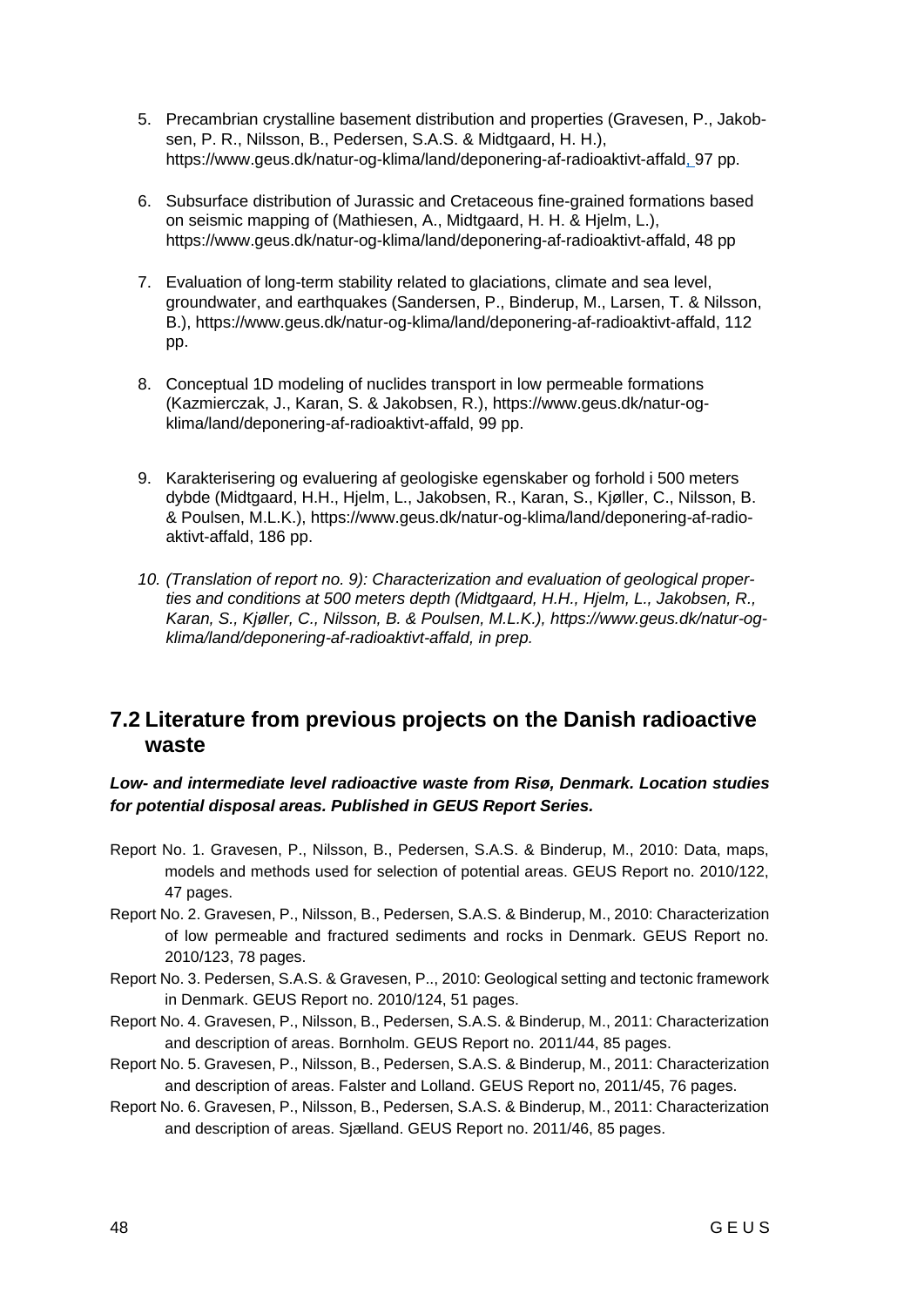5. Precambrian crystalline basement distribution and properties (Gravesen, P., Jakobsen, P. R., Nilsson, B., Pedersen, S.A.S. & Midtgaard, H. H.), https://www.geus.dk/natur-og-klima/land/deponering-af-radioaktivt-affald, 97 pp.

6. Subsurface distribution of Jurassic and Cretaceous fine-grained formations based on seismic mapping of (Mathiesen, A., Midtgaard, H. H. & Hjelm, L.), https://www.geus.dk/natur-og-klima/land/deponering-af-radioaktivt-affald, 48 pp

7. Evaluation of long-term stability related to glaciations, climate and sea level, groundwater, and earthquakes (Sandersen, P., Binderup, M., Larsen, T. & Nilsson, B.), https://www.geus.dk/natur-og-klima/land/deponering-af-radioaktivt-affald, 112 pp.

8. Conceptual 1D modeling of nuclides transport in low permeable formations (Kazmierczak, J., Karan, S. & Jakobsen, R.), https://www.geus.dk/natur-og-klima/land/deponering-af-radioaktivt-affald, 99 pp.

9. Karakterisering og evaluering af geologiske egenskaber og forhold i 500 meters dybde (Midtgaard, H.H., Hjelm, L., Jakobsen, R., Karan, S., Kjøller, C., Nilsson, B. & Poulsen, M.L.K.), https://www.geus.dk/natur-og-klima/land/deponering-af-radioaktivt-affald, 186 pp.

10. *(Translation of report no. 9): Characterization and evaluation of geological properties and conditions at 500 meters depth (Midtgaard, H.H., Hjelm, L., Jakobsen, R., Karan, S., Kjøller, C., Nilsson, B. & Poulsen, M.L.K.), https://www.geus.dk/natur-og-klima/land/deponering-af-radioaktivt-affald, in prep.*

## 7.2 Literature from previous projects on the Danish radioactive waste

***Low- and intermediate level radioactive waste from Risø, Denmark. Location studies for potential disposal areas. Published in GEUS Report Series.***

Report No. 1. Gravesen, P., Nilsson, B., Pedersen, S.A.S. & Binderup, M., 2010: Data, maps, models and methods used for selection of potential areas. GEUS Report no. 2010/122, 47 pages.

Report No. 2. Gravesen, P., Nilsson, B., Pedersen, S.A.S. & Binderup, M., 2010: Characterization of low permeable and fractured sediments and rocks in Denmark. GEUS Report no. 2010/123, 78 pages.

Report No. 3. Pedersen, S.A.S. & Gravesen, P.., 2010: Geological setting and tectonic framework in Denmark. GEUS Report no. 2010/124, 51 pages.

Report No. 4. Gravesen, P., Nilsson, B., Pedersen, S.A.S. & Binderup, M., 2011: Characterization and description of areas. Bornholm. GEUS Report no. 2011/44, 85 pages.

Report No. 5. Gravesen, P., Nilsson, B., Pedersen, S.A.S. & Binderup, M., 2011: Characterization and description of areas. Falster and Lolland. GEUS Report no, 2011/45, 76 pages.

Report No. 6. Gravesen, P., Nilsson, B., Pedersen, S.A.S. & Binderup, M., 2011: Characterization and description of areas. Sjælland. GEUS Report no. 2011/46, 85 pages.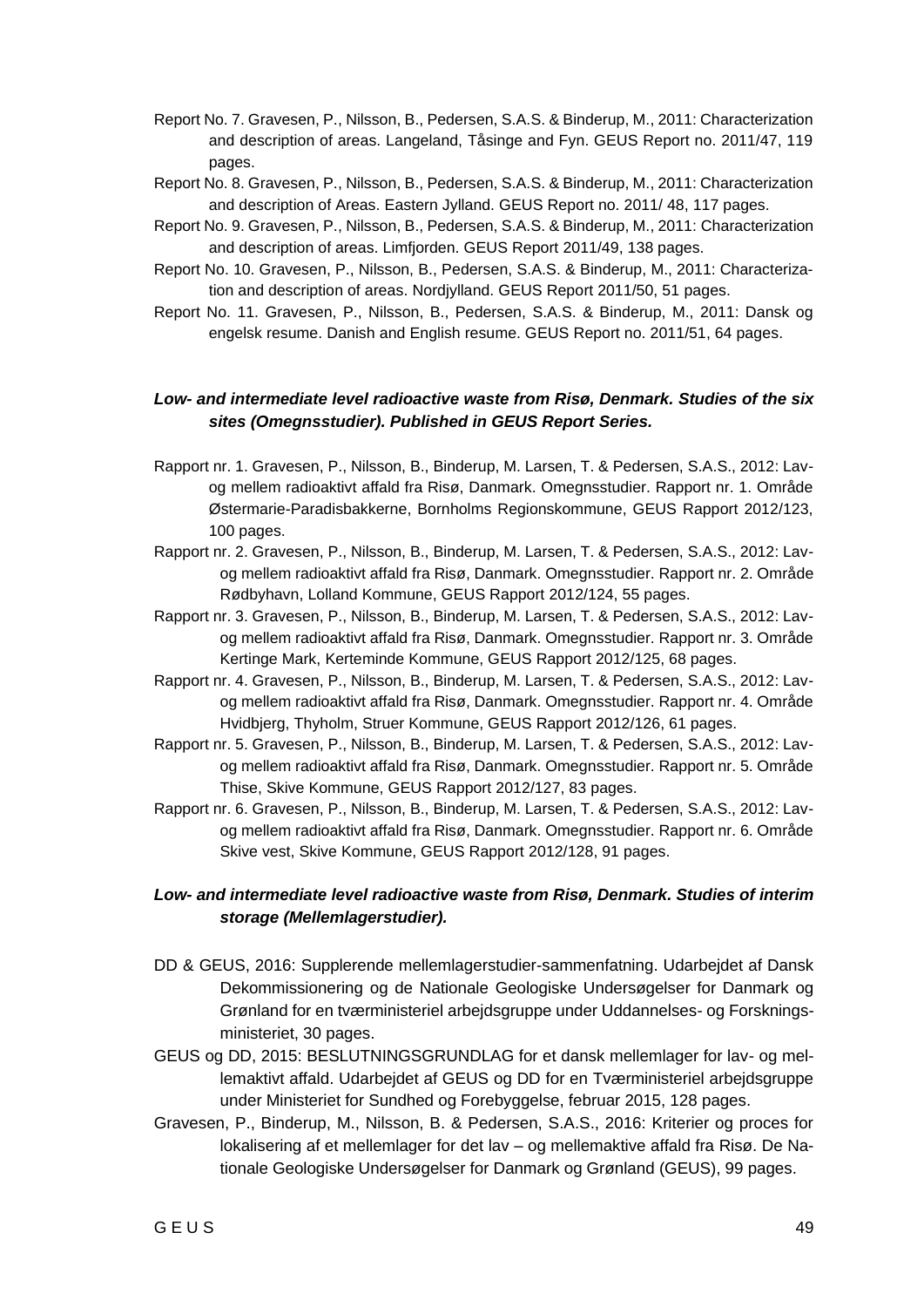Report No. 7. Gravesen, P., Nilsson, B., Pedersen, S.A.S. & Binderup, M., 2011: Characterization and description of areas. Langeland, Tåsinge and Fyn. GEUS Report no. 2011/47, 119 pages.

Report No. 8. Gravesen, P., Nilsson, B., Pedersen, S.A.S. & Binderup, M., 2011: Characterization and description of Areas. Eastern Jylland. GEUS Report no. 2011/ 48, 117 pages.

Report No. 9. Gravesen, P., Nilsson, B., Pedersen, S.A.S. & Binderup, M., 2011: Characterization and description of areas. Limfjorden. GEUS Report 2011/49, 138 pages.

Report No. 10. Gravesen, P., Nilsson, B., Pedersen, S.A.S. & Binderup, M., 2011: Characterization and description of areas. Nordjylland. GEUS Report 2011/50, 51 pages.

Report No. 11. Gravesen, P., Nilsson, B., Pedersen, S.A.S. & Binderup, M., 2011: Dansk og engelsk resume. Danish and English resume. GEUS Report no. 2011/51, 64 pages.

***Low- and intermediate level radioactive waste from Risø, Denmark. Studies of the six sites (Omegnsstudier). Published in GEUS Report Series.***

Rapport nr. 1. Gravesen, P., Nilsson, B., Binderup, M. Larsen, T. & Pedersen, S.A.S., 2012: Lav- og mellem radioaktivt affald fra Risø, Danmark. Omegnsstudier. Rapport nr. 1. Område Østermarie-Paradisbakkerne, Bornholms Regionskommune, GEUS Rapport 2012/123, 100 pages.

Rapport nr. 2. Gravesen, P., Nilsson, B., Binderup, M. Larsen, T. & Pedersen, S.A.S., 2012: Lav- og mellem radioaktivt affald fra Risø, Danmark. Omegnsstudier. Rapport nr. 2. Område Rødbyhavn, Lolland Kommune, GEUS Rapport 2012/124, 55 pages.

Rapport nr. 3. Gravesen, P., Nilsson, B., Binderup, M. Larsen, T. & Pedersen, S.A.S., 2012: Lav- og mellem radioaktivt affald fra Risø, Danmark. Omegnsstudier. Rapport nr. 3. Område Kertinge Mark, Kerteminde Kommune, GEUS Rapport 2012/125, 68 pages.

Rapport nr. 4. Gravesen, P., Nilsson, B., Binderup, M. Larsen, T. & Pedersen, S.A.S., 2012: Lav- og mellem radioaktivt affald fra Risø, Danmark. Omegnsstudier. Rapport nr. 4. Område Hvidbjerg, Thyholm, Struer Kommune, GEUS Rapport 2012/126, 61 pages.

Rapport nr. 5. Gravesen, P., Nilsson, B., Binderup, M. Larsen, T. & Pedersen, S.A.S., 2012: Lav- og mellem radioaktivt affald fra Risø, Danmark. Omegnsstudier. Rapport nr. 5. Område Thise, Skive Kommune, GEUS Rapport 2012/127, 83 pages.

Rapport nr. 6. Gravesen, P., Nilsson, B., Binderup, M. Larsen, T. & Pedersen, S.A.S., 2012: Lav- og mellem radioaktivt affald fra Risø, Danmark. Omegnsstudier. Rapport nr. 6. Område Skive vest, Skive Kommune, GEUS Rapport 2012/128, 91 pages.

***Low- and intermediate level radioactive waste from Risø, Denmark. Studies of interim storage (Mellemlagerstudier).***

DD & GEUS, 2016: Supplerende mellemlagerstudier-sammenfatning. Udarbejdet af Dansk Dekommissionering og de Nationale Geologiske Undersøgelser for Danmark og Grønland for en tværministeriel arbejdsgruppe under Uddannelses- og Forskningsministeriet, 30 pages.

GEUS og DD, 2015: BESLUTNINGSGRUNDLAG for et dansk mellemlager for lav- og mellemaktivt affald. Udarbejdet af GEUS og DD for en Tværministeriel arbejdsgruppe under Ministeriet for Sundhed og Forebyggelse, februar 2015, 128 pages.

Gravesen, P., Binderup, M., Nilsson, B. & Pedersen, S.A.S., 2016: Kriterier og proces for lokalisering af et mellemlager for det lav – og mellemaktive affald fra Risø. De Nationale Geologiske Undersøgelser for Danmark og Grønland (GEUS), 99 pages.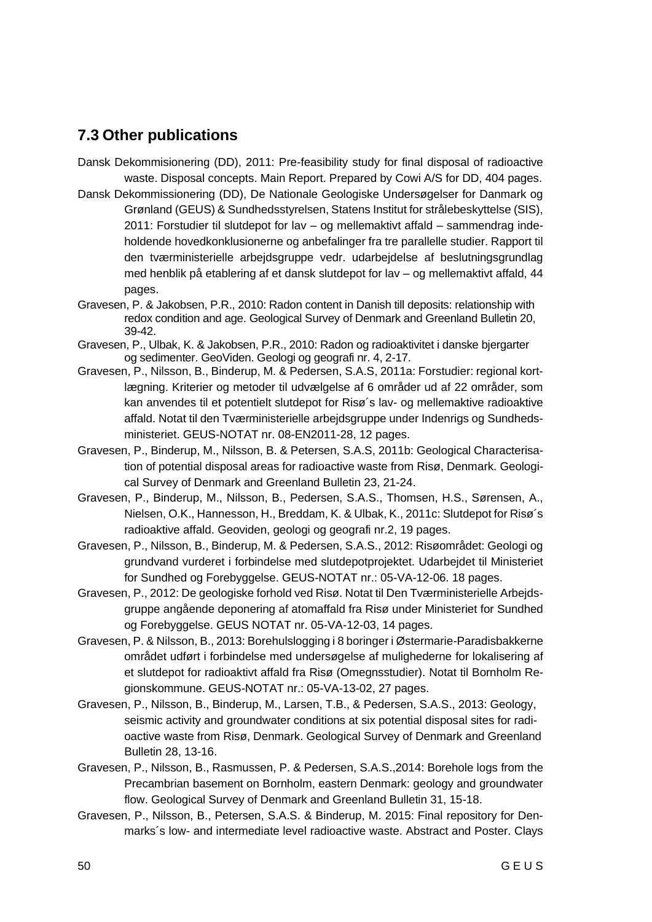## 7.3 Other publications

Dansk Dekommisionering (DD), 2011: Pre-feasibility study for final disposal of radioactive waste. Disposal concepts. Main Report. Prepared by Cowi A/S for DD, 404 pages.

Dansk Dekommissionering (DD), De Nationale Geologiske Undersøgelser for Danmark og Grønland (GEUS) & Sundhedsstyrelsen, Statens Institut for strålebeskyttelse (SIS), 2011: Forstudier til slutdepot for lav – og mellemaktivt affald – sammendrag indeholdende hovedkonklusionerne og anbefalinger fra tre parallelle studier. Rapport til den tværministerielle arbejdsgruppe vedr. udarbejdelse af beslutningsgrundlag med henblik på etablering af et dansk slutdepot for lav – og mellemaktivt affald, 44 pages.

Gravesen, P. & Jakobsen, P.R., 2010: Radon content in Danish till deposits: relationship with redox condition and age. Geological Survey of Denmark and Greenland Bulletin 20, 39-42.

Gravesen, P., Ulbak, K. & Jakobsen, P.R., 2010: Radon og radioaktivitet i danske bjergarter og sedimenter. GeoViden. Geologi og geografi nr. 4, 2-17.

Gravesen, P., Nilsson, B., Binderup, M. & Pedersen, S.A.S, 2011a: Forstudier: regional kortlægning. Kriterier og metoder til udvælgelse af 6 områder ud af 22 områder, som kan anvendes til et potentielt slutdepot for Risø´s lav- og mellemaktive radioaktive affald. Notat til den Tværministerielle arbejdsgruppe under Indenrigs og Sundhedsministeriet. GEUS-NOTAT nr. 08-EN2011-28, 12 pages.

Gravesen, P., Binderup, M., Nilsson, B. & Petersen, S.A.S, 2011b: Geological Characterisation of potential disposal areas for radioactive waste from Risø, Denmark. Geological Survey of Denmark and Greenland Bulletin 23, 21-24.

Gravesen, P., Binderup, M., Nilsson, B., Pedersen, S.A.S., Thomsen, H.S., Sørensen, A., Nielsen, O.K., Hannesson, H., Breddam, K. & Ulbak, K., 2011c: Slutdepot for Risø´s radioaktive affald. Geoviden, geologi og geografi nr.2, 19 pages.

Gravesen, P., Nilsson, B., Binderup, M. & Pedersen, S.A.S., 2012: Risøområdet: Geologi og grundvand vurderet i forbindelse med slutdepotprojektet. Udarbejdet til Ministeriet for Sundhed og Forebyggelse. GEUS-NOTAT nr.: 05-VA-12-06. 18 pages.

Gravesen, P., 2012: De geologiske forhold ved Risø. Notat til Den Tværministerielle Arbejdsgruppe angående deponering af atomaffald fra Risø under Ministeriet for Sundhed og Forebyggelse. GEUS NOTAT nr. 05-VA-12-03, 14 pages.

Gravesen, P. & Nilsson, B., 2013: Borehulslogging i 8 boringer i Østermarie-Paradisbakkerne området udført i forbindelse med undersøgelse af mulighederne for lokalisering af et slutdepot for radioaktivt affald fra Risø (Omegnsstudier). Notat til Bornholm Regionskommune. GEUS-NOTAT nr.: 05-VA-13-02, 27 pages.

Gravesen, P., Nilsson, B., Binderup, M., Larsen, T.B., & Pedersen, S.A.S., 2013: Geology, seismic activity and groundwater conditions at six potential disposal sites for radioactive waste from Risø, Denmark. Geological Survey of Denmark and Greenland Bulletin 28, 13-16.

Gravesen, P., Nilsson, B., Rasmussen, P. & Pedersen, S.A.S.,2014: Borehole logs from the Precambrian basement on Bornholm, eastern Denmark: geology and groundwater flow. Geological Survey of Denmark and Greenland Bulletin 31, 15-18.

Gravesen, P., Nilsson, B., Petersen, S.A.S. & Binderup, M. 2015: Final repository for Denmarks´s low- and intermediate level radioactive waste. Abstract and Poster. Clays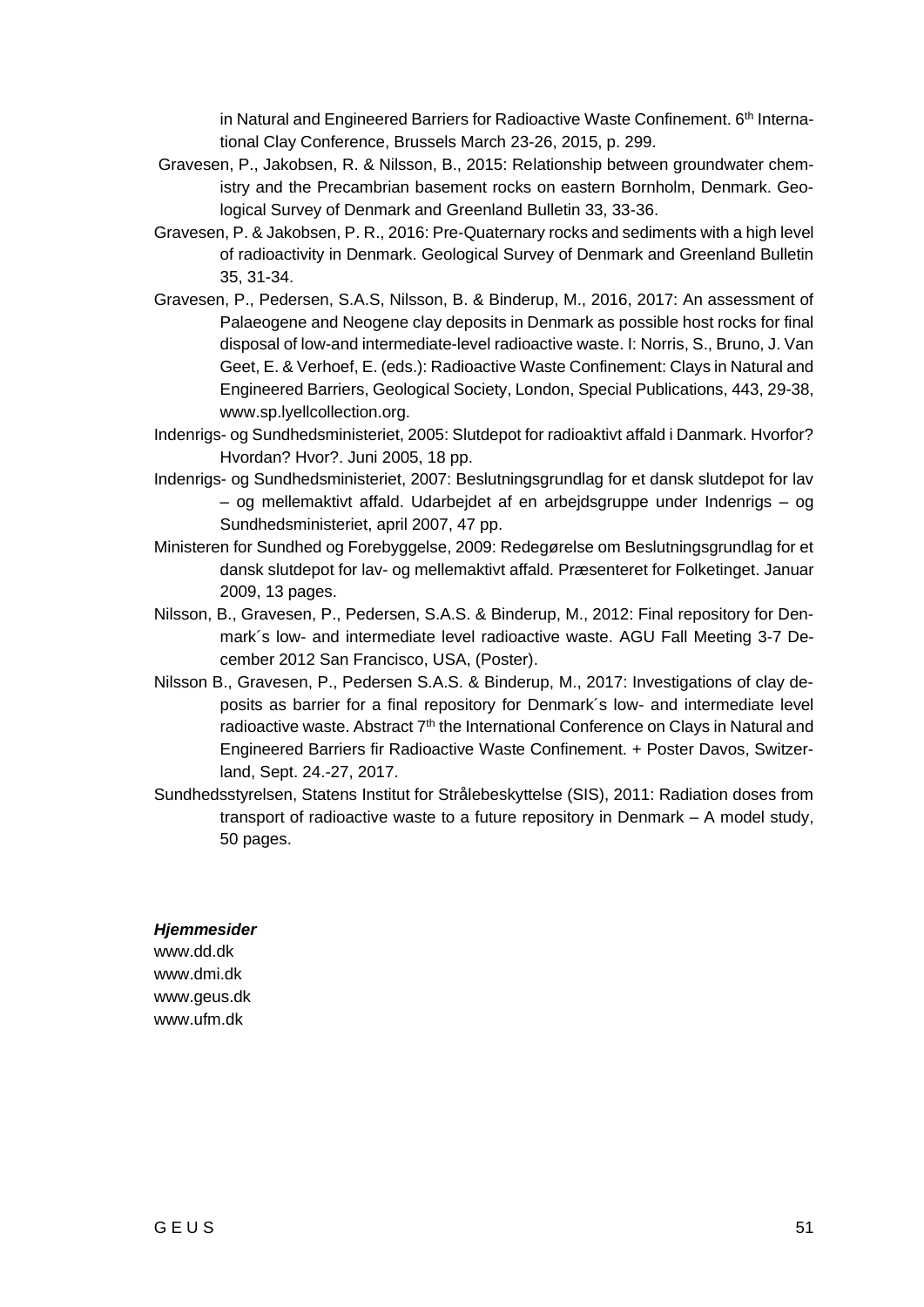in Natural and Engineered Barriers for Radioactive Waste Confinement. 6th International Clay Conference, Brussels March 23-26, 2015, p. 299.

Gravesen, P., Jakobsen, R. & Nilsson, B., 2015: Relationship between groundwater chemistry and the Precambrian basement rocks on eastern Bornholm, Denmark. Geological Survey of Denmark and Greenland Bulletin 33, 33-36.

Gravesen, P. & Jakobsen, P. R., 2016: Pre-Quaternary rocks and sediments with a high level of radioactivity in Denmark. Geological Survey of Denmark and Greenland Bulletin 35, 31-34.

Gravesen, P., Pedersen, S.A.S, Nilsson, B. & Binderup, M., 2016, 2017: An assessment of Palaeogene and Neogene clay deposits in Denmark as possible host rocks for final disposal of low-and intermediate-level radioactive waste. I: Norris, S., Bruno, J. Van Geet, E. & Verhoef, E. (eds.): Radioactive Waste Confinement: Clays in Natural and Engineered Barriers, Geological Society, London, Special Publications, 443, 29-38, www.sp.lyellcollection.org.

Indenrigs- og Sundhedsministeriet, 2005: Slutdepot for radioaktivt affald i Danmark. Hvorfor? Hvordan? Hvor?. Juni 2005, 18 pp.

Indenrigs- og Sundhedsministeriet, 2007: Beslutningsgrundlag for et dansk slutdepot for lav – og mellemaktivt affald. Udarbejdet af en arbejdsgruppe under Indenrigs – og Sundhedsministeriet, april 2007, 47 pp.

Ministeren for Sundhed og Forebyggelse, 2009: Redegørelse om Beslutningsgrundlag for et dansk slutdepot for lav- og mellemaktivt affald. Præsenteret for Folketinget. Januar 2009, 13 pages.

Nilsson, B., Gravesen, P., Pedersen, S.A.S. & Binderup, M., 2012: Final repository for Denmark´s low- and intermediate level radioactive waste. AGU Fall Meeting 3-7 December 2012 San Francisco, USA, (Poster).

Nilsson B., Gravesen, P., Pedersen S.A.S. & Binderup, M., 2017: Investigations of clay deposits as barrier for a final repository for Denmark´s low- and intermediate level radioactive waste. Abstract 7th the International Conference on Clays in Natural and Engineered Barriers fir Radioactive Waste Confinement. + Poster Davos, Switzerland, Sept. 24.-27, 2017.

Sundhedsstyrelsen, Statens Institut for Strålebeskyttelse (SIS), 2011: Radiation doses from transport of radioactive waste to a future repository in Denmark – A model study, 50 pages.

***Hjemmesider***

www.dd.dk
www.dmi.dk
www.geus.dk
www.ufm.dk